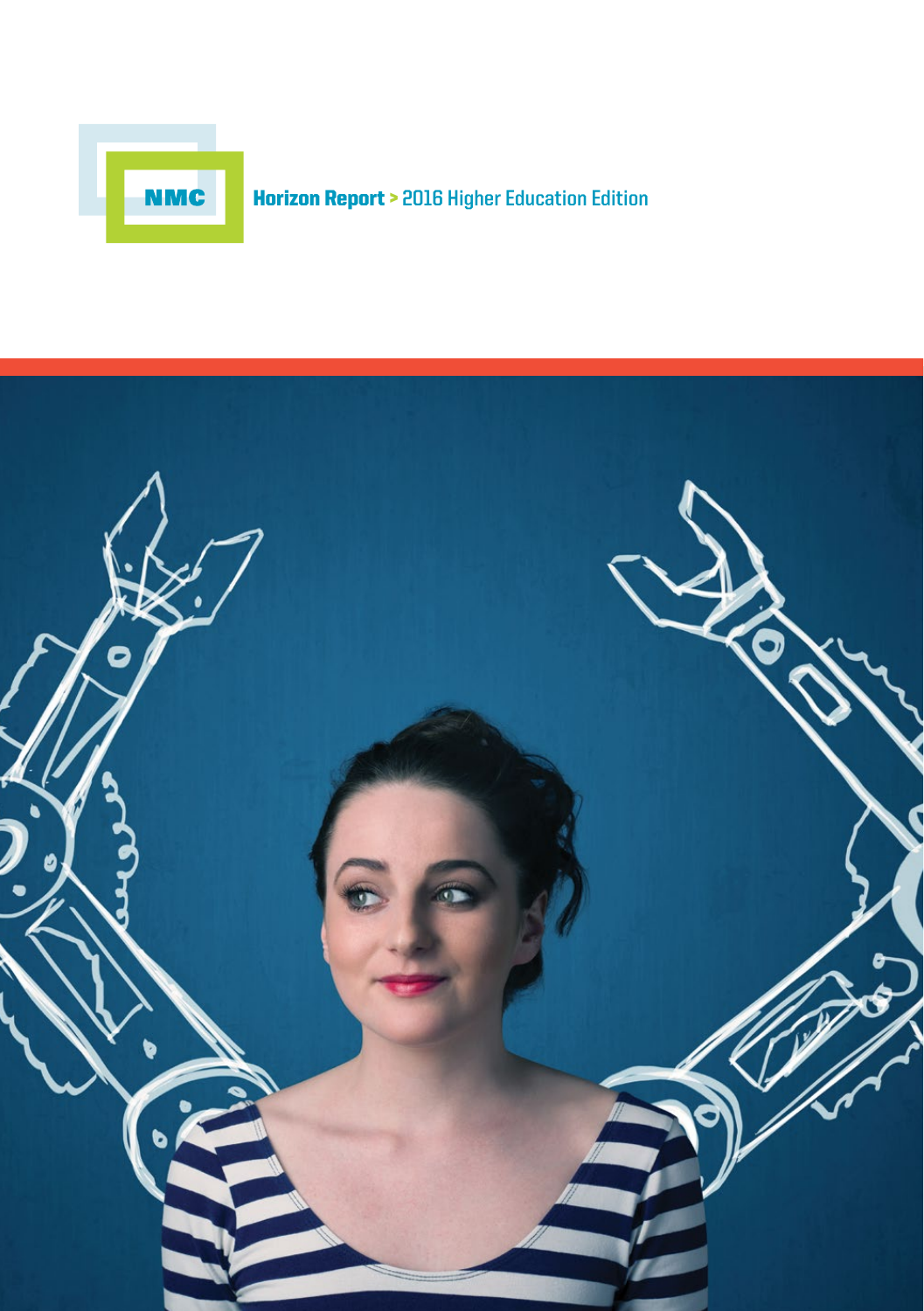NMC

# Horizon Report > 2016 Higher Education Edition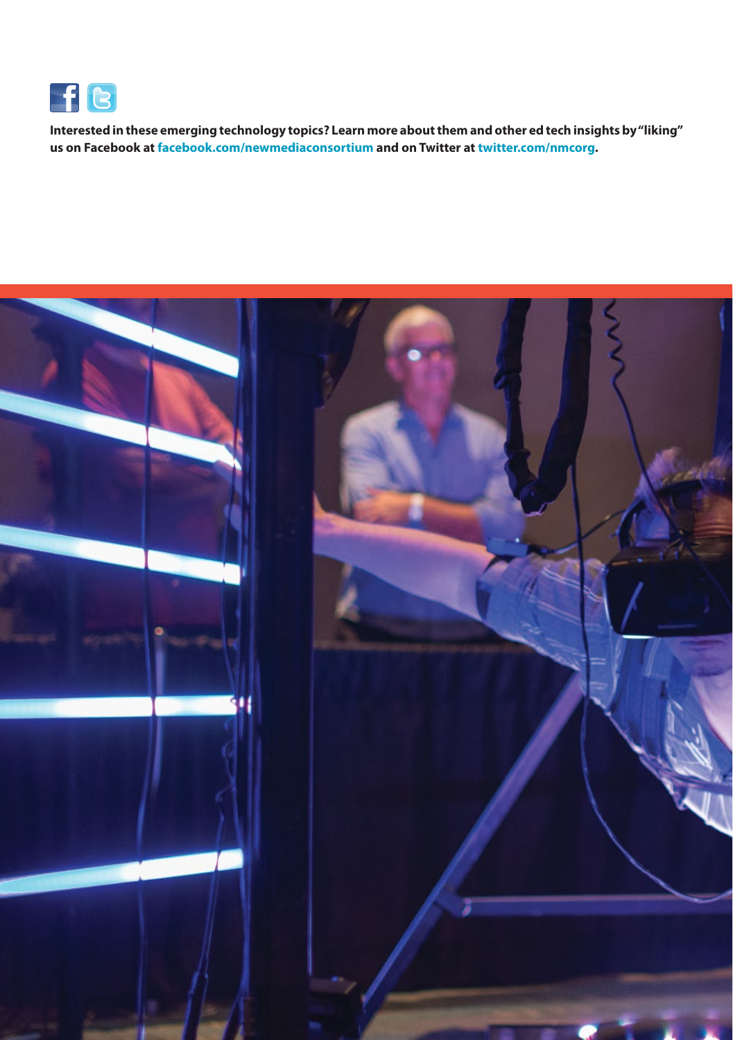**Interested in these emerging technology topics? Learn more about them and other ed tech insights by "liking" us on Facebook at facebook.com/newmediaconsortium and on Twitter at twitter.com/nmcorg.**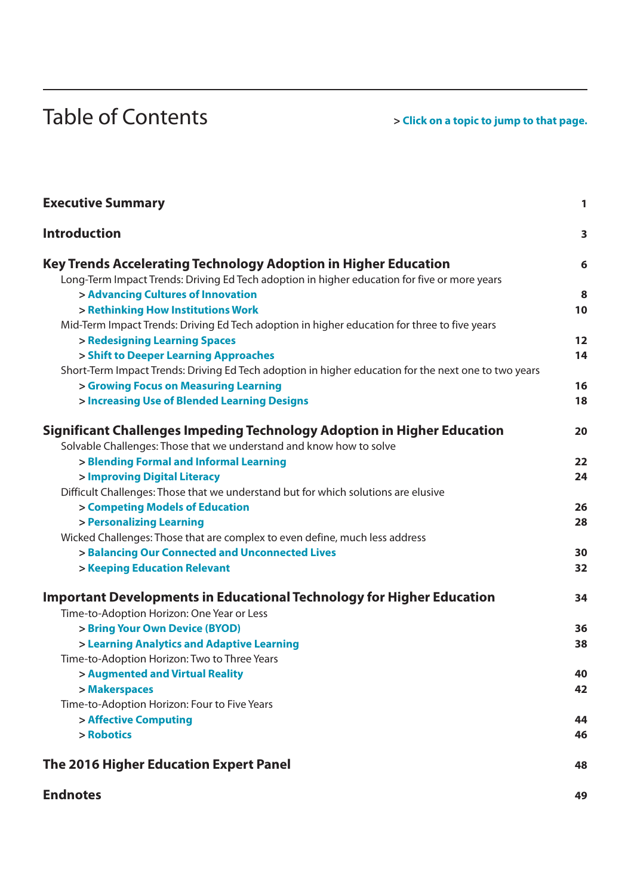# Table of Contents

> **Click on a topic to jump to that page.**

**Executive Summary** 1

**Introduction** 3

**Key Trends Accelerating Technology Adoption in Higher Education** 6

Long-Term Impact Trends: Driving Ed Tech adoption in higher education for five or more years

- > **Advancing Cultures of Innovation** 8
- > **Rethinking How Institutions Work** 10

Mid-Term Impact Trends: Driving Ed Tech adoption in higher education for three to five years

- > **Redesigning Learning Spaces** 12
- > **Shift to Deeper Learning Approaches** 14

Short-Term Impact Trends: Driving Ed Tech adoption in higher education for the next one to two years

- > **Growing Focus on Measuring Learning** 16
- > **Increasing Use of Blended Learning Designs** 18

**Significant Challenges Impeding Technology Adoption in Higher Education** 20

Solvable Challenges: Those that we understand and know how to solve

- > **Blending Formal and Informal Learning** 22
- > **Improving Digital Literacy** 24

Difficult Challenges: Those that we understand but for which solutions are elusive

- > **Competing Models of Education** 26
- > **Personalizing Learning** 28

Wicked Challenges: Those that are complex to even define, much less address

- > **Balancing Our Connected and Unconnected Lives** 30
- > **Keeping Education Relevant** 32

**Important Developments in Educational Technology for Higher Education** 34

Time-to-Adoption Horizon: One Year or Less

- > **Bring Your Own Device (BYOD)** 36
- > **Learning Analytics and Adaptive Learning** 38

Time-to-Adoption Horizon: Two to Three Years

- > **Augmented and Virtual Reality** 40
- > **Makerspaces** 42

Time-to-Adoption Horizon: Four to Five Years

- > **Affective Computing** 44
- > **Robotics** 46

**The 2016 Higher Education Expert Panel** 48

**Endnotes** 49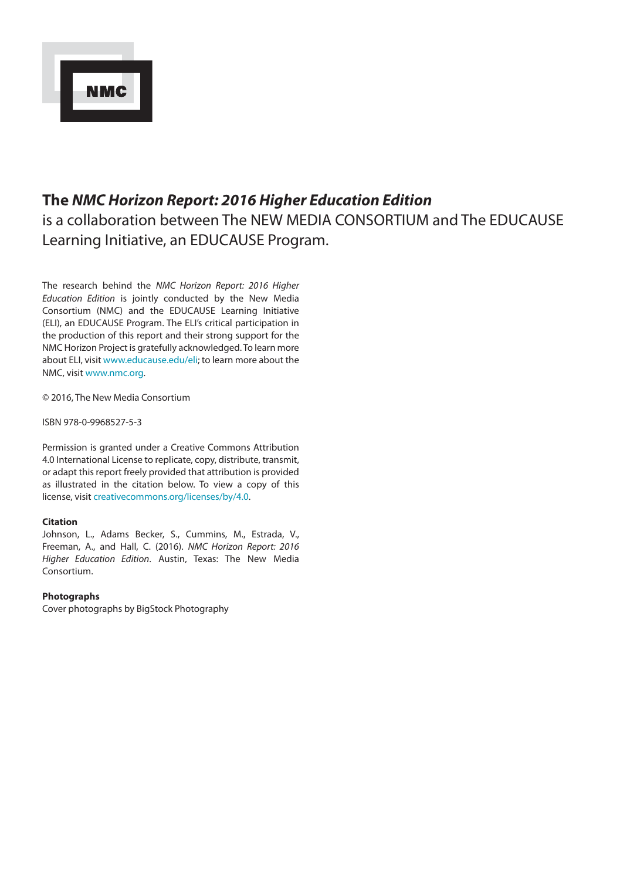NMC

**The *NMC Horizon Report: 2016 Higher Education Edition***
is a collaboration between The NEW MEDIA CONSORTIUM and The EDUCAUSE Learning Initiative, an EDUCAUSE Program.

The research behind the *NMC Horizon Report: 2016 Higher Education Edition* is jointly conducted by the New Media Consortium (NMC) and the EDUCAUSE Learning Initiative (ELI), an EDUCAUSE Program. The ELI's critical participation in the production of this report and their strong support for the NMC Horizon Project is gratefully acknowledged. To learn more about ELI, visit www.educause.edu/eli; to learn more about the NMC, visit www.nmc.org.

© 2016, The New Media Consortium

ISBN 978-0-9968527-5-3

Permission is granted under a Creative Commons Attribution 4.0 International License to replicate, copy, distribute, transmit, or adapt this report freely provided that attribution is provided as illustrated in the citation below. To view a copy of this license, visit creativecommons.org/licenses/by/4.0.

**Citation**
Johnson, L., Adams Becker, S., Cummins, M., Estrada, V., Freeman, A., and Hall, C. (2016). *NMC Horizon Report: 2016 Higher Education Edition*. Austin, Texas: The New Media Consortium.

**Photographs**
Cover photographs by BigStock Photography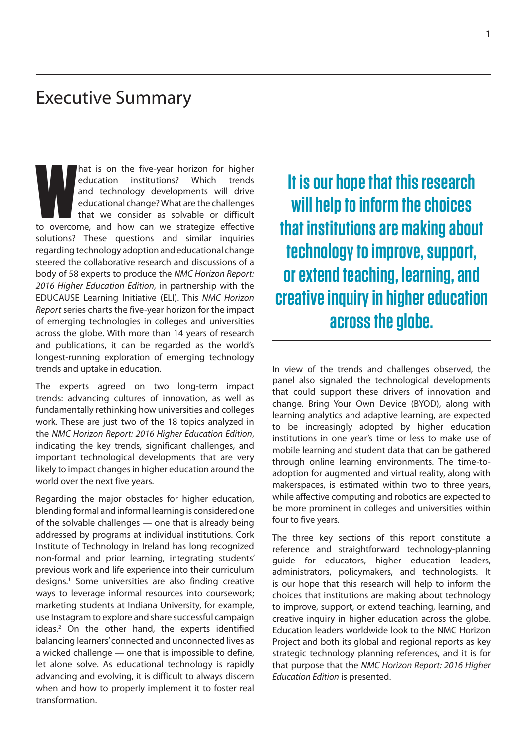# Executive Summary

What is on the five-year horizon for higher education institutions? Which trends and technology developments will drive educational change? What are the challenges that we consider as solvable or difficult to overcome, and how can we strategize effective solutions? These questions and similar inquiries regarding technology adoption and educational change steered the collaborative research and discussions of a body of 58 experts to produce the *NMC Horizon Report: 2016 Higher Education Edition*, in partnership with the EDUCAUSE Learning Initiative (ELI). This *NMC Horizon Report* series charts the five-year horizon for the impact of emerging technologies in colleges and universities across the globe. With more than 14 years of research and publications, it can be regarded as the world's longest-running exploration of emerging technology trends and uptake in education.

The experts agreed on two long-term impact trends: advancing cultures of innovation, as well as fundamentally rethinking how universities and colleges work. These are just two of the 18 topics analyzed in the *NMC Horizon Report: 2016 Higher Education Edition*, indicating the key trends, significant challenges, and important technological developments that are very likely to impact changes in higher education around the world over the next five years.

Regarding the major obstacles for higher education, blending formal and informal learning is considered one of the solvable challenges — one that is already being addressed by programs at individual institutions. Cork Institute of Technology in Ireland has long recognized non-formal and prior learning, integrating students' previous work and life experience into their curriculum designs.[1] Some universities are also finding creative ways to leverage informal resources into coursework; marketing students at Indiana University, for example, use Instagram to explore and share successful campaign ideas.[2] On the other hand, the experts identified balancing learners' connected and unconnected lives as a wicked challenge — one that is impossible to define, let alone solve. As educational technology is rapidly advancing and evolving, it is difficult to always discern when and how to properly implement it to foster real transformation.

**It is our hope that this research will help to inform the choices that institutions are making about technology to improve, support, or extend teaching, learning, and creative inquiry in higher education across the globe.**

In view of the trends and challenges observed, the panel also signaled the technological developments that could support these drivers of innovation and change. Bring Your Own Device (BYOD), along with learning analytics and adaptive learning, are expected to be increasingly adopted by higher education institutions in one year's time or less to make use of mobile learning and student data that can be gathered through online learning environments. The time-to-adoption for augmented and virtual reality, along with makerspaces, is estimated within two to three years, while affective computing and robotics are expected to be more prominent in colleges and universities within four to five years.

The three key sections of this report constitute a reference and straightforward technology-planning guide for educators, higher education leaders, administrators, policymakers, and technologists. It is our hope that this research will help to inform the choices that institutions are making about technology to improve, support, or extend teaching, learning, and creative inquiry in higher education across the globe. Education leaders worldwide look to the NMC Horizon Project and both its global and regional reports as key strategic technology planning references, and it is for that purpose that the *NMC Horizon Report: 2016 Higher Education Edition* is presented.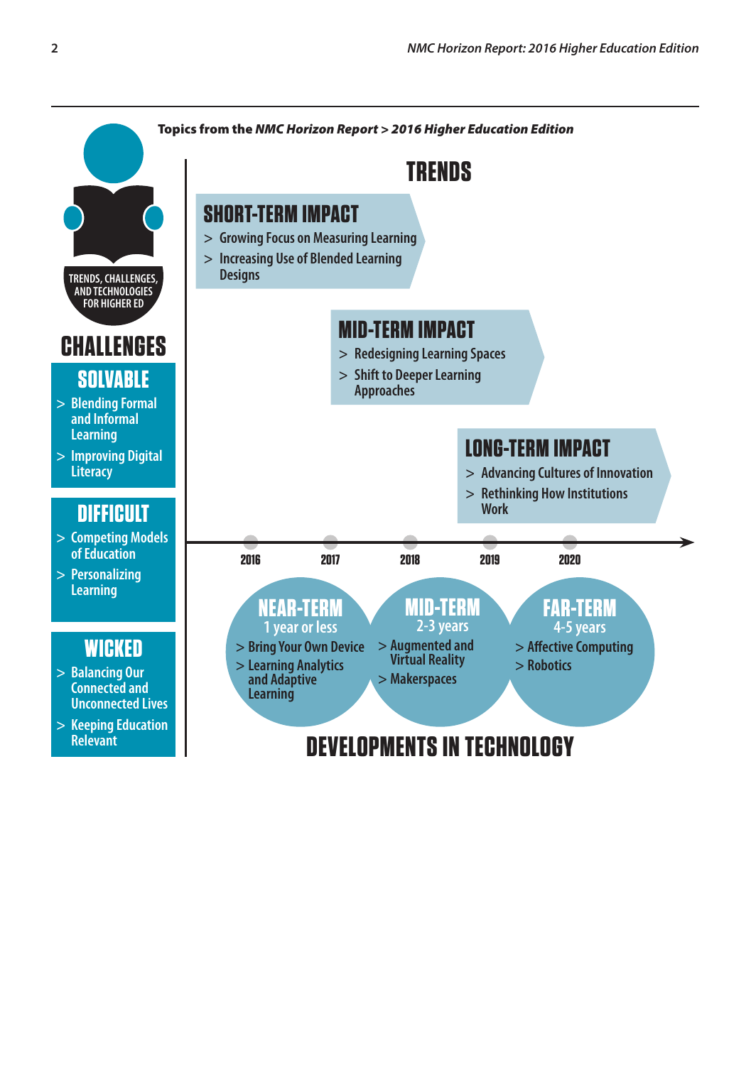**Topics from the *NMC Horizon Report* > *2016 Higher Education Edition***

TRENDS, CHALLENGES, AND TECHNOLOGIES FOR HIGHER ED

## TRENDS

### SHORT-TERM IMPACT

- Growing Focus on Measuring Learning
- Increasing Use of Blended Learning Designs

### MID-TERM IMPACT

- Redesigning Learning Spaces
- Shift to Deeper Learning Approaches

### LONG-TERM IMPACT

- Advancing Cultures of Innovation
- Rethinking How Institutions Work

## CHALLENGES

### SOLVABLE

- Blending Formal and Informal Learning
- Improving Digital Literacy

### DIFFICULT

- Competing Models of Education
- Personalizing Learning

### WICKED

- Balancing Our Connected and Unconnected Lives
- Keeping Education Relevant

## DEVELOPMENTS IN TECHNOLOGY

2016 | 2017 | 2018 | 2019 | 2020

### NEAR-TERM
1 year or less

- Bring Your Own Device
- Learning Analytics and Adaptive Learning

### MID-TERM
2-3 years

- Augmented and Virtual Reality
- Makerspaces

### FAR-TERM
4-5 years

- Affective Computing
- Robotics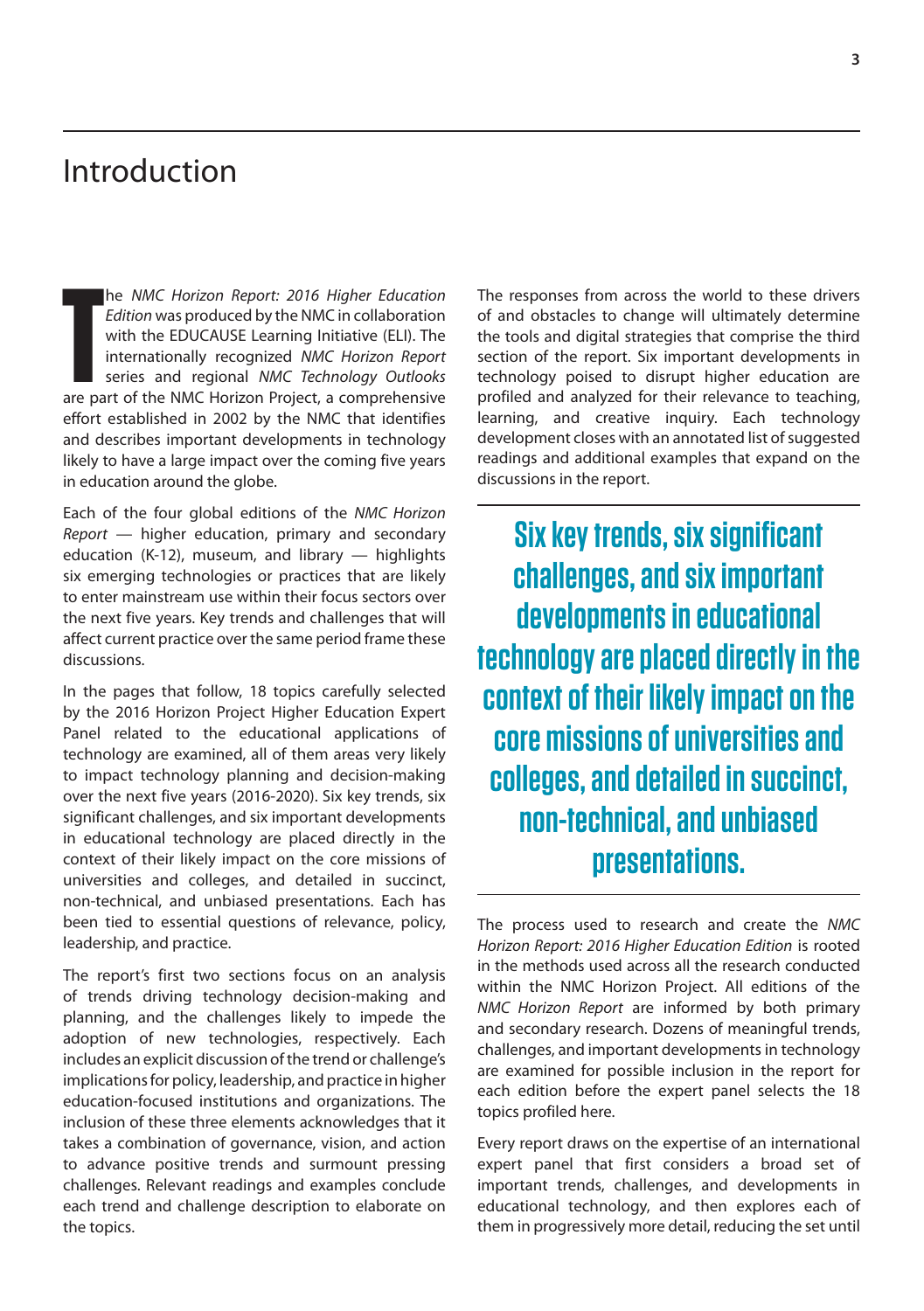# Introduction

The *NMC Horizon Report: 2016 Higher Education Edition* was produced by the NMC in collaboration with the EDUCAUSE Learning Initiative (ELI). The internationally recognized *NMC Horizon Report* series and regional *NMC Technology Outlooks* are part of the NMC Horizon Project, a comprehensive effort established in 2002 by the NMC that identifies and describes important developments in technology likely to have a large impact over the coming five years in education around the globe.

Each of the four global editions of the *NMC Horizon Report* — higher education, primary and secondary education (K-12), museum, and library — highlights six emerging technologies or practices that are likely to enter mainstream use within their focus sectors over the next five years. Key trends and challenges that will affect current practice over the same period frame these discussions.

In the pages that follow, 18 topics carefully selected by the 2016 Horizon Project Higher Education Expert Panel related to the educational applications of technology are examined, all of them areas very likely to impact technology planning and decision-making over the next five years (2016-2020). Six key trends, six significant challenges, and six important developments in educational technology are placed directly in the context of their likely impact on the core missions of universities and colleges, and detailed in succinct, non-technical, and unbiased presentations. Each has been tied to essential questions of relevance, policy, leadership, and practice.

The report's first two sections focus on an analysis of trends driving technology decision-making and planning, and the challenges likely to impede the adoption of new technologies, respectively. Each includes an explicit discussion of the trend or challenge's implications for policy, leadership, and practice in higher education-focused institutions and organizations. The inclusion of these three elements acknowledges that it takes a combination of governance, vision, and action to advance positive trends and surmount pressing challenges. Relevant readings and examples conclude each trend and challenge description to elaborate on the topics.

The responses from across the world to these drivers of and obstacles to change will ultimately determine the tools and digital strategies that comprise the third section of the report. Six important developments in technology poised to disrupt higher education are profiled and analyzed for their relevance to teaching, learning, and creative inquiry. Each technology development closes with an annotated list of suggested readings and additional examples that expand on the discussions in the report.

> **Six key trends, six significant challenges, and six important developments in educational technology are placed directly in the context of their likely impact on the core missions of universities and colleges, and detailed in succinct, non-technical, and unbiased presentations.**

The process used to research and create the *NMC Horizon Report: 2016 Higher Education Edition* is rooted in the methods used across all the research conducted within the NMC Horizon Project. All editions of the *NMC Horizon Report* are informed by both primary and secondary research. Dozens of meaningful trends, challenges, and important developments in technology are examined for possible inclusion in the report for each edition before the expert panel selects the 18 topics profiled here.

Every report draws on the expertise of an international expert panel that first considers a broad set of important trends, challenges, and developments in educational technology, and then explores each of them in progressively more detail, reducing the set until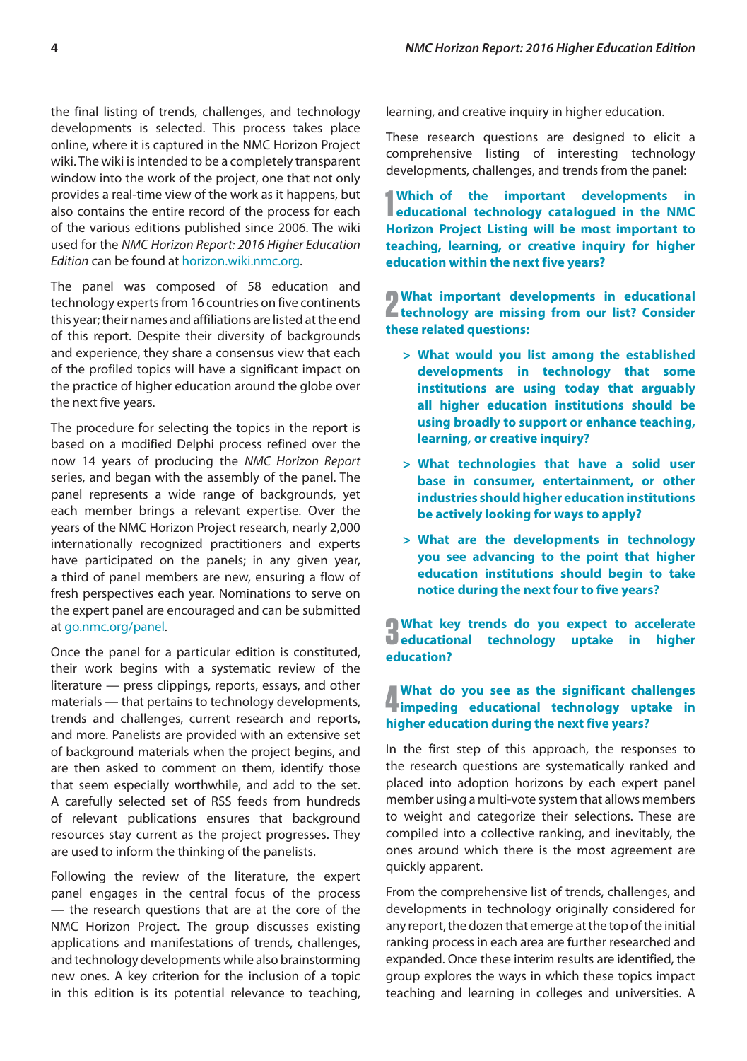the final listing of trends, challenges, and technology developments is selected. This process takes place online, where it is captured in the NMC Horizon Project wiki. The wiki is intended to be a completely transparent window into the work of the project, one that not only provides a real-time view of the work as it happens, but also contains the entire record of the process for each of the various editions published since 2006. The wiki used for the *NMC Horizon Report: 2016 Higher Education Edition* can be found at horizon.wiki.nmc.org.

The panel was composed of 58 education and technology experts from 16 countries on five continents this year; their names and affiliations are listed at the end of this report. Despite their diversity of backgrounds and experience, they share a consensus view that each of the profiled topics will have a significant impact on the practice of higher education around the globe over the next five years.

The procedure for selecting the topics in the report is based on a modified Delphi process refined over the now 14 years of producing the *NMC Horizon Report* series, and began with the assembly of the panel. The panel represents a wide range of backgrounds, yet each member brings a relevant expertise. Over the years of the NMC Horizon Project research, nearly 2,000 internationally recognized practitioners and experts have participated on the panels; in any given year, a third of panel members are new, ensuring a flow of fresh perspectives each year. Nominations to serve on the expert panel are encouraged and can be submitted at go.nmc.org/panel.

Once the panel for a particular edition is constituted, their work begins with a systematic review of the literature — press clippings, reports, essays, and other materials — that pertains to technology developments, trends and challenges, current research and reports, and more. Panelists are provided with an extensive set of background materials when the project begins, and are then asked to comment on them, identify those that seem especially worthwhile, and add to the set. A carefully selected set of RSS feeds from hundreds of relevant publications ensures that background resources stay current as the project progresses. They are used to inform the thinking of the panelists.

Following the review of the literature, the expert panel engages in the central focus of the process — the research questions that are at the core of the NMC Horizon Project. The group discusses existing applications and manifestations of trends, challenges, and technology developments while also brainstorming new ones. A key criterion for the inclusion of a topic in this edition is its potential relevance to teaching, learning, and creative inquiry in higher education.

These research questions are designed to elicit a comprehensive listing of interesting technology developments, challenges, and trends from the panel:

**1 Which of the important developments in educational technology catalogued in the NMC Horizon Project Listing will be most important to teaching, learning, or creative inquiry for higher education within the next five years?**

**2 What important developments in educational technology are missing from our list? Consider these related questions:**

- **What would you list among the established developments in technology that some institutions are using today that arguably all higher education institutions should be using broadly to support or enhance teaching, learning, or creative inquiry?**
- **What technologies that have a solid user base in consumer, entertainment, or other industries should higher education institutions be actively looking for ways to apply?**
- **What are the developments in technology you see advancing to the point that higher education institutions should begin to take notice during the next four to five years?**

**3 What key trends do you expect to accelerate educational technology uptake in higher education?**

**4 What do you see as the significant challenges impeding educational technology uptake in higher education during the next five years?**

In the first step of this approach, the responses to the research questions are systematically ranked and placed into adoption horizons by each expert panel member using a multi-vote system that allows members to weight and categorize their selections. These are compiled into a collective ranking, and inevitably, the ones around which there is the most agreement are quickly apparent.

From the comprehensive list of trends, challenges, and developments in technology originally considered for any report, the dozen that emerge at the top of the initial ranking process in each area are further researched and expanded. Once these interim results are identified, the group explores the ways in which these topics impact teaching and learning in colleges and universities. A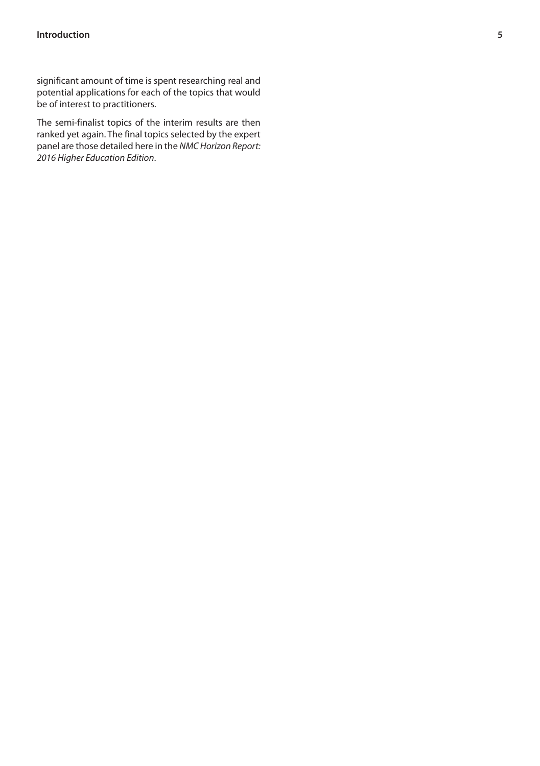significant amount of time is spent researching real and potential applications for each of the topics that would be of interest to practitioners.

The semi-finalist topics of the interim results are then ranked yet again. The final topics selected by the expert panel are those detailed here in the *NMC Horizon Report: 2016 Higher Education Edition*.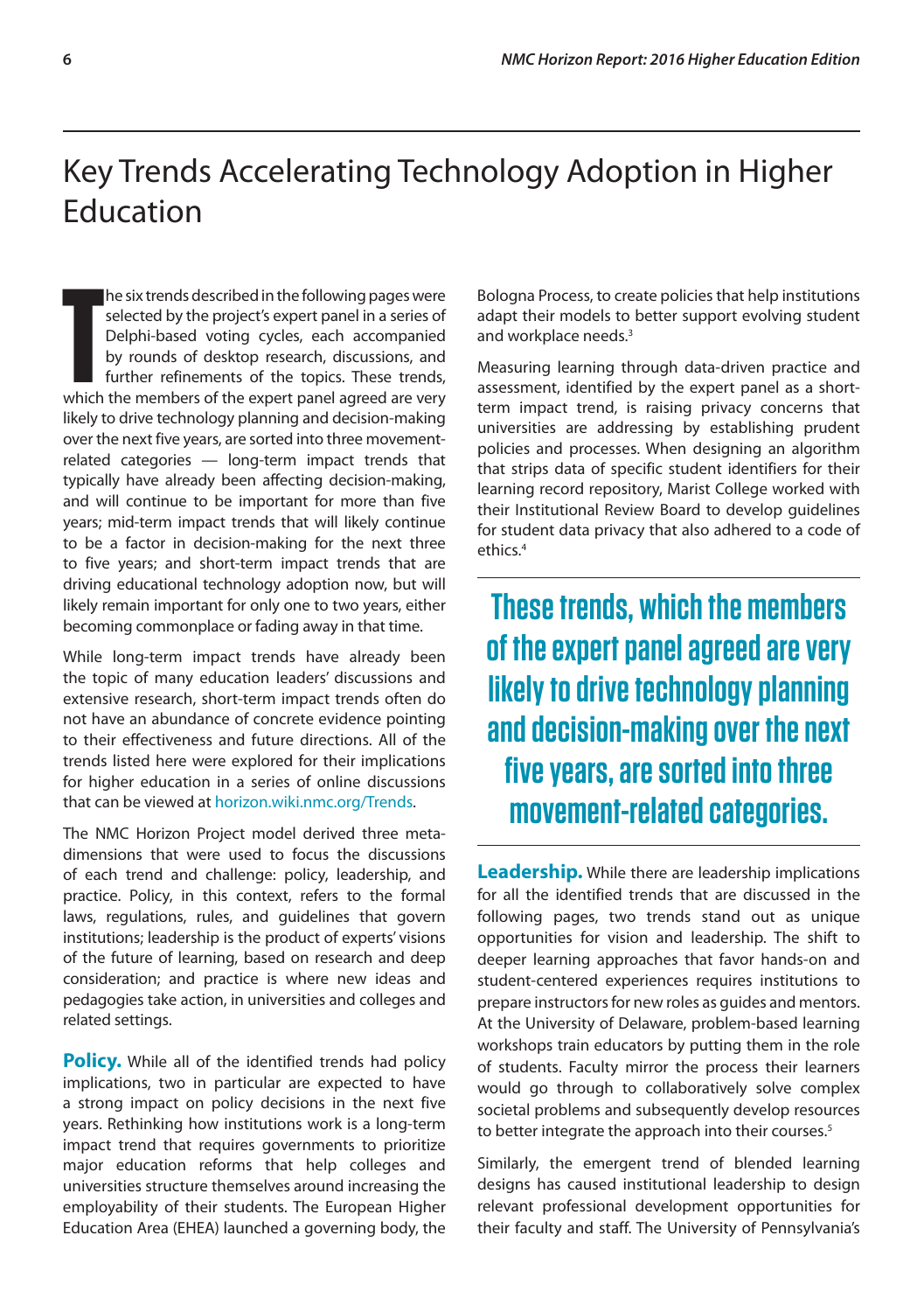# Key Trends Accelerating Technology Adoption in Higher Education

The six trends described in the following pages were selected by the project's expert panel in a series of Delphi-based voting cycles, each accompanied by rounds of desktop research, discussions, and further refinements of the topics. These trends, which the members of the expert panel agreed are very likely to drive technology planning and decision-making over the next five years, are sorted into three movement-related categories — long-term impact trends that typically have already been affecting decision-making, and will continue to be important for more than five years; mid-term impact trends that will likely continue to be a factor in decision-making for the next three to five years; and short-term impact trends that are driving educational technology adoption now, but will likely remain important for only one to two years, either becoming commonplace or fading away in that time.

While long-term impact trends have already been the topic of many education leaders' discussions and extensive research, short-term impact trends often do not have an abundance of concrete evidence pointing to their effectiveness and future directions. All of the trends listed here were explored for their implications for higher education in a series of online discussions that can be viewed at horizon.wiki.nmc.org/Trends.

The NMC Horizon Project model derived three meta-dimensions that were used to focus the discussions of each trend and challenge: policy, leadership, and practice. Policy, in this context, refers to the formal laws, regulations, rules, and guidelines that govern institutions; leadership is the product of experts' visions of the future of learning, based on research and deep consideration; and practice is where new ideas and pedagogies take action, in universities and colleges and related settings.

**Policy.** While all of the identified trends had policy implications, two in particular are expected to have a strong impact on policy decisions in the next five years. Rethinking how institutions work is a long-term impact trend that requires governments to prioritize major education reforms that help colleges and universities structure themselves around increasing the employability of their students. The European Higher Education Area (EHEA) launched a governing body, the Bologna Process, to create policies that help institutions adapt their models to better support evolving student and workplace needs.[3]

Measuring learning through data-driven practice and assessment, identified by the expert panel as a short-term impact trend, is raising privacy concerns that universities are addressing by establishing prudent policies and processes. When designing an algorithm that strips data of specific student identifiers for their learning record repository, Marist College worked with their Institutional Review Board to develop guidelines for student data privacy that also adhered to a code of ethics.[4]

> **These trends, which the members of the expert panel agreed are very likely to drive technology planning and decision-making over the next five years, are sorted into three movement-related categories.**

**Leadership.** While there are leadership implications for all the identified trends that are discussed in the following pages, two trends stand out as unique opportunities for vision and leadership. The shift to deeper learning approaches that favor hands-on and student-centered experiences requires institutions to prepare instructors for new roles as guides and mentors. At the University of Delaware, problem-based learning workshops train educators by putting them in the role of students. Faculty mirror the process their learners would go through to collaboratively solve complex societal problems and subsequently develop resources to better integrate the approach into their courses.[5]

Similarly, the emergent trend of blended learning designs has caused institutional leadership to design relevant professional development opportunities for their faculty and staff. The University of Pennsylvania's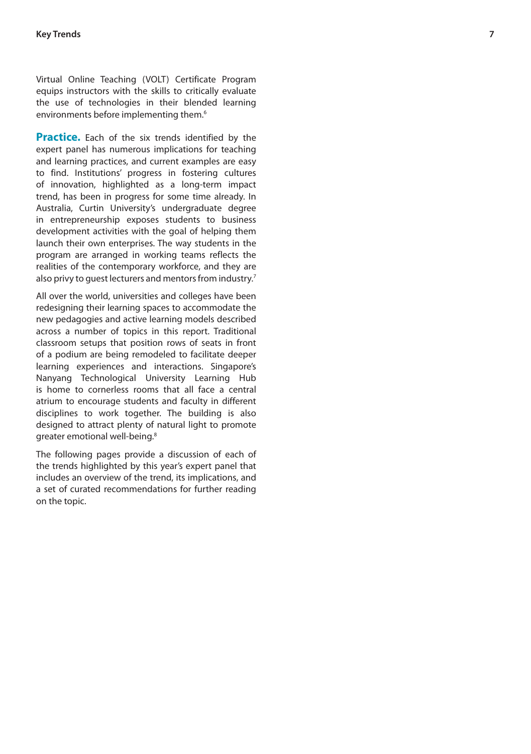Virtual Online Teaching (VOLT) Certificate Program equips instructors with the skills to critically evaluate the use of technologies in their blended learning environments before implementing them.[6]

**Practice.** Each of the six trends identified by the expert panel has numerous implications for teaching and learning practices, and current examples are easy to find. Institutions' progress in fostering cultures of innovation, highlighted as a long-term impact trend, has been in progress for some time already. In Australia, Curtin University's undergraduate degree in entrepreneurship exposes students to business development activities with the goal of helping them launch their own enterprises. The way students in the program are arranged in working teams reflects the realities of the contemporary workforce, and they are also privy to guest lecturers and mentors from industry.[7]

All over the world, universities and colleges have been redesigning their learning spaces to accommodate the new pedagogies and active learning models described across a number of topics in this report. Traditional classroom setups that position rows of seats in front of a podium are being remodeled to facilitate deeper learning experiences and interactions. Singapore's Nanyang Technological University Learning Hub is home to cornerless rooms that all face a central atrium to encourage students and faculty in different disciplines to work together. The building is also designed to attract plenty of natural light to promote greater emotional well-being.[8]

The following pages provide a discussion of each of the trends highlighted by this year's expert panel that includes an overview of the trend, its implications, and a set of curated recommendations for further reading on the topic.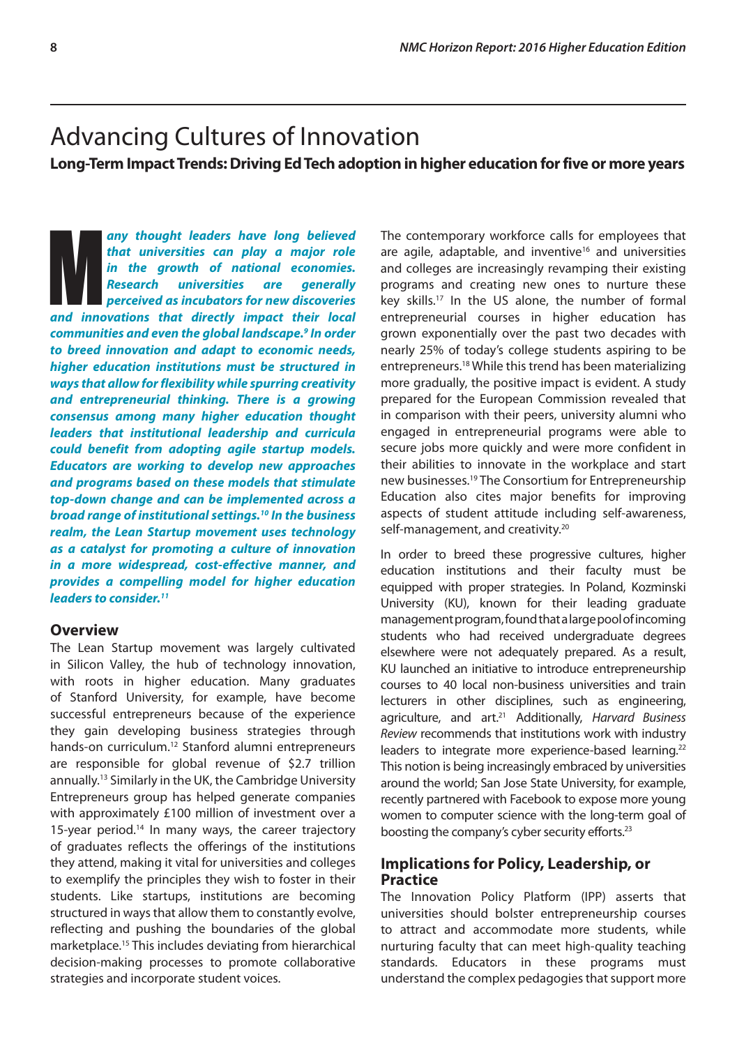# Advancing Cultures of Innovation

**Long-Term Impact Trends: Driving Ed Tech adoption in higher education for five or more years**

***Many thought leaders have long believed that universities can play a major role in the growth of national economies. Research universities are generally perceived as incubators for new discoveries and innovations that directly impact their local communities and even the global landscape.[9] In order to breed innovation and adapt to economic needs, higher education institutions must be structured in ways that allow for flexibility while spurring creativity and entrepreneurial thinking. There is a growing consensus among many higher education thought leaders that institutional leadership and curricula could benefit from adopting agile startup models. Educators are working to develop new approaches and programs based on these models that stimulate top-down change and can be implemented across a broad range of institutional settings.[10] In the business realm, the Lean Startup movement uses technology as a catalyst for promoting a culture of innovation in a more widespread, cost-effective manner, and provides a compelling model for higher education leaders to consider.[11]***

## Overview

The Lean Startup movement was largely cultivated in Silicon Valley, the hub of technology innovation, with roots in higher education. Many graduates of Stanford University, for example, have become successful entrepreneurs because of the experience they gain developing business strategies through hands-on curriculum.[12] Stanford alumni entrepreneurs are responsible for global revenue of $2.7 trillion annually.[13] Similarly in the UK, the Cambridge University Entrepreneurs group has helped generate companies with approximately £100 million of investment over a 15-year period.[14] In many ways, the career trajectory of graduates reflects the offerings of the institutions they attend, making it vital for universities and colleges to exemplify the principles they wish to foster in their students. Like startups, institutions are becoming structured in ways that allow them to constantly evolve, reflecting and pushing the boundaries of the global marketplace.[15] This includes deviating from hierarchical decision-making processes to promote collaborative strategies and incorporate student voices.

The contemporary workforce calls for employees that are agile, adaptable, and inventive[16] and universities and colleges are increasingly revamping their existing programs and creating new ones to nurture these key skills.[17] In the US alone, the number of formal entrepreneurial courses in higher education has grown exponentially over the past two decades with nearly 25% of today's college students aspiring to be entrepreneurs.[18] While this trend has been materializing more gradually, the positive impact is evident. A study prepared for the European Commission revealed that in comparison with their peers, university alumni who engaged in entrepreneurial programs were able to secure jobs more quickly and were more confident in their abilities to innovate in the workplace and start new businesses.[19] The Consortium for Entrepreneurship Education also cites major benefits for improving aspects of student attitude including self-awareness, self-management, and creativity.[20]

In order to breed these progressive cultures, higher education institutions and their faculty must be equipped with proper strategies. In Poland, Kozminski University (KU), known for their leading graduate management program, found that a large pool of incoming students who had received undergraduate degrees elsewhere were not adequately prepared. As a result, KU launched an initiative to introduce entrepreneurship courses to 40 local non-business universities and train lecturers in other disciplines, such as engineering, agriculture, and art.[21] Additionally, *Harvard Business Review* recommends that institutions work with industry leaders to integrate more experience-based learning.[22] This notion is being increasingly embraced by universities around the world; San Jose State University, for example, recently partnered with Facebook to expose more young women to computer science with the long-term goal of boosting the company's cyber security efforts.[23]

## Implications for Policy, Leadership, or Practice

The Innovation Policy Platform (IPP) asserts that universities should bolster entrepreneurship courses to attract and accommodate more students, while nurturing faculty that can meet high-quality teaching standards. Educators in these programs must understand the complex pedagogies that support more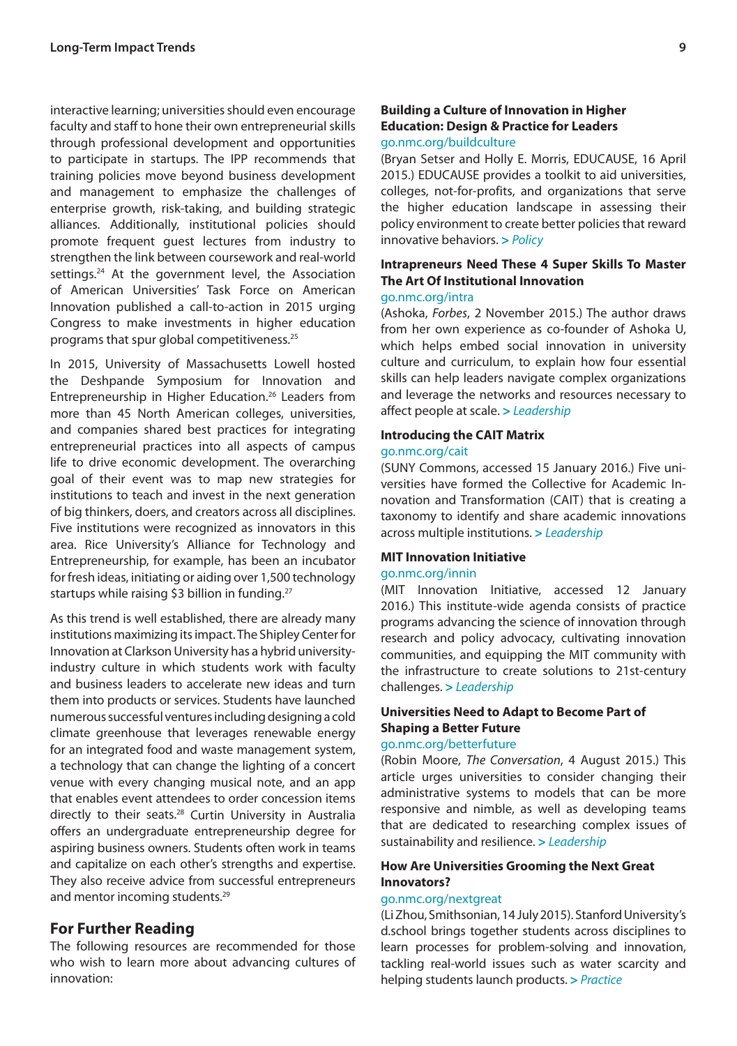interactive learning; universities should even encourage faculty and staff to hone their own entrepreneurial skills through professional development and opportunities to participate in startups. The IPP recommends that training policies move beyond business development and management to emphasize the challenges of enterprise growth, risk-taking, and building strategic alliances. Additionally, institutional policies should promote frequent guest lectures from industry to strengthen the link between coursework and real-world settings.[24] At the government level, the Association of American Universities' Task Force on American Innovation published a call-to-action in 2015 urging Congress to make investments in higher education programs that spur global competitiveness.[25]

In 2015, University of Massachusetts Lowell hosted the Deshpande Symposium for Innovation and Entrepreneurship in Higher Education.[26] Leaders from more than 45 North American colleges, universities, and companies shared best practices for integrating entrepreneurial practices into all aspects of campus life to drive economic development. The overarching goal of their event was to map new strategies for institutions to teach and invest in the next generation of big thinkers, doers, and creators across all disciplines. Five institutions were recognized as innovators in this area. Rice University's Alliance for Technology and Entrepreneurship, for example, has been an incubator for fresh ideas, initiating or aiding over 1,500 technology startups while raising $3 billion in funding.[27]

As this trend is well established, there are already many institutions maximizing its impact. The Shipley Center for Innovation at Clarkson University has a hybrid university-industry culture in which students work with faculty and business leaders to accelerate new ideas and turn them into products or services. Students have launched numerous successful ventures including designing a cold climate greenhouse that leverages renewable energy for an integrated food and waste management system, a technology that can change the lighting of a concert venue with every changing musical note, and an app that enables event attendees to order concession items directly to their seats.[28] Curtin University in Australia offers an undergraduate entrepreneurship degree for aspiring business owners. Students often work in teams and capitalize on each other's strengths and expertise. They also receive advice from successful entrepreneurs and mentor incoming students.[29]

## For Further Reading

The following resources are recommended for those who wish to learn more about advancing cultures of innovation:

**Building a Culture of Innovation in Higher Education: Design & Practice for Leaders**
go.nmc.org/buildculture
(Bryan Setser and Holly E. Morris, EDUCAUSE, 16 April 2015.) EDUCAUSE provides a toolkit to aid universities, colleges, not-for-profits, and organizations that serve the higher education landscape in assessing their policy environment to create better policies that reward innovative behaviors. *> Policy*

**Intrapreneurs Need These 4 Super Skills To Master The Art Of Institutional Innovation**
go.nmc.org/intra
(Ashoka, *Forbes*, 2 November 2015.) The author draws from her own experience as co-founder of Ashoka U, which helps embed social innovation in university culture and curriculum, to explain how four essential skills can help leaders navigate complex organizations and leverage the networks and resources necessary to affect people at scale. *> Leadership*

**Introducing the CAIT Matrix**
go.nmc.org/cait
(SUNY Commons, accessed 15 January 2016.) Five universities have formed the Collective for Academic Innovation and Transformation (CAIT) that is creating a taxonomy to identify and share academic innovations across multiple institutions. *> Leadership*

**MIT Innovation Initiative**
go.nmc.org/innin
(MIT Innovation Initiative, accessed 12 January 2016.) This institute-wide agenda consists of practice programs advancing the science of innovation through research and policy advocacy, cultivating innovation communities, and equipping the MIT community with the infrastructure to create solutions to 21st-century challenges. *> Leadership*

**Universities Need to Adapt to Become Part of Shaping a Better Future**
go.nmc.org/betterfuture
(Robin Moore, *The Conversation*, 4 August 2015.) This article urges universities to consider changing their administrative systems to models that can be more responsive and nimble, as well as developing teams that are dedicated to researching complex issues of sustainability and resilience. *> Leadership*

**How Are Universities Grooming the Next Great Innovators?**
go.nmc.org/nextgreat
(Li Zhou, Smithsonian, 14 July 2015). Stanford University's d.school brings together students across disciplines to learn processes for problem-solving and innovation, tackling real-world issues such as water scarcity and helping students launch products. *> Practice*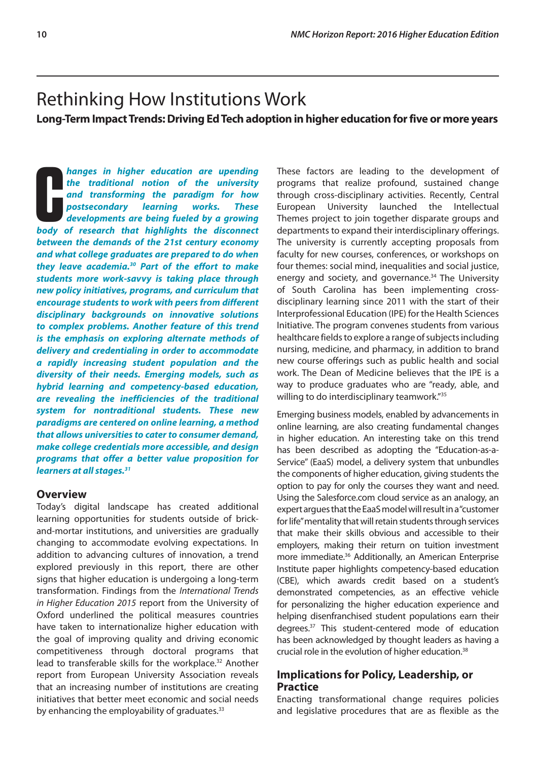# Rethinking How Institutions Work

**Long-Term Impact Trends: Driving Ed Tech adoption in higher education for five or more years**

***Changes in higher education are upending the traditional notion of the university and transforming the paradigm for how postsecondary learning works. These developments are being fueled by a growing body of research that highlights the disconnect between the demands of the 21st century economy and what college graduates are prepared to do when they leave academia.[30] Part of the effort to make students more work-savvy is taking place through new policy initiatives, programs, and curriculum that encourage students to work with peers from different disciplinary backgrounds on innovative solutions to complex problems. Another feature of this trend is the emphasis on exploring alternate methods of delivery and credentialing in order to accommodate a rapidly increasing student population and the diversity of their needs. Emerging models, such as hybrid learning and competency-based education, are revealing the inefficiencies of the traditional system for nontraditional students. These new paradigms are centered on online learning, a method that allows universities to cater to consumer demand, make college credentials more accessible, and design programs that offer a better value proposition for learners at all stages.[31]***

## Overview

Today's digital landscape has created additional learning opportunities for students outside of brick-and-mortar institutions, and universities are gradually changing to accommodate evolving expectations. In addition to advancing cultures of innovation, a trend explored previously in this report, there are other signs that higher education is undergoing a long-term transformation. Findings from the *International Trends in Higher Education 2015* report from the University of Oxford underlined the political measures countries have taken to internationalize higher education with the goal of improving quality and driving economic competitiveness through doctoral programs that lead to transferable skills for the workplace.[32] Another report from European University Association reveals that an increasing number of institutions are creating initiatives that better meet economic and social needs by enhancing the employability of graduates.[33]

These factors are leading to the development of programs that realize profound, sustained change through cross-disciplinary activities. Recently, Central European University launched the Intellectual Themes project to join together disparate groups and departments to expand their interdisciplinary offerings. The university is currently accepting proposals from faculty for new courses, conferences, or workshops on four themes: social mind, inequalities and social justice, energy and society, and governance.[34] The University of South Carolina has been implementing cross-disciplinary learning since 2011 with the start of their Interprofessional Education (IPE) for the Health Sciences Initiative. The program convenes students from various healthcare fields to explore a range of subjects including nursing, medicine, and pharmacy, in addition to brand new course offerings such as public health and social work. The Dean of Medicine believes that the IPE is a way to produce graduates who are "ready, able, and willing to do interdisciplinary teamwork."[35]

Emerging business models, enabled by advancements in online learning, are also creating fundamental changes in higher education. An interesting take on this trend has been described as adopting the "Education-as-a-Service" (EaaS) model, a delivery system that unbundles the components of higher education, giving students the option to pay for only the courses they want and need. Using the Salesforce.com cloud service as an analogy, an expert argues that the EaaS model will result in a "customer for life" mentality that will retain students through services that make their skills obvious and accessible to their employers, making their return on tuition investment more immediate.[36] Additionally, an American Enterprise Institute paper highlights competency-based education (CBE), which awards credit based on a student's demonstrated competencies, as an effective vehicle for personalizing the higher education experience and helping disenfranchised student populations earn their degrees.[37] This student-centered mode of education has been acknowledged by thought leaders as having a crucial role in the evolution of higher education.[38]

## Implications for Policy, Leadership, or Practice

Enacting transformational change requires policies and legislative procedures that are as flexible as the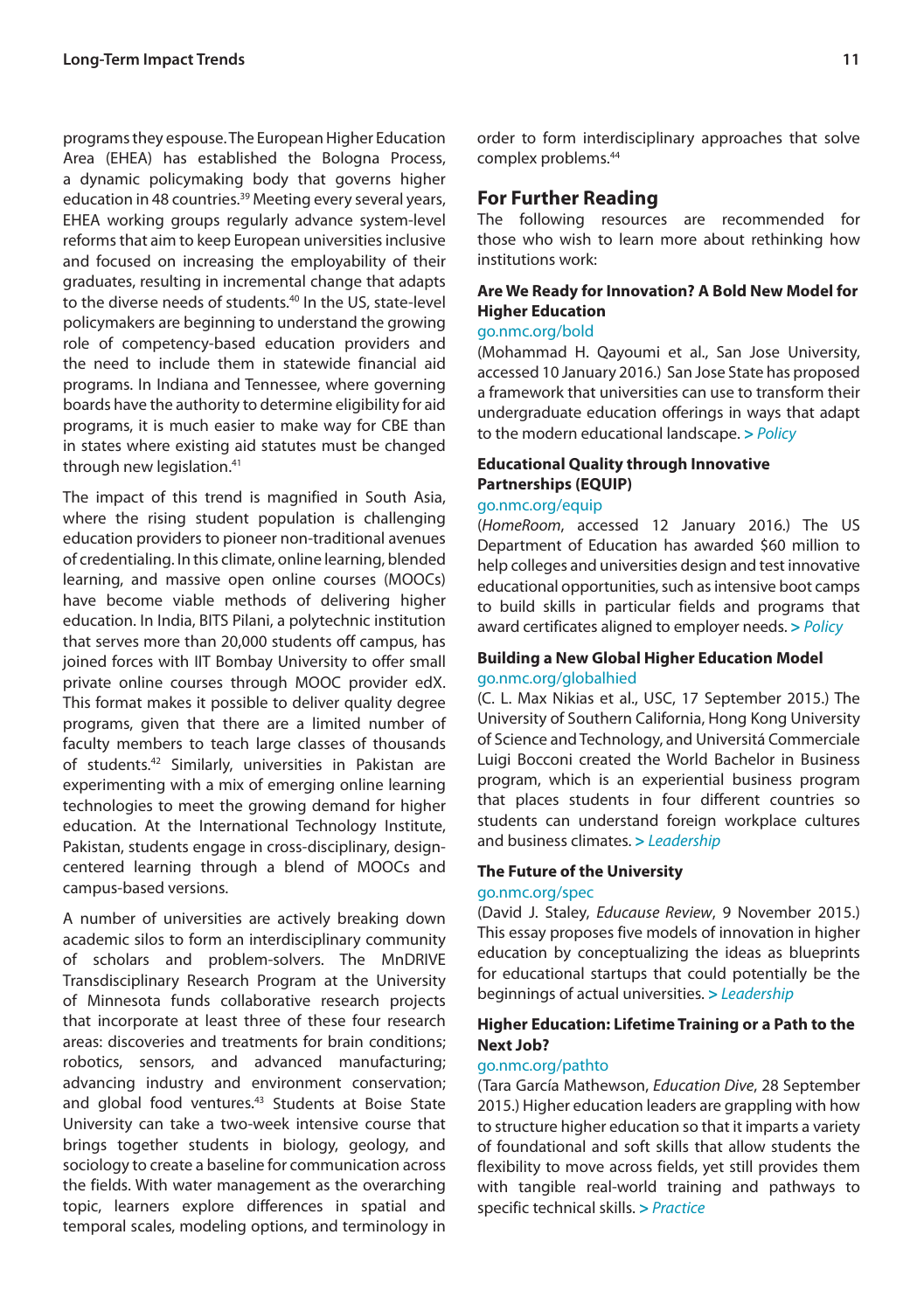programs they espouse. The European Higher Education Area (EHEA) has established the Bologna Process, a dynamic policymaking body that governs higher education in 48 countries.[39] Meeting every several years, EHEA working groups regularly advance system-level reforms that aim to keep European universities inclusive and focused on increasing the employability of their graduates, resulting in incremental change that adapts to the diverse needs of students.[40] In the US, state-level policymakers are beginning to understand the growing role of competency-based education providers and the need to include them in statewide financial aid programs. In Indiana and Tennessee, where governing boards have the authority to determine eligibility for aid programs, it is much easier to make way for CBE than in states where existing aid statutes must be changed through new legislation.[41]

The impact of this trend is magnified in South Asia, where the rising student population is challenging education providers to pioneer non-traditional avenues of credentialing. In this climate, online learning, blended learning, and massive open online courses (MOOCs) have become viable methods of delivering higher education. In India, BITS Pilani, a polytechnic institution that serves more than 20,000 students off campus, has joined forces with IIT Bombay University to offer small private online courses through MOOC provider edX. This format makes it possible to deliver quality degree programs, given that there are a limited number of faculty members to teach large classes of thousands of students.[42] Similarly, universities in Pakistan are experimenting with a mix of emerging online learning technologies to meet the growing demand for higher education. At the International Technology Institute, Pakistan, students engage in cross-disciplinary, design-centered learning through a blend of MOOCs and campus-based versions.

A number of universities are actively breaking down academic silos to form an interdisciplinary community of scholars and problem-solvers. The MnDRIVE Transdisciplinary Research Program at the University of Minnesota funds collaborative research projects that incorporate at least three of these four research areas: discoveries and treatments for brain conditions; robotics, sensors, and advanced manufacturing; advancing industry and environment conservation; and global food ventures.[43] Students at Boise State University can take a two-week intensive course that brings together students in biology, geology, and sociology to create a baseline for communication across the fields. With water management as the overarching topic, learners explore differences in spatial and temporal scales, modeling options, and terminology in order to form interdisciplinary approaches that solve complex problems.[44]

## For Further Reading

The following resources are recommended for those who wish to learn more about rethinking how institutions work:

**Are We Ready for Innovation? A Bold New Model for Higher Education**
go.nmc.org/bold
(Mohammad H. Qayoumi et al., San Jose University, accessed 10 January 2016.) San Jose State has proposed a framework that universities can use to transform their undergraduate education offerings in ways that adapt to the modern educational landscape. *> Policy*

**Educational Quality through Innovative Partnerships (EQUIP)**
go.nmc.org/equip
(*HomeRoom*, accessed 12 January 2016.) The US Department of Education has awarded $60 million to help colleges and universities design and test innovative educational opportunities, such as intensive boot camps to build skills in particular fields and programs that award certificates aligned to employer needs. *> Policy*

**Building a New Global Higher Education Model**
go.nmc.org/globalhied
(C. L. Max Nikias et al., USC, 17 September 2015.) The University of Southern California, Hong Kong University of Science and Technology, and Universitá Commerciale Luigi Bocconi created the World Bachelor in Business program, which is an experiential business program that places students in four different countries so students can understand foreign workplace cultures and business climates. *> Leadership*

**The Future of the University**
go.nmc.org/spec
(David J. Staley, *Educause Review*, 9 November 2015.) This essay proposes five models of innovation in higher education by conceptualizing the ideas as blueprints for educational startups that could potentially be the beginnings of actual universities. *> Leadership*

**Higher Education: Lifetime Training or a Path to the Next Job?**
go.nmc.org/pathto
(Tara García Mathewson, *Education Dive*, 28 September 2015.) Higher education leaders are grappling with how to structure higher education so that it imparts a variety of foundational and soft skills that allow students the flexibility to move across fields, yet still provides them with tangible real-world training and pathways to specific technical skills. *> Practice*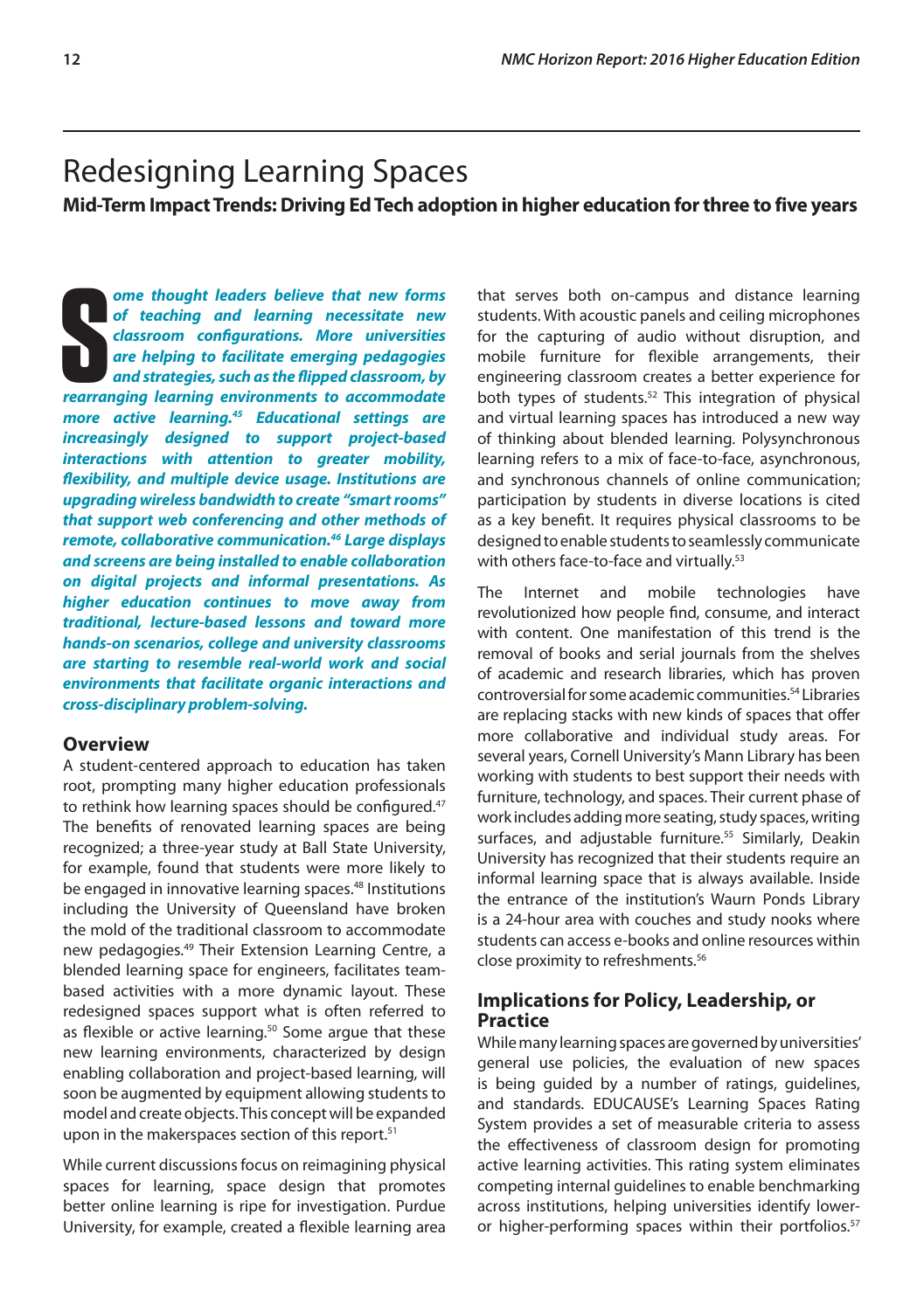# Redesigning Learning Spaces

**Mid-Term Impact Trends: Driving Ed Tech adoption in higher education for three to five years**

***Some thought leaders believe that new forms of teaching and learning necessitate new classroom configurations. More universities are helping to facilitate emerging pedagogies and strategies, such as the flipped classroom, by rearranging learning environments to accommodate more active learning.[45] Educational settings are increasingly designed to support project-based interactions with attention to greater mobility, flexibility, and multiple device usage. Institutions are upgrading wireless bandwidth to create "smart rooms" that support web conferencing and other methods of remote, collaborative communication.[46] Large displays and screens are being installed to enable collaboration on digital projects and informal presentations. As higher education continues to move away from traditional, lecture-based lessons and toward more hands-on scenarios, college and university classrooms are starting to resemble real-world work and social environments that facilitate organic interactions and cross-disciplinary problem-solving.***

## Overview

A student-centered approach to education has taken root, prompting many higher education professionals to rethink how learning spaces should be configured.[47] The benefits of renovated learning spaces are being recognized; a three-year study at Ball State University, for example, found that students were more likely to be engaged in innovative learning spaces.[48] Institutions including the University of Queensland have broken the mold of the traditional classroom to accommodate new pedagogies.[49] Their Extension Learning Centre, a blended learning space for engineers, facilitates team-based activities with a more dynamic layout. These redesigned spaces support what is often referred to as flexible or active learning.[50] Some argue that these new learning environments, characterized by design enabling collaboration and project-based learning, will soon be augmented by equipment allowing students to model and create objects. This concept will be expanded upon in the makerspaces section of this report.[51]

While current discussions focus on reimagining physical spaces for learning, space design that promotes better online learning is ripe for investigation. Purdue University, for example, created a flexible learning area that serves both on-campus and distance learning students. With acoustic panels and ceiling microphones for the capturing of audio without disruption, and mobile furniture for flexible arrangements, their engineering classroom creates a better experience for both types of students.[52] This integration of physical and virtual learning spaces has introduced a new way of thinking about blended learning. Polysynchronous learning refers to a mix of face-to-face, asynchronous, and synchronous channels of online communication; participation by students in diverse locations is cited as a key benefit. It requires physical classrooms to be designed to enable students to seamlessly communicate with others face-to-face and virtually.[53]

The Internet and mobile technologies have revolutionized how people find, consume, and interact with content. One manifestation of this trend is the removal of books and serial journals from the shelves of academic and research libraries, which has proven controversial for some academic communities.[54] Libraries are replacing stacks with new kinds of spaces that offer more collaborative and individual study areas. For several years, Cornell University's Mann Library has been working with students to best support their needs with furniture, technology, and spaces. Their current phase of work includes adding more seating, study spaces, writing surfaces, and adjustable furniture.[55] Similarly, Deakin University has recognized that their students require an informal learning space that is always available. Inside the entrance of the institution's Waurn Ponds Library is a 24-hour area with couches and study nooks where students can access e-books and online resources within close proximity to refreshments.[56]

## Implications for Policy, Leadership, or Practice

While many learning spaces are governed by universities' general use policies, the evaluation of new spaces is being guided by a number of ratings, guidelines, and standards. EDUCAUSE's Learning Spaces Rating System provides a set of measurable criteria to assess the effectiveness of classroom design for promoting active learning activities. This rating system eliminates competing internal guidelines to enable benchmarking across institutions, helping universities identify lower- or higher-performing spaces within their portfolios.[57]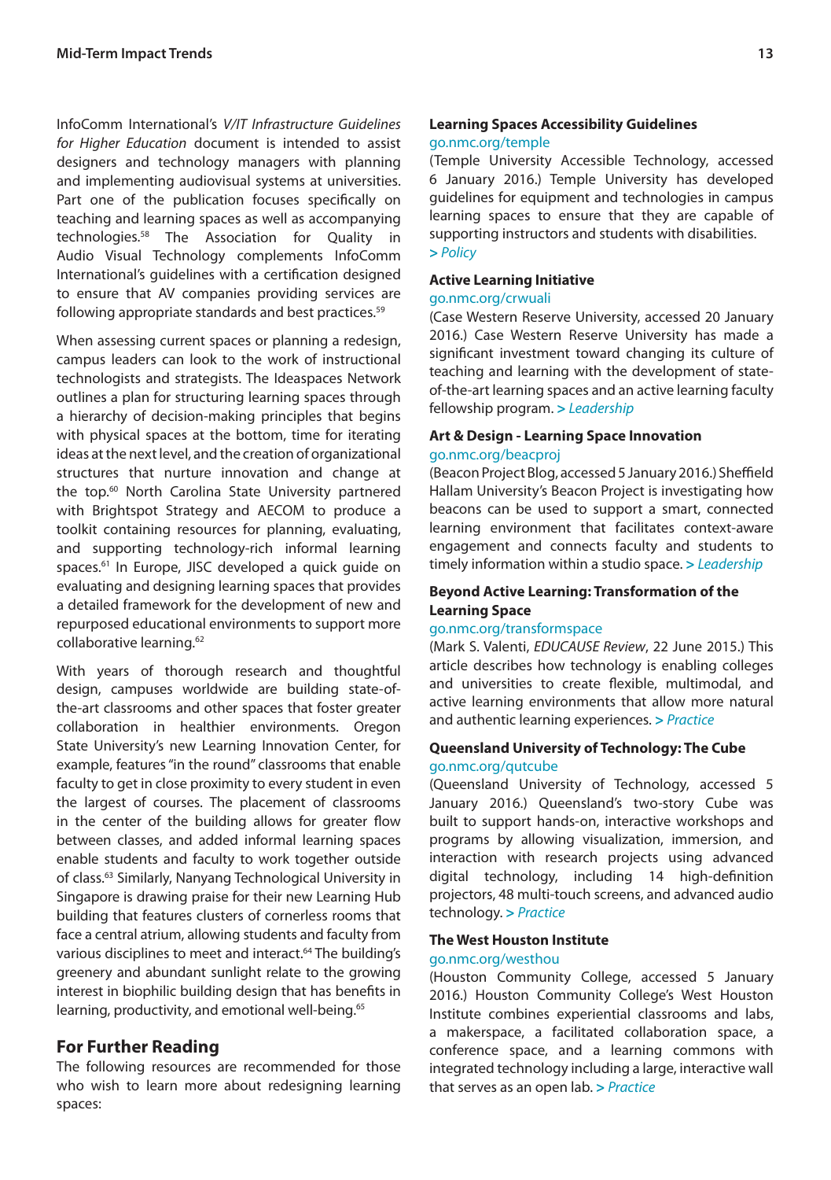InfoComm International's *AV/IT Infrastructure Guidelines for Higher Education* document is intended to assist designers and technology managers with planning and implementing audiovisual systems at universities. Part one of the publication focuses specifically on teaching and learning spaces as well as accompanying technologies.[58] The Association for Quality in Audio Visual Technology complements InfoComm International's guidelines with a certification designed to ensure that AV companies providing services are following appropriate standards and best practices.[59]

When assessing current spaces or planning a redesign, campus leaders can look to the work of instructional technologists and strategists. The Ideaspaces Network outlines a plan for structuring learning spaces through a hierarchy of decision-making principles that begins with physical spaces at the bottom, time for iterating ideas at the next level, and the creation of organizational structures that nurture innovation and change at the top.[60] North Carolina State University partnered with Brightspot Strategy and AECOM to produce a toolkit containing resources for planning, evaluating, and supporting technology-rich informal learning spaces.[61] In Europe, JISC developed a quick guide on evaluating and designing learning spaces that provides a detailed framework for the development of new and repurposed educational environments to support more collaborative learning.[62]

With years of thorough research and thoughtful design, campuses worldwide are building state-of-the-art classrooms and other spaces that foster greater collaboration in healthier environments. Oregon State University's new Learning Innovation Center, for example, features "in the round" classrooms that enable faculty to get in close proximity to every student in even the largest of courses. The placement of classrooms in the center of the building allows for greater flow between classes, and added informal learning spaces enable students and faculty to work together outside of class.[63] Similarly, Nanyang Technological University in Singapore is drawing praise for their new Learning Hub building that features clusters of cornerless rooms that face a central atrium, allowing students and faculty from various disciplines to meet and interact.[64] The building's greenery and abundant sunlight relate to the growing interest in biophilic building design that has benefits in learning, productivity, and emotional well-being.[65]

## For Further Reading

The following resources are recommended for those who wish to learn more about redesigning learning spaces:

**Learning Spaces Accessibility Guidelines**
go.nmc.org/temple
(Temple University Accessible Technology, accessed 6 January 2016.) Temple University has developed guidelines for equipment and technologies in campus learning spaces to ensure that they are capable of supporting instructors and students with disabilities.
**>** *Policy*

**Active Learning Initiative**
go.nmc.org/crwuali
(Case Western Reserve University, accessed 20 January 2016.) Case Western Reserve University has made a significant investment toward changing its culture of teaching and learning with the development of state-of-the-art learning spaces and an active learning faculty fellowship program. **>** *Leadership*

**Art & Design - Learning Space Innovation**
go.nmc.org/beacproj
(Beacon Project Blog, accessed 5 January 2016.) Sheffield Hallam University's Beacon Project is investigating how beacons can be used to support a smart, connected learning environment that facilitates context-aware engagement and connects faculty and students to timely information within a studio space. **>** *Leadership*

**Beyond Active Learning: Transformation of the Learning Space**
go.nmc.org/transformspace
(Mark S. Valenti, *EDUCAUSE Review*, 22 June 2015.) This article describes how technology is enabling colleges and universities to create flexible, multimodal, and active learning environments that allow more natural and authentic learning experiences. **>** *Practice*

**Queensland University of Technology: The Cube**
go.nmc.org/qutcube
(Queensland University of Technology, accessed 5 January 2016.) Queensland's two-story Cube was built to support hands-on, interactive workshops and programs by allowing visualization, immersion, and interaction with research projects using advanced digital technology, including 14 high-definition projectors, 48 multi-touch screens, and advanced audio technology. **>** *Practice*

**The West Houston Institute**
go.nmc.org/westhou
(Houston Community College, accessed 5 January 2016.) Houston Community College's West Houston Institute combines experiential classrooms and labs, a makerspace, a facilitated collaboration space, a conference space, and a learning commons with integrated technology including a large, interactive wall that serves as an open lab. **>** *Practice*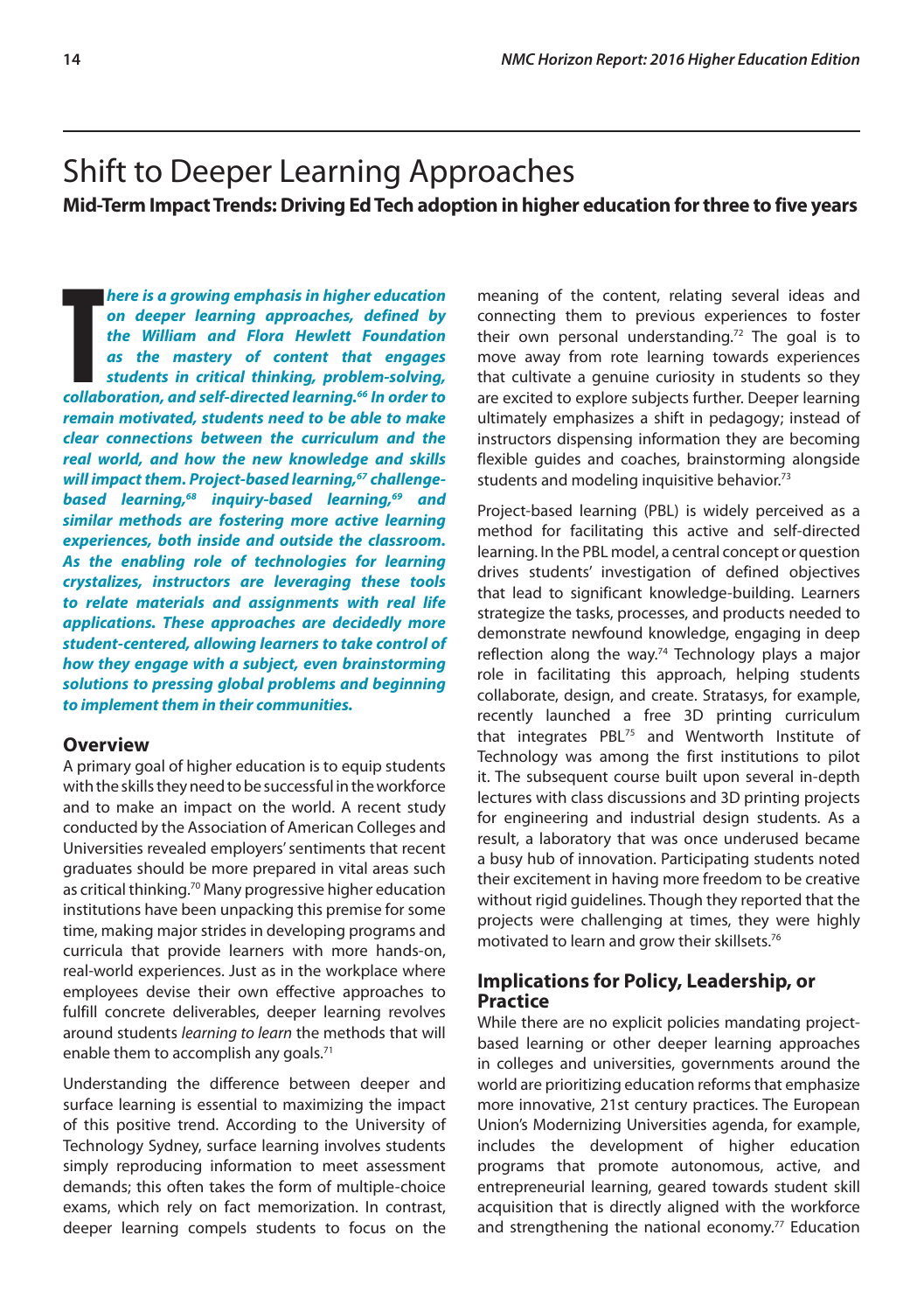# Shift to Deeper Learning Approaches

**Mid-Term Impact Trends: Driving Ed Tech adoption in higher education for three to five years**

***There is a growing emphasis in higher education on deeper learning approaches, defined by the William and Flora Hewlett Foundation as the mastery of content that engages students in critical thinking, problem-solving, collaboration, and self-directed learning.[66] In order to remain motivated, students need to be able to make clear connections between the curriculum and the real world, and how the new knowledge and skills will impact them. Project-based learning,[67] challenge-based learning,[68] inquiry-based learning,[69] and similar methods are fostering more active learning experiences, both inside and outside the classroom. As the enabling role of technologies for learning crystalizes, instructors are leveraging these tools to relate materials and assignments with real life applications. These approaches are decidedly more student-centered, allowing learners to take control of how they engage with a subject, even brainstorming solutions to pressing global problems and beginning to implement them in their communities.***

## Overview

A primary goal of higher education is to equip students with the skills they need to be successful in the workforce and to make an impact on the world. A recent study conducted by the Association of American Colleges and Universities revealed employers' sentiments that recent graduates should be more prepared in vital areas such as critical thinking.[70] Many progressive higher education institutions have been unpacking this premise for some time, making major strides in developing programs and curricula that provide learners with more hands-on, real-world experiences. Just as in the workplace where employees devise their own effective approaches to fulfill concrete deliverables, deeper learning revolves around students *learning to learn* the methods that will enable them to accomplish any goals.[71]

Understanding the difference between deeper and surface learning is essential to maximizing the impact of this positive trend. According to the University of Technology Sydney, surface learning involves students simply reproducing information to meet assessment demands; this often takes the form of multiple-choice exams, which rely on fact memorization. In contrast, deeper learning compels students to focus on the meaning of the content, relating several ideas and connecting them to previous experiences to foster their own personal understanding.[72] The goal is to move away from rote learning towards experiences that cultivate a genuine curiosity in students so they are excited to explore subjects further. Deeper learning ultimately emphasizes a shift in pedagogy; instead of instructors dispensing information they are becoming flexible guides and coaches, brainstorming alongside students and modeling inquisitive behavior.[73]

Project-based learning (PBL) is widely perceived as a method for facilitating this active and self-directed learning. In the PBL model, a central concept or question drives students' investigation of defined objectives that lead to significant knowledge-building. Learners strategize the tasks, processes, and products needed to demonstrate newfound knowledge, engaging in deep reflection along the way.[74] Technology plays a major role in facilitating this approach, helping students collaborate, design, and create. Stratasys, for example, recently launched a free 3D printing curriculum that integrates PBL[75] and Wentworth Institute of Technology was among the first institutions to pilot it. The subsequent course built upon several in-depth lectures with class discussions and 3D printing projects for engineering and industrial design students. As a result, a laboratory that was once underused became a busy hub of innovation. Participating students noted their excitement in having more freedom to be creative without rigid guidelines. Though they reported that the projects were challenging at times, they were highly motivated to learn and grow their skillsets.[76]

## Implications for Policy, Leadership, or Practice

While there are no explicit policies mandating project-based learning or other deeper learning approaches in colleges and universities, governments around the world are prioritizing education reforms that emphasize more innovative, 21st century practices. The European Union's Modernizing Universities agenda, for example, includes the development of higher education programs that promote autonomous, active, and entrepreneurial learning, geared towards student skill acquisition that is directly aligned with the workforce and strengthening the national economy.[77] Education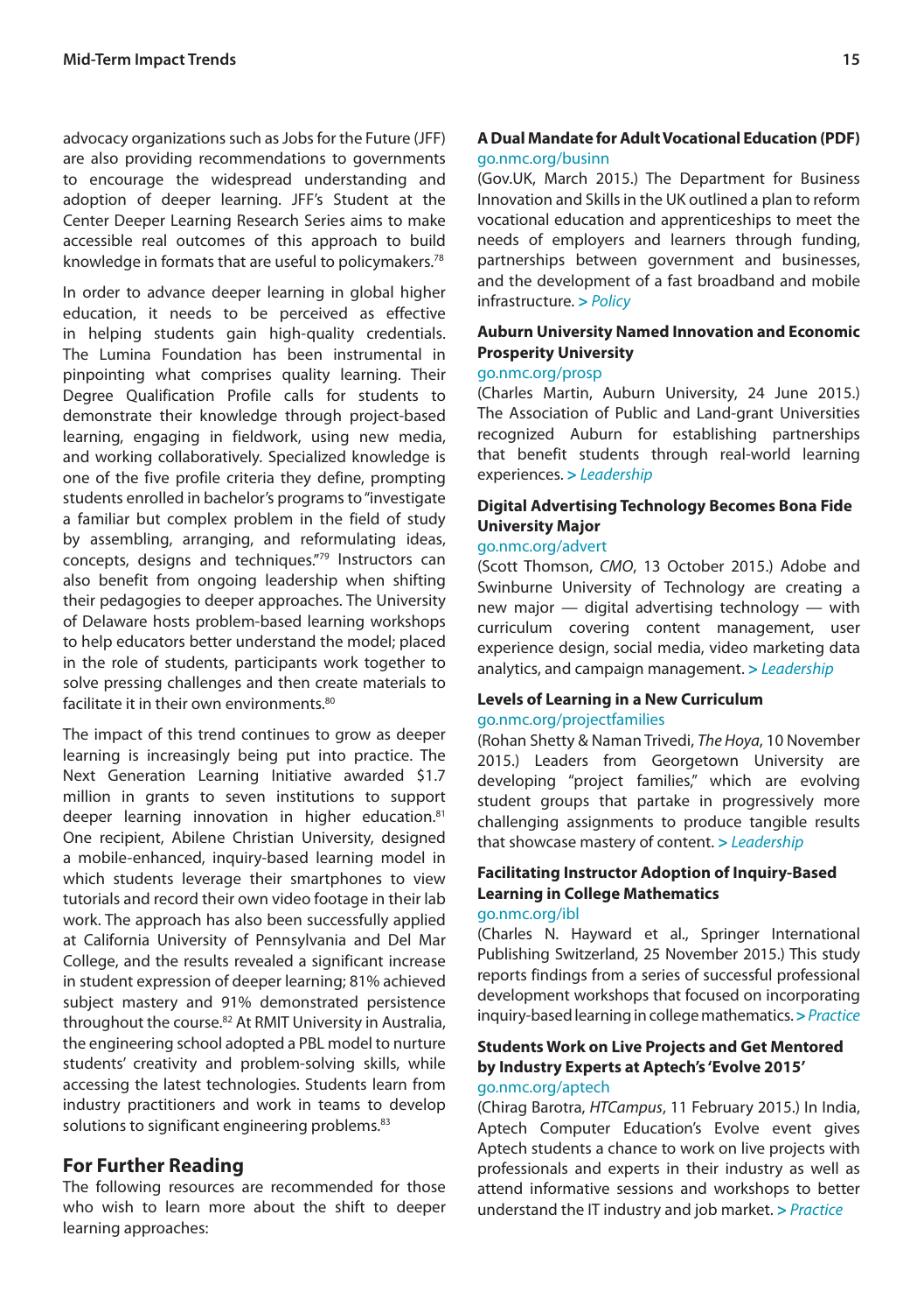advocacy organizations such as Jobs for the Future (JFF) are also providing recommendations to governments to encourage the widespread understanding and adoption of deeper learning. JFF's Student at the Center Deeper Learning Research Series aims to make accessible real outcomes of this approach to build knowledge in formats that are useful to policymakers.[78]

In order to advance deeper learning in global higher education, it needs to be perceived as effective in helping students gain high-quality credentials. The Lumina Foundation has been instrumental in pinpointing what comprises quality learning. Their Degree Qualification Profile calls for students to demonstrate their knowledge through project-based learning, engaging in fieldwork, using new media, and working collaboratively. Specialized knowledge is one of the five profile criteria they define, prompting students enrolled in bachelor's programs to "investigate a familiar but complex problem in the field of study by assembling, arranging, and reformulating ideas, concepts, designs and techniques."[79] Instructors can also benefit from ongoing leadership when shifting their pedagogies to deeper approaches. The University of Delaware hosts problem-based learning workshops to help educators better understand the model; placed in the role of students, participants work together to solve pressing challenges and then create materials to facilitate it in their own environments.[80]

The impact of this trend continues to grow as deeper learning is increasingly being put into practice. The Next Generation Learning Initiative awarded $1.7 million in grants to seven institutions to support deeper learning innovation in higher education.[81] One recipient, Abilene Christian University, designed a mobile-enhanced, inquiry-based learning model in which students leverage their smartphones to view tutorials and record their own video footage in their lab work. The approach has also been successfully applied at California University of Pennsylvania and Del Mar College, and the results revealed a significant increase in student expression of deeper learning; 81% achieved subject mastery and 91% demonstrated persistence throughout the course.[82] At RMIT University in Australia, the engineering school adopted a PBL model to nurture students' creativity and problem-solving skills, while accessing the latest technologies. Students learn from industry practitioners and work in teams to develop solutions to significant engineering problems.[83]

## For Further Reading

The following resources are recommended for those who wish to learn more about the shift to deeper learning approaches:

**A Dual Mandate for Adult Vocational Education (PDF)**
go.nmc.org/businn
(Gov.UK, March 2015.) The Department for Business Innovation and Skills in the UK outlined a plan to reform vocational education and apprenticeships to meet the needs of employers and learners through funding, partnerships between government and businesses, and the development of a fast broadband and mobile infrastructure. *> Policy*

**Auburn University Named Innovation and Economic Prosperity University**
go.nmc.org/prosp
(Charles Martin, Auburn University, 24 June 2015.) The Association of Public and Land-grant Universities recognized Auburn for establishing partnerships that benefit students through real-world learning experiences. *> Leadership*

**Digital Advertising Technology Becomes Bona Fide University Major**
go.nmc.org/advert
(Scott Thomson, *CMO*, 13 October 2015.) Adobe and Swinburne University of Technology are creating a new major — digital advertising technology — with curriculum covering content management, user experience design, social media, video marketing data analytics, and campaign management. *> Leadership*

**Levels of Learning in a New Curriculum**
go.nmc.org/projectfamilies
(Rohan Shetty & Naman Trivedi, *The Hoya*, 10 November 2015.) Leaders from Georgetown University are developing "project families," which are evolving student groups that partake in progressively more challenging assignments to produce tangible results that showcase mastery of content. *> Leadership*

**Facilitating Instructor Adoption of Inquiry-Based Learning in College Mathematics**
go.nmc.org/ibl
(Charles N. Hayward et al., Springer International Publishing Switzerland, 25 November 2015.) This study reports findings from a series of successful professional development workshops that focused on incorporating inquiry-based learning in college mathematics. *> Practice*

**Students Work on Live Projects and Get Mentored by Industry Experts at Aptech's 'Evolve 2015'**
go.nmc.org/aptech
(Chirag Barotra, *HTCampus*, 11 February 2015.) In India, Aptech Computer Education's Evolve event gives Aptech students a chance to work on live projects with professionals and experts in their industry as well as attend informative sessions and workshops to better understand the IT industry and job market. *> Practice*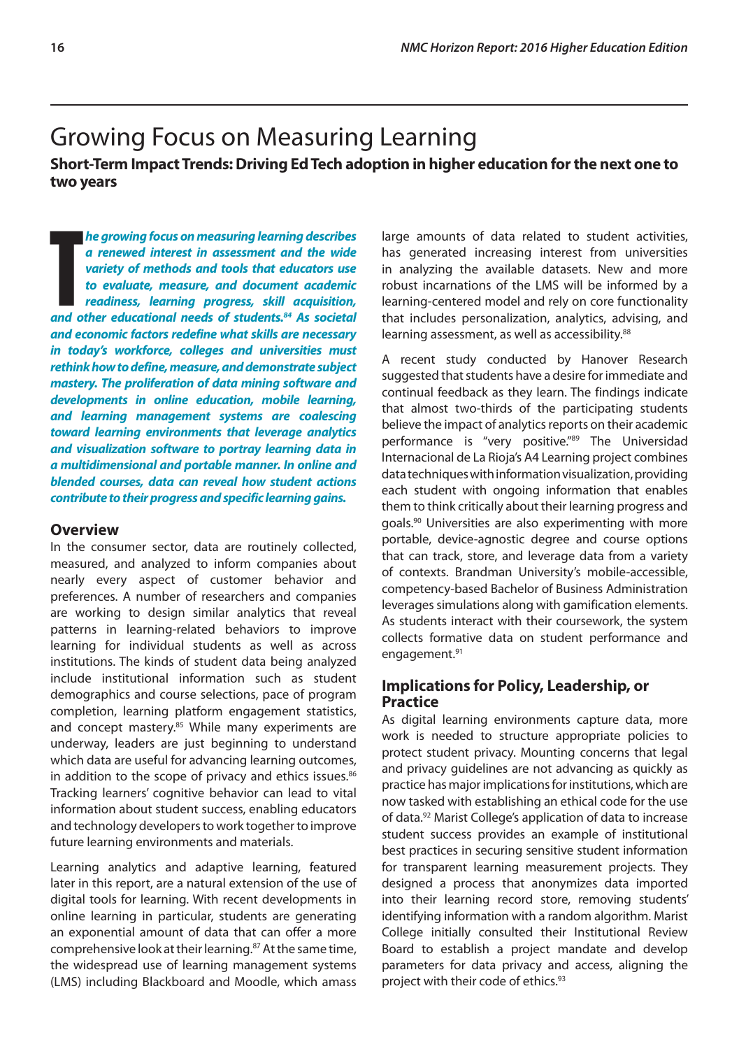# Growing Focus on Measuring Learning

**Short-Term Impact Trends: Driving Ed Tech adoption in higher education for the next one to two years**

***The growing focus on measuring learning describes a renewed interest in assessment and the wide variety of methods and tools that educators use to evaluate, measure, and document academic readiness, learning progress, skill acquisition, and other educational needs of students.[84] As societal and economic factors redefine what skills are necessary in today's workforce, colleges and universities must rethink how to define, measure, and demonstrate subject mastery. The proliferation of data mining software and developments in online education, mobile learning, and learning management systems are coalescing toward learning environments that leverage analytics and visualization software to portray learning data in a multidimensional and portable manner. In online and blended courses, data can reveal how student actions contribute to their progress and specific learning gains.***

## Overview

In the consumer sector, data are routinely collected, measured, and analyzed to inform companies about nearly every aspect of customer behavior and preferences. A number of researchers and companies are working to design similar analytics that reveal patterns in learning-related behaviors to improve learning for individual students as well as across institutions. The kinds of student data being analyzed include institutional information such as student demographics and course selections, pace of program completion, learning platform engagement statistics, and concept mastery.[85] While many experiments are underway, leaders are just beginning to understand which data are useful for advancing learning outcomes, in addition to the scope of privacy and ethics issues.[86] Tracking learners' cognitive behavior can lead to vital information about student success, enabling educators and technology developers to work together to improve future learning environments and materials.

Learning analytics and adaptive learning, featured later in this report, are a natural extension of the use of digital tools for learning. With recent developments in online learning in particular, students are generating an exponential amount of data that can offer a more comprehensive look at their learning.[87] At the same time, the widespread use of learning management systems (LMS) including Blackboard and Moodle, which amass large amounts of data related to student activities, has generated increasing interest from universities in analyzing the available datasets. New and more robust incarnations of the LMS will be informed by a learning-centered model and rely on core functionality that includes personalization, analytics, advising, and learning assessment, as well as accessibility.[88]

A recent study conducted by Hanover Research suggested that students have a desire for immediate and continual feedback as they learn. The findings indicate that almost two-thirds of the participating students believe the impact of analytics reports on their academic performance is "very positive."[89] The Universidad Internacional de La Rioja's A4 Learning project combines data techniques with information visualization, providing each student with ongoing information that enables them to think critically about their learning progress and goals.[90] Universities are also experimenting with more portable, device-agnostic degree and course options that can track, store, and leverage data from a variety of contexts. Brandman University's mobile-accessible, competency-based Bachelor of Business Administration leverages simulations along with gamification elements. As students interact with their coursework, the system collects formative data on student performance and engagement.[91]

## Implications for Policy, Leadership, or Practice

As digital learning environments capture data, more work is needed to structure appropriate policies to protect student privacy. Mounting concerns that legal and privacy guidelines are not advancing as quickly as practice has major implications for institutions, which are now tasked with establishing an ethical code for the use of data.[92] Marist College's application of data to increase student success provides an example of institutional best practices in securing sensitive student information for transparent learning measurement projects. They designed a process that anonymizes data imported into their learning record store, removing students' identifying information with a random algorithm. Marist College initially consulted their Institutional Review Board to establish a project mandate and develop parameters for data privacy and access, aligning the project with their code of ethics.[93]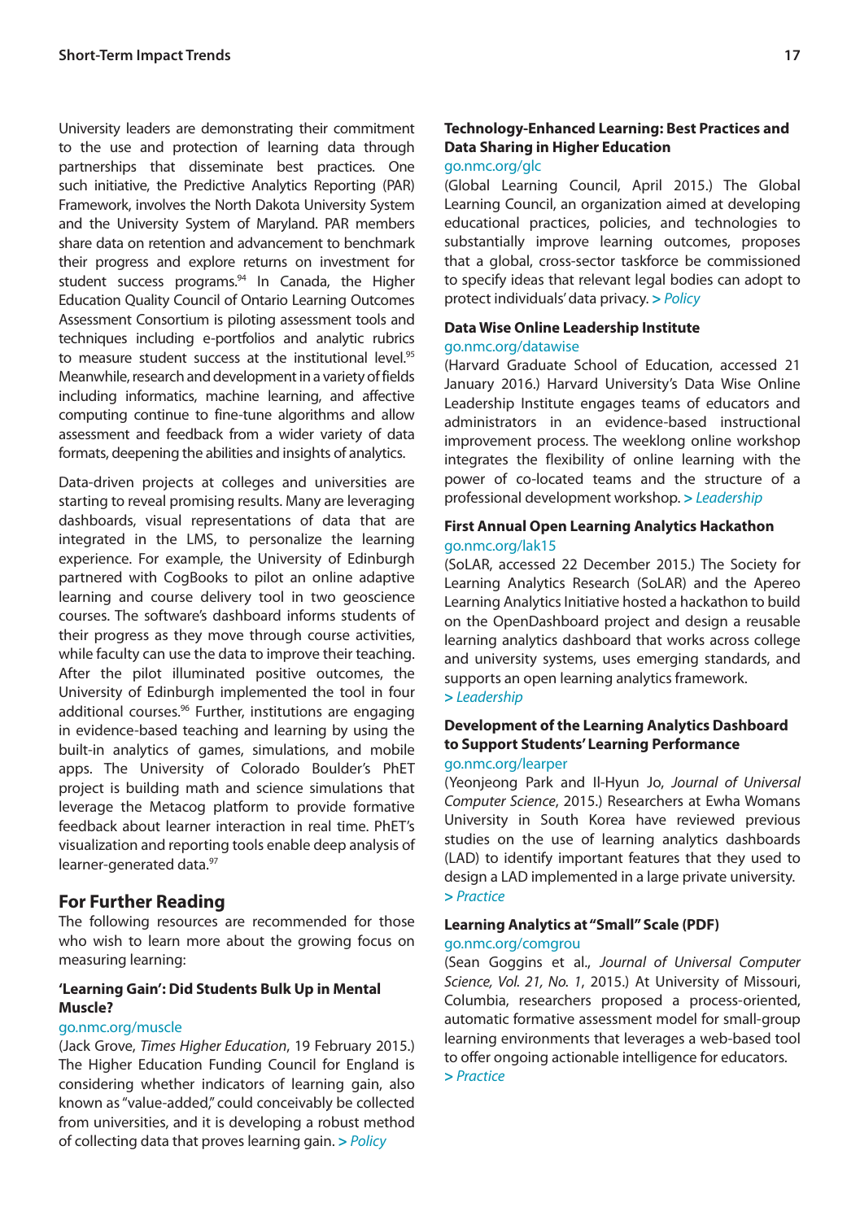University leaders are demonstrating their commitment to the use and protection of learning data through partnerships that disseminate best practices. One such initiative, the Predictive Analytics Reporting (PAR) Framework, involves the North Dakota University System and the University System of Maryland. PAR members share data on retention and advancement to benchmark their progress and explore returns on investment for student success programs.[94] In Canada, the Higher Education Quality Council of Ontario Learning Outcomes Assessment Consortium is piloting assessment tools and techniques including e-portfolios and analytic rubrics to measure student success at the institutional level.[95] Meanwhile, research and development in a variety of fields including informatics, machine learning, and affective computing continue to fine-tune algorithms and allow assessment and feedback from a wider variety of data formats, deepening the abilities and insights of analytics.

Data-driven projects at colleges and universities are starting to reveal promising results. Many are leveraging dashboards, visual representations of data that are integrated in the LMS, to personalize the learning experience. For example, the University of Edinburgh partnered with CogBooks to pilot an online adaptive learning and course delivery tool in two geoscience courses. The software's dashboard informs students of their progress as they move through course activities, while faculty can use the data to improve their teaching. After the pilot illuminated positive outcomes, the University of Edinburgh implemented the tool in four additional courses.[96] Further, institutions are engaging in evidence-based teaching and learning by using the built-in analytics of games, simulations, and mobile apps. The University of Colorado Boulder's PhET project is building math and science simulations that leverage the Metacog platform to provide formative feedback about learner interaction in real time. PhET's visualization and reporting tools enable deep analysis of learner-generated data.[97]

## For Further Reading

The following resources are recommended for those who wish to learn more about the growing focus on measuring learning:

**'Learning Gain': Did Students Bulk Up in Mental Muscle?**
go.nmc.org/muscle
(Jack Grove, *Times Higher Education*, 19 February 2015.) The Higher Education Funding Council for England is considering whether indicators of learning gain, also known as "value-added," could conceivably be collected from universities, and it is developing a robust method of collecting data that proves learning gain. > *Policy*

**Technology-Enhanced Learning: Best Practices and Data Sharing in Higher Education**
go.nmc.org/glc
(Global Learning Council, April 2015.) The Global Learning Council, an organization aimed at developing educational practices, policies, and technologies to substantially improve learning outcomes, proposes that a global, cross-sector taskforce be commissioned to specify ideas that relevant legal bodies can adopt to protect individuals' data privacy. > *Policy*

**Data Wise Online Leadership Institute**
go.nmc.org/datawise
(Harvard Graduate School of Education, accessed 21 January 2016.) Harvard University's Data Wise Online Leadership Institute engages teams of educators and administrators in an evidence-based instructional improvement process. The weeklong online workshop integrates the flexibility of online learning with the power of co-located teams and the structure of a professional development workshop. > *Leadership*

**First Annual Open Learning Analytics Hackathon**
go.nmc.org/lak15
(SoLAR, accessed 22 December 2015.) The Society for Learning Analytics Research (SoLAR) and the Apereo Learning Analytics Initiative hosted a hackathon to build on the OpenDashboard project and design a reusable learning analytics dashboard that works across college and university systems, uses emerging standards, and supports an open learning analytics framework.
> *Leadership*

**Development of the Learning Analytics Dashboard to Support Students' Learning Performance**
go.nmc.org/learper
(Yeonjeong Park and Il-Hyun Jo, *Journal of Universal Computer Science*, 2015.) Researchers at Ewha Womans University in South Korea have reviewed previous studies on the use of learning analytics dashboards (LAD) to identify important features that they used to design a LAD implemented in a large private university.
> *Practice*

**Learning Analytics at "Small" Scale (PDF)**
go.nmc.org/comgrou
(Sean Goggins et al., *Journal of Universal Computer Science, Vol. 21, No. 1*, 2015.) At University of Missouri, Columbia, researchers proposed a process-oriented, automatic formative assessment model for small-group learning environments that leverages a web-based tool to offer ongoing actionable intelligence for educators.
> *Practice*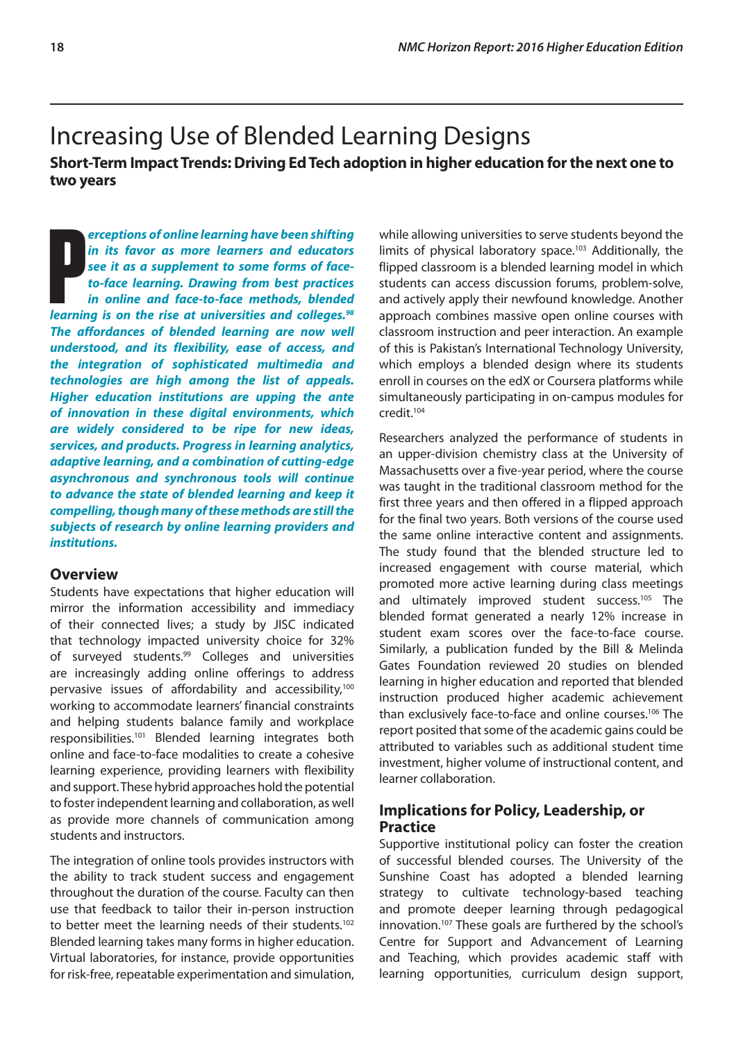# Increasing Use of Blended Learning Designs

**Short-Term Impact Trends: Driving Ed Tech adoption in higher education for the next one to two years**

***Perceptions of online learning have been shifting in its favor as more learners and educators see it as a supplement to some forms of face-to-face learning. Drawing from best practices in online and face-to-face methods, blended learning is on the rise at universities and colleges.[98] The affordances of blended learning are now well understood, and its flexibility, ease of access, and the integration of sophisticated multimedia and technologies are high among the list of appeals. Higher education institutions are upping the ante of innovation in these digital environments, which are widely considered to be ripe for new ideas, services, and products. Progress in learning analytics, adaptive learning, and a combination of cutting-edge asynchronous and synchronous tools will continue to advance the state of blended learning and keep it compelling, though many of these methods are still the subjects of research by online learning providers and institutions.***

## Overview

Students have expectations that higher education will mirror the information accessibility and immediacy of their connected lives; a study by JISC indicated that technology impacted university choice for 32% of surveyed students.[99] Colleges and universities are increasingly adding online offerings to address pervasive issues of affordability and accessibility,[100] working to accommodate learners' financial constraints and helping students balance family and workplace responsibilities.[101] Blended learning integrates both online and face-to-face modalities to create a cohesive learning experience, providing learners with flexibility and support. These hybrid approaches hold the potential to foster independent learning and collaboration, as well as provide more channels of communication among students and instructors.

The integration of online tools provides instructors with the ability to track student success and engagement throughout the duration of the course. Faculty can then use that feedback to tailor their in-person instruction to better meet the learning needs of their students.[102] Blended learning takes many forms in higher education. Virtual laboratories, for instance, provide opportunities for risk-free, repeatable experimentation and simulation, while allowing universities to serve students beyond the limits of physical laboratory space.[103] Additionally, the flipped classroom is a blended learning model in which students can access discussion forums, problem-solve, and actively apply their newfound knowledge. Another approach combines massive open online courses with classroom instruction and peer interaction. An example of this is Pakistan's International Technology University, which employs a blended design where its students enroll in courses on the edX or Coursera platforms while simultaneously participating in on-campus modules for credit.[104]

Researchers analyzed the performance of students in an upper-division chemistry class at the University of Massachusetts over a five-year period, where the course was taught in the traditional classroom method for the first three years and then offered in a flipped approach for the final two years. Both versions of the course used the same online interactive content and assignments. The study found that the blended structure led to increased engagement with course material, which promoted more active learning during class meetings and ultimately improved student success.[105] The blended format generated a nearly 12% increase in student exam scores over the face-to-face course. Similarly, a publication funded by the Bill & Melinda Gates Foundation reviewed 20 studies on blended learning in higher education and reported that blended instruction produced higher academic achievement than exclusively face-to-face and online courses.[106] The report posited that some of the academic gains could be attributed to variables such as additional student time investment, higher volume of instructional content, and learner collaboration.

## Implications for Policy, Leadership, or Practice

Supportive institutional policy can foster the creation of successful blended courses. The University of the Sunshine Coast has adopted a blended learning strategy to cultivate technology-based teaching and promote deeper learning through pedagogical innovation.[107] These goals are furthered by the school's Centre for Support and Advancement of Learning and Teaching, which provides academic staff with learning opportunities, curriculum design support,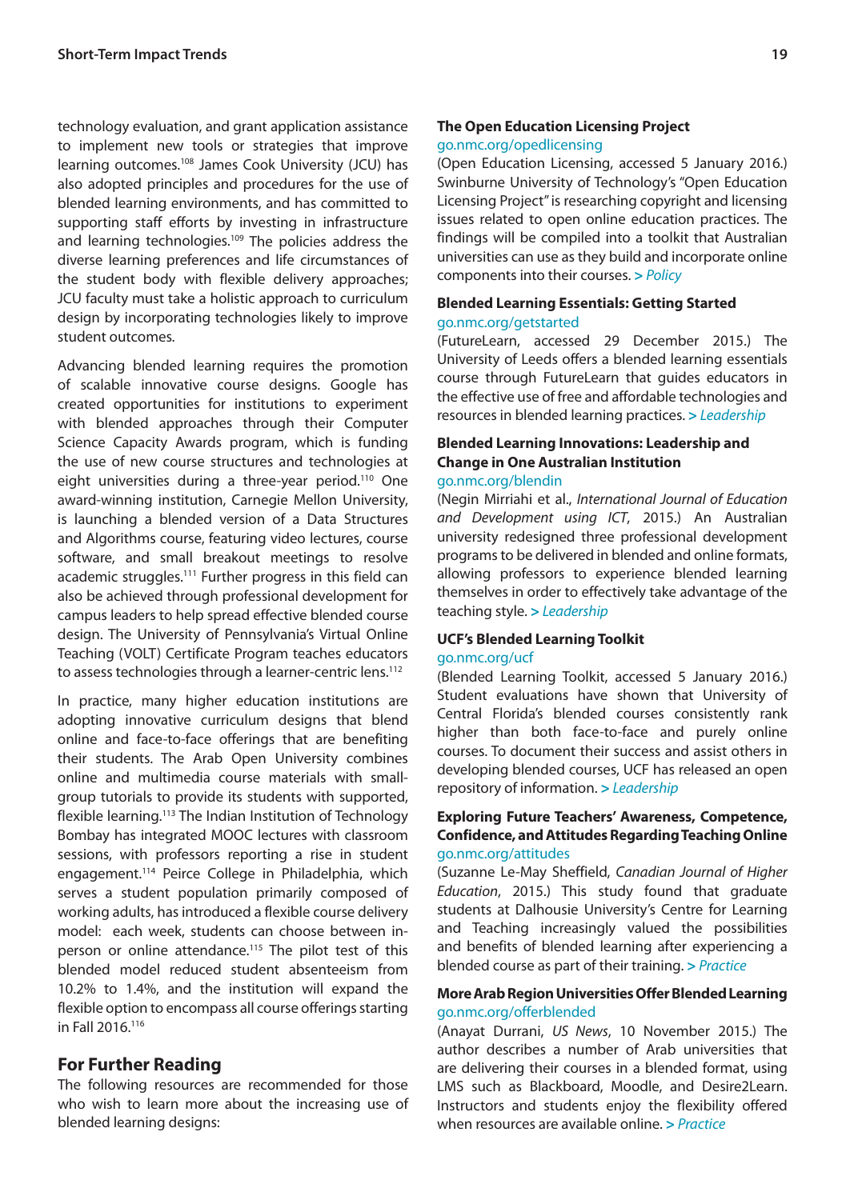technology evaluation, and grant application assistance to implement new tools or strategies that improve learning outcomes.[108] James Cook University (JCU) has also adopted principles and procedures for the use of blended learning environments, and has committed to supporting staff efforts by investing in infrastructure and learning technologies.[109] The policies address the diverse learning preferences and life circumstances of the student body with flexible delivery approaches; JCU faculty must take a holistic approach to curriculum design by incorporating technologies likely to improve student outcomes.

Advancing blended learning requires the promotion of scalable innovative course designs. Google has created opportunities for institutions to experiment with blended approaches through their Computer Science Capacity Awards program, which is funding the use of new course structures and technologies at eight universities during a three-year period.[110] One award-winning institution, Carnegie Mellon University, is launching a blended version of a Data Structures and Algorithms course, featuring video lectures, course software, and small breakout meetings to resolve academic struggles.[111] Further progress in this field can also be achieved through professional development for campus leaders to help spread effective blended course design. The University of Pennsylvania's Virtual Online Teaching (VOLT) Certificate Program teaches educators to assess technologies through a learner-centric lens.[112]

In practice, many higher education institutions are adopting innovative curriculum designs that blend online and face-to-face offerings that are benefiting their students. The Arab Open University combines online and multimedia course materials with small-group tutorials to provide its students with supported, flexible learning.[113] The Indian Institution of Technology Bombay has integrated MOOC lectures with classroom sessions, with professors reporting a rise in student engagement.[114] Peirce College in Philadelphia, which serves a student population primarily composed of working adults, has introduced a flexible course delivery model: each week, students can choose between in-person or online attendance.[115] The pilot test of this blended model reduced student absenteeism from 10.2% to 1.4%, and the institution will expand the flexible option to encompass all course offerings starting in Fall 2016.[116]

## For Further Reading

The following resources are recommended for those who wish to learn more about the increasing use of blended learning designs:

**The Open Education Licensing Project**
go.nmc.org/opedlicensing
(Open Education Licensing, accessed 5 January 2016.) Swinburne University of Technology's "Open Education Licensing Project" is researching copyright and licensing issues related to open online education practices. The findings will be compiled into a toolkit that Australian universities can use as they build and incorporate online components into their courses. > *Policy*

**Blended Learning Essentials: Getting Started**
go.nmc.org/getstarted
(FutureLearn, accessed 29 December 2015.) The University of Leeds offers a blended learning essentials course through FutureLearn that guides educators in the effective use of free and affordable technologies and resources in blended learning practices. > *Leadership*

**Blended Learning Innovations: Leadership and Change in One Australian Institution**
go.nmc.org/blendin
(Negin Mirriahi et al., *International Journal of Education and Development using ICT*, 2015.) An Australian university redesigned three professional development programs to be delivered in blended and online formats, allowing professors to experience blended learning themselves in order to effectively take advantage of the teaching style. > *Leadership*

**UCF's Blended Learning Toolkit**
go.nmc.org/ucf
(Blended Learning Toolkit, accessed 5 January 2016.) Student evaluations have shown that University of Central Florida's blended courses consistently rank higher than both face-to-face and purely online courses. To document their success and assist others in developing blended courses, UCF has released an open repository of information. > *Leadership*

**Exploring Future Teachers' Awareness, Competence, Confidence, and Attitudes Regarding Teaching Online**
go.nmc.org/attitudes
(Suzanne Le-May Sheffield, *Canadian Journal of Higher Education*, 2015.) This study found that graduate students at Dalhousie University's Centre for Learning and Teaching increasingly valued the possibilities and benefits of blended learning after experiencing a blended course as part of their training. > *Practice*

**More Arab Region Universities Offer Blended Learning**
go.nmc.org/offerblended
(Anayat Durrani, *US News*, 10 November 2015.) The author describes a number of Arab universities that are delivering their courses in a blended format, using LMS such as Blackboard, Moodle, and Desire2Learn. Instructors and students enjoy the flexibility offered when resources are available online. > *Practice*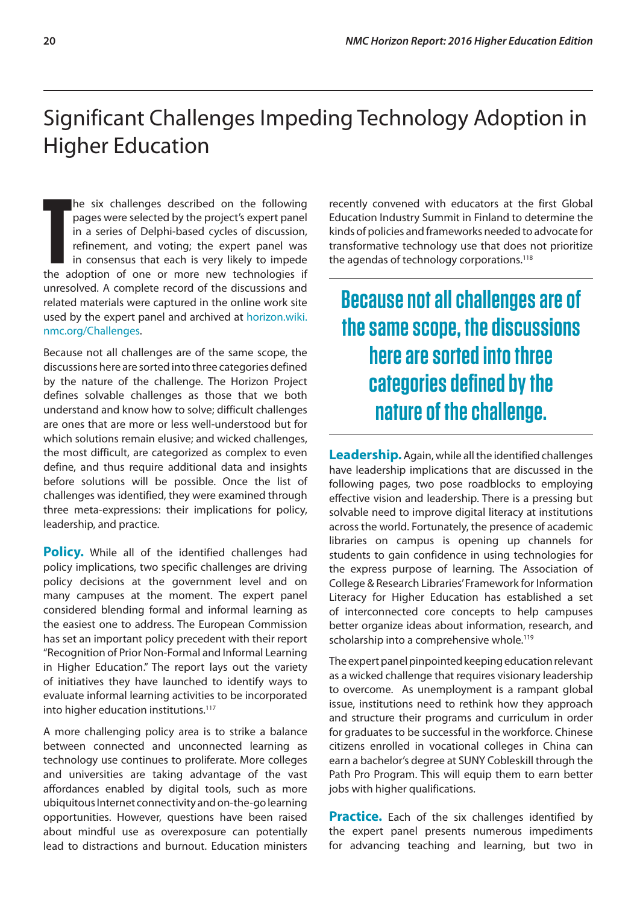# Significant Challenges Impeding Technology Adoption in Higher Education

The six challenges described on the following pages were selected by the project's expert panel in a series of Delphi-based cycles of discussion, refinement, and voting; the expert panel was in consensus that each is very likely to impede the adoption of one or more new technologies if unresolved. A complete record of the discussions and related materials were captured in the online work site used by the expert panel and archived at horizon.wiki.nmc.org/Challenges.

Because not all challenges are of the same scope, the discussions here are sorted into three categories defined by the nature of the challenge. The Horizon Project defines solvable challenges as those that we both understand and know how to solve; difficult challenges are ones that are more or less well-understood but for which solutions remain elusive; and wicked challenges, the most difficult, are categorized as complex to even define, and thus require additional data and insights before solutions will be possible. Once the list of challenges was identified, they were examined through three meta-expressions: their implications for policy, leadership, and practice.

**Policy.** While all of the identified challenges had policy implications, two specific challenges are driving policy decisions at the government level and on many campuses at the moment. The expert panel considered blending formal and informal learning as the easiest one to address. The European Commission has set an important policy precedent with their report "Recognition of Prior Non-Formal and Informal Learning in Higher Education." The report lays out the variety of initiatives they have launched to identify ways to evaluate informal learning activities to be incorporated into higher education institutions.[117]

A more challenging policy area is to strike a balance between connected and unconnected learning as technology use continues to proliferate. More colleges and universities are taking advantage of the vast affordances enabled by digital tools, such as more ubiquitous Internet connectivity and on-the-go learning opportunities. However, questions have been raised about mindful use as overexposure can potentially lead to distractions and burnout. Education ministers recently convened with educators at the first Global Education Industry Summit in Finland to determine the kinds of policies and frameworks needed to advocate for transformative technology use that does not prioritize the agendas of technology corporations.[118]

> Because not all challenges are of the same scope, the discussions here are sorted into three categories defined by the nature of the challenge.

**Leadership.** Again, while all the identified challenges have leadership implications that are discussed in the following pages, two pose roadblocks to employing effective vision and leadership. There is a pressing but solvable need to improve digital literacy at institutions across the world. Fortunately, the presence of academic libraries on campus is opening up channels for students to gain confidence in using technologies for the express purpose of learning. The Association of College & Research Libraries' Framework for Information Literacy for Higher Education has established a set of interconnected core concepts to help campuses better organize ideas about information, research, and scholarship into a comprehensive whole.[119]

The expert panel pinpointed keeping education relevant as a wicked challenge that requires visionary leadership to overcome. As unemployment is a rampant global issue, institutions need to rethink how they approach and structure their programs and curriculum in order for graduates to be successful in the workforce. Chinese citizens enrolled in vocational colleges in China can earn a bachelor's degree at SUNY Cobleskill through the Path Pro Program. This will equip them to earn better jobs with higher qualifications.

**Practice.** Each of the six challenges identified by the expert panel presents numerous impediments for advancing teaching and learning, but two in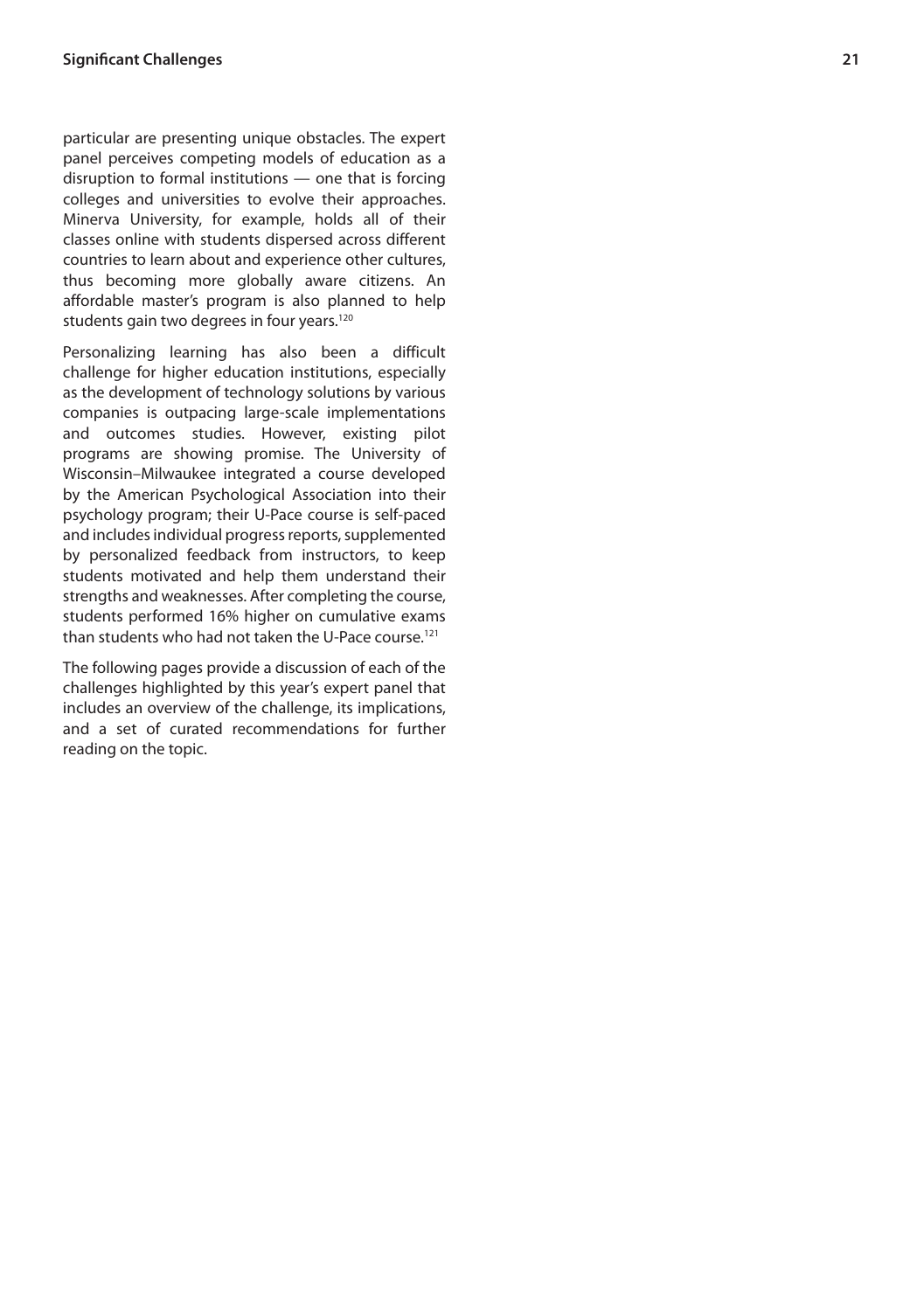particular are presenting unique obstacles. The expert panel perceives competing models of education as a disruption to formal institutions — one that is forcing colleges and universities to evolve their approaches. Minerva University, for example, holds all of their classes online with students dispersed across different countries to learn about and experience other cultures, thus becoming more globally aware citizens. An affordable master's program is also planned to help students gain two degrees in four years.[120]

Personalizing learning has also been a difficult challenge for higher education institutions, especially as the development of technology solutions by various companies is outpacing large-scale implementations and outcomes studies. However, existing pilot programs are showing promise. The University of Wisconsin–Milwaukee integrated a course developed by the American Psychological Association into their psychology program; their U-Pace course is self-paced and includes individual progress reports, supplemented by personalized feedback from instructors, to keep students motivated and help them understand their strengths and weaknesses. After completing the course, students performed 16% higher on cumulative exams than students who had not taken the U-Pace course.[121]

The following pages provide a discussion of each of the challenges highlighted by this year's expert panel that includes an overview of the challenge, its implications, and a set of curated recommendations for further reading on the topic.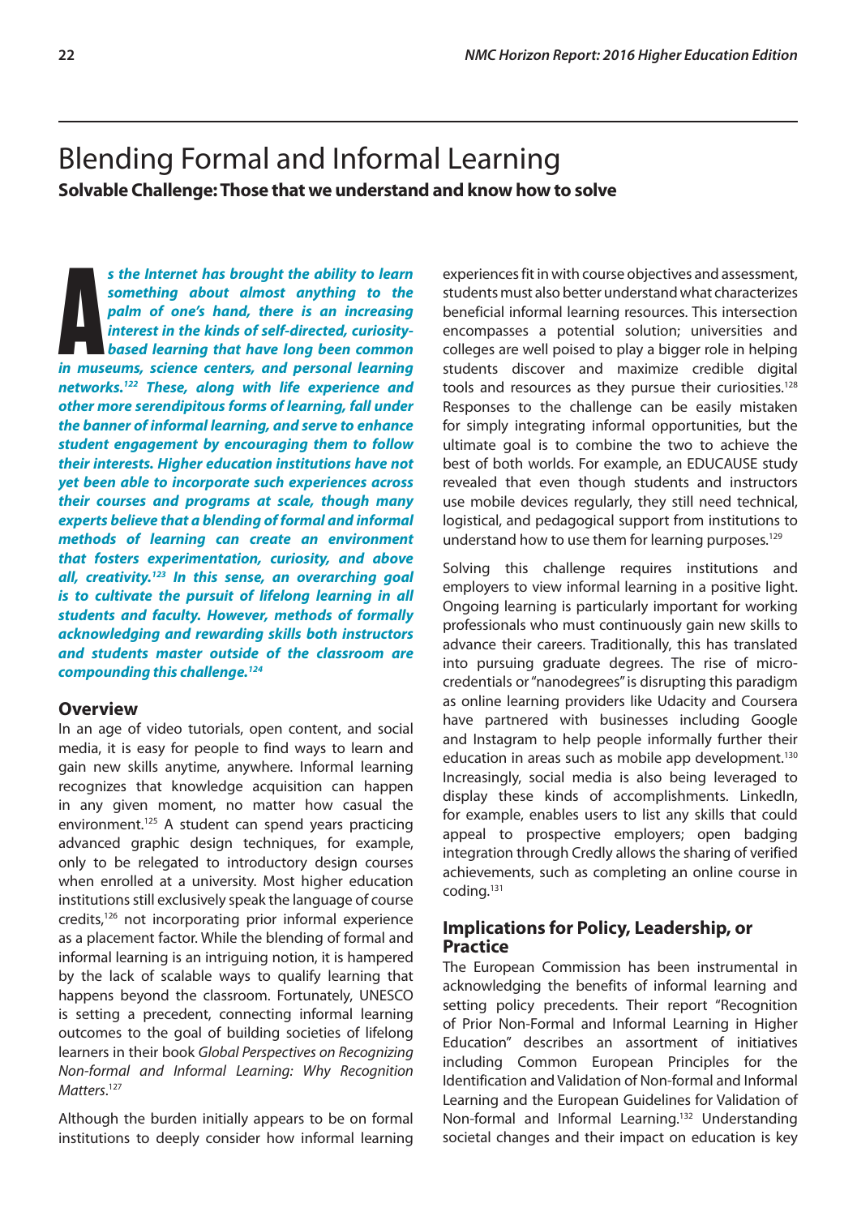# Blending Formal and Informal Learning

**Solvable Challenge: Those that we understand and know how to solve**

***As the Internet has brought the ability to learn something about almost anything to the palm of one's hand, there is an increasing interest in the kinds of self-directed, curiosity-based learning that have long been common in museums, science centers, and personal learning networks.[122] These, along with life experience and other more serendipitous forms of learning, fall under the banner of informal learning, and serve to enhance student engagement by encouraging them to follow their interests. Higher education institutions have not yet been able to incorporate such experiences across their courses and programs at scale, though many experts believe that a blending of formal and informal methods of learning can create an environment that fosters experimentation, curiosity, and above all, creativity.[123] In this sense, an overarching goal is to cultivate the pursuit of lifelong learning in all students and faculty. However, methods of formally acknowledging and rewarding skills both instructors and students master outside of the classroom are compounding this challenge.[124]***

## Overview

In an age of video tutorials, open content, and social media, it is easy for people to find ways to learn and gain new skills anytime, anywhere. Informal learning recognizes that knowledge acquisition can happen in any given moment, no matter how casual the environment.[125] A student can spend years practicing advanced graphic design techniques, for example, only to be relegated to introductory design courses when enrolled at a university. Most higher education institutions still exclusively speak the language of course credits,[126] not incorporating prior informal experience as a placement factor. While the blending of formal and informal learning is an intriguing notion, it is hampered by the lack of scalable ways to qualify learning that happens beyond the classroom. Fortunately, UNESCO is setting a precedent, connecting informal learning outcomes to the goal of building societies of lifelong learners in their book *Global Perspectives on Recognizing Non-formal and Informal Learning: Why Recognition Matters*.[127]

Although the burden initially appears to be on formal institutions to deeply consider how informal learning experiences fit in with course objectives and assessment, students must also better understand what characterizes beneficial informal learning resources. This intersection encompasses a potential solution; universities and colleges are well poised to play a bigger role in helping students discover and maximize credible digital tools and resources as they pursue their curiosities.[128] Responses to the challenge can be easily mistaken for simply integrating informal opportunities, but the ultimate goal is to combine the two to achieve the best of both worlds. For example, an EDUCAUSE study revealed that even though students and instructors use mobile devices regularly, they still need technical, logistical, and pedagogical support from institutions to understand how to use them for learning purposes.[129]

Solving this challenge requires institutions and employers to view informal learning in a positive light. Ongoing learning is particularly important for working professionals who must continuously gain new skills to advance their careers. Traditionally, this has translated into pursuing graduate degrees. The rise of micro-credentials or "nanodegrees" is disrupting this paradigm as online learning providers like Udacity and Coursera have partnered with businesses including Google and Instagram to help people informally further their education in areas such as mobile app development.[130] Increasingly, social media is also being leveraged to display these kinds of accomplishments. LinkedIn, for example, enables users to list any skills that could appeal to prospective employers; open badging integration through Credly allows the sharing of verified achievements, such as completing an online course in coding.[131]

## Implications for Policy, Leadership, or Practice

The European Commission has been instrumental in acknowledging the benefits of informal learning and setting policy precedents. Their report "Recognition of Prior Non-Formal and Informal Learning in Higher Education" describes an assortment of initiatives including Common European Principles for the Identification and Validation of Non-formal and Informal Learning and the European Guidelines for Validation of Non-formal and Informal Learning.[132] Understanding societal changes and their impact on education is key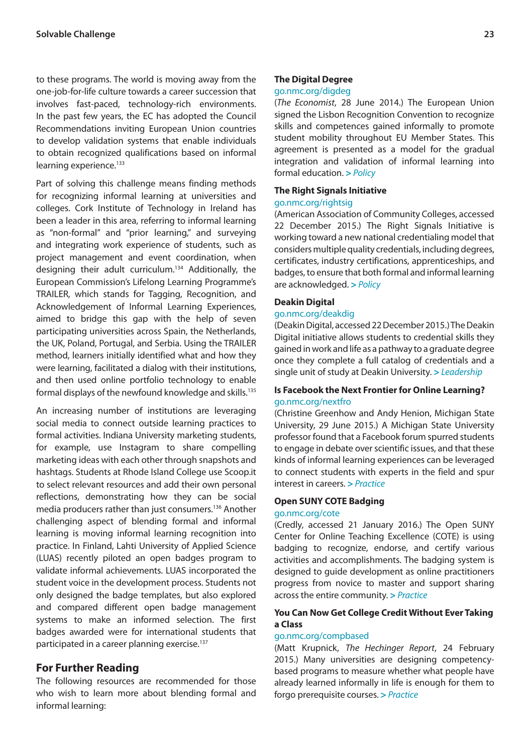to these programs. The world is moving away from the one-job-for-life culture towards a career succession that involves fast-paced, technology-rich environments. In the past few years, the EC has adopted the Council Recommendations inviting European Union countries to develop validation systems that enable individuals to obtain recognized qualifications based on informal learning experience.[133]

Part of solving this challenge means finding methods for recognizing informal learning at universities and colleges. Cork Institute of Technology in Ireland has been a leader in this area, referring to informal learning as "non-formal" and "prior learning," and surveying and integrating work experience of students, such as project management and event coordination, when designing their adult curriculum.[134] Additionally, the European Commission's Lifelong Learning Programme's TRAILER, which stands for Tagging, Recognition, and Acknowledgement of Informal Learning Experiences, aimed to bridge this gap with the help of seven participating universities across Spain, the Netherlands, the UK, Poland, Portugal, and Serbia. Using the TRAILER method, learners initially identified what and how they were learning, facilitated a dialog with their institutions, and then used online portfolio technology to enable formal displays of the newfound knowledge and skills.[135]

An increasing number of institutions are leveraging social media to connect outside learning practices to formal activities. Indiana University marketing students, for example, use Instagram to share compelling marketing ideas with each other through snapshots and hashtags. Students at Rhode Island College use Scoop.it to select relevant resources and add their own personal reflections, demonstrating how they can be social media producers rather than just consumers.[136] Another challenging aspect of blending formal and informal learning is moving informal learning recognition into practice. In Finland, Lahti University of Applied Science (LUAS) recently piloted an open badges program to validate informal achievements. LUAS incorporated the student voice in the development process. Students not only designed the badge templates, but also explored and compared different open badge management systems to make an informed selection. The first badges awarded were for international students that participated in a career planning exercise.[137]

## For Further Reading

The following resources are recommended for those who wish to learn more about blending formal and informal learning:

**The Digital Degree**
go.nmc.org/digdeg
(*The Economist*, 28 June 2014.) The European Union signed the Lisbon Recognition Convention to recognize skills and competences gained informally to promote student mobility throughout EU Member States. This agreement is presented as a model for the gradual integration and validation of informal learning into formal education. *> Policy*

**The Right Signals Initiative**
go.nmc.org/rightsig
(American Association of Community Colleges, accessed 22 December 2015.) The Right Signals Initiative is working toward a new national credentialing model that considers multiple quality credentials, including degrees, certificates, industry certifications, apprenticeships, and badges, to ensure that both formal and informal learning are acknowledged. *> Policy*

**Deakin Digital**
go.nmc.org/deakdig
(Deakin Digital, accessed 22 December 2015.) The Deakin Digital initiative allows students to credential skills they gained in work and life as a pathway to a graduate degree once they complete a full catalog of credentials and a single unit of study at Deakin University. *> Leadership*

**Is Facebook the Next Frontier for Online Learning?**
go.nmc.org/nextfro
(Christine Greenhow and Andy Henion, Michigan State University, 29 June 2015.) A Michigan State University professor found that a Facebook forum spurred students to engage in debate over scientific issues, and that these kinds of informal learning experiences can be leveraged to connect students with experts in the field and spur interest in careers. *> Practice*

**Open SUNY COTE Badging**
go.nmc.org/cote
(Credly, accessed 21 January 2016.) The Open SUNY Center for Online Teaching Excellence (COTE) is using badging to recognize, endorse, and certify various activities and accomplishments. The badging system is designed to guide development as online practitioners progress from novice to master and support sharing across the entire community. *> Practice*

**You Can Now Get College Credit Without Ever Taking a Class**
go.nmc.org/compbased
(Matt Krupnick, *The Hechinger Report*, 24 February 2015.) Many universities are designing competency-based programs to measure whether what people have already learned informally in life is enough for them to forgo prerequisite courses. *> Practice*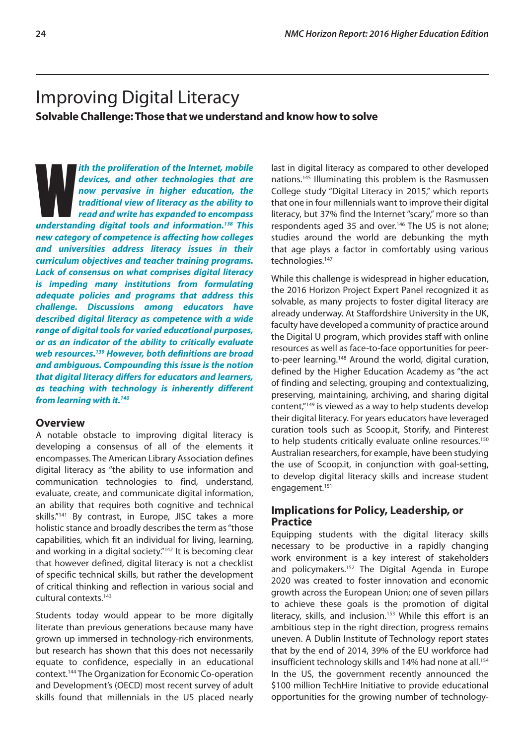# Improving Digital Literacy

**Solvable Challenge: Those that we understand and know how to solve**

***With the proliferation of the Internet, mobile devices, and other technologies that are now pervasive in higher education, the traditional view of literacy as the ability to read and write has expanded to encompass understanding digital tools and information.[138] This new category of competence is affecting how colleges and universities address literacy issues in their curriculum objectives and teacher training programs. Lack of consensus on what comprises digital literacy is impeding many institutions from formulating adequate policies and programs that address this challenge. Discussions among educators have described digital literacy as competence with a wide range of digital tools for varied educational purposes, or as an indicator of the ability to critically evaluate web resources.[139] However, both definitions are broad and ambiguous. Compounding this issue is the notion that digital literacy differs for educators and learners, as teaching with technology is inherently different from learning with it.[140]***

## Overview

A notable obstacle to improving digital literacy is developing a consensus of all of the elements it encompasses. The American Library Association defines digital literacy as "the ability to use information and communication technologies to find, understand, evaluate, create, and communicate digital information, an ability that requires both cognitive and technical skills."[141] By contrast, in Europe, JISC takes a more holistic stance and broadly describes the term as "those capabilities, which fit an individual for living, learning, and working in a digital society."[142] It is becoming clear that however defined, digital literacy is not a checklist of specific technical skills, but rather the development of critical thinking and reflection in various social and cultural contexts.[143]

Students today would appear to be more digitally literate than previous generations because many have grown up immersed in technology-rich environments, but research has shown that this does not necessarily equate to confidence, especially in an educational context.[144] The Organization for Economic Co-operation and Development's (OECD) most recent survey of adult skills found that millennials in the US placed nearly last in digital literacy as compared to other developed nations.[145] Illuminating this problem is the Rasmussen College study "Digital Literacy in 2015," which reports that one in four millennials want to improve their digital literacy, but 37% find the Internet "scary," more so than respondents aged 35 and over.[146] The US is not alone; studies around the world are debunking the myth that age plays a factor in comfortably using various technologies.[147]

While this challenge is widespread in higher education, the 2016 Horizon Project Expert Panel recognized it as solvable, as many projects to foster digital literacy are already underway. At Staffordshire University in the UK, faculty have developed a community of practice around the Digital U program, which provides staff with online resources as well as face-to-face opportunities for peer-to-peer learning.[148] Around the world, digital curation, defined by the Higher Education Academy as "the act of finding and selecting, grouping and contextualizing, preserving, maintaining, archiving, and sharing digital content,"[149] is viewed as a way to help students develop their digital literacy. For years educators have leveraged curation tools such as Scoop.it, Storify, and Pinterest to help students critically evaluate online resources.[150] Australian researchers, for example, have been studying the use of Scoop.it, in conjunction with goal-setting, to develop digital literacy skills and increase student engagement.[151]

## Implications for Policy, Leadership, or Practice

Equipping students with the digital literacy skills necessary to be productive in a rapidly changing work environment is a key interest of stakeholders and policymakers.[152] The Digital Agenda in Europe 2020 was created to foster innovation and economic growth across the European Union; one of seven pillars to achieve these goals is the promotion of digital literacy, skills, and inclusion.[153] While this effort is an ambitious step in the right direction, progress remains uneven. A Dublin Institute of Technology report states that by the end of 2014, 39% of the EU workforce had insufficient technology skills and 14% had none at all.[154] In the US, the government recently announced the $100 million TechHire Initiative to provide educational opportunities for the growing number of technology-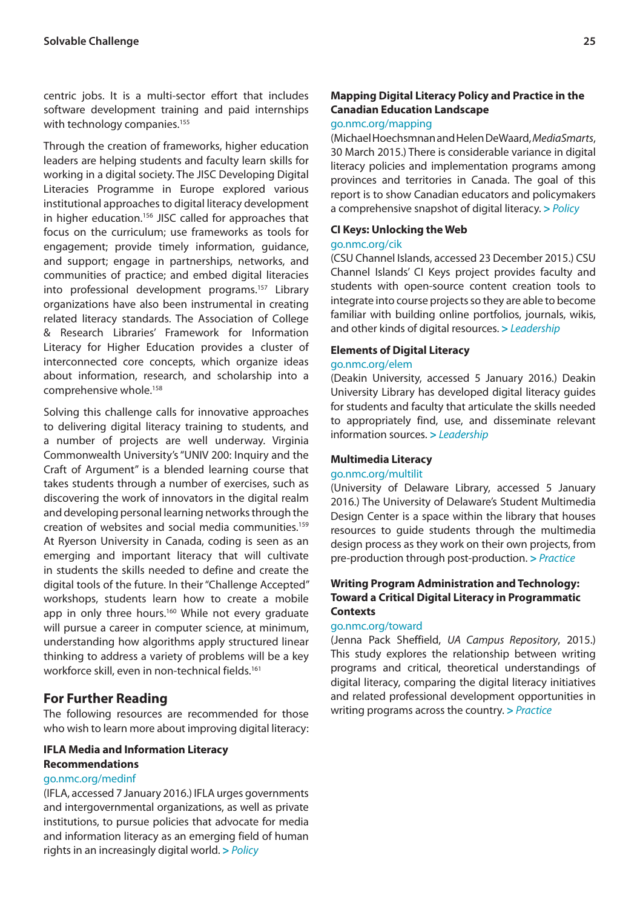centric jobs. It is a multi-sector effort that includes software development training and paid internships with technology companies.[155]

Through the creation of frameworks, higher education leaders are helping students and faculty learn skills for working in a digital society. The JISC Developing Digital Literacies Programme in Europe explored various institutional approaches to digital literacy development in higher education.[156] JISC called for approaches that focus on the curriculum; use frameworks as tools for engagement; provide timely information, guidance, and support; engage in partnerships, networks, and communities of practice; and embed digital literacies into professional development programs.[157] Library organizations have also been instrumental in creating related literacy standards. The Association of College & Research Libraries' Framework for Information Literacy for Higher Education provides a cluster of interconnected core concepts, which organize ideas about information, research, and scholarship into a comprehensive whole.[158]

Solving this challenge calls for innovative approaches to delivering digital literacy training to students, and a number of projects are well underway. Virginia Commonwealth University's "UNIV 200: Inquiry and the Craft of Argument" is a blended learning course that takes students through a number of exercises, such as discovering the work of innovators in the digital realm and developing personal learning networks through the creation of websites and social media communities.[159] At Ryerson University in Canada, coding is seen as an emerging and important literacy that will cultivate in students the skills needed to define and create the digital tools of the future. In their "Challenge Accepted" workshops, students learn how to create a mobile app in only three hours.[160] While not every graduate will pursue a career in computer science, at minimum, understanding how algorithms apply structured linear thinking to address a variety of problems will be a key workforce skill, even in non-technical fields.[161]

## For Further Reading

The following resources are recommended for those who wish to learn more about improving digital literacy:

**IFLA Media and Information Literacy Recommendations**
go.nmc.org/medinf
(IFLA, accessed 7 January 2016.) IFLA urges governments and intergovernmental organizations, as well as private institutions, to pursue policies that advocate for media and information literacy as an emerging field of human rights in an increasingly digital world. > *Policy*

**Mapping Digital Literacy Policy and Practice in the Canadian Education Landscape**
go.nmc.org/mapping
(Michael Hoechsmnan and Helen DeWaard, *MediaSmarts*, 30 March 2015.) There is considerable variance in digital literacy policies and implementation programs among provinces and territories in Canada. The goal of this report is to show Canadian educators and policymakers a comprehensive snapshot of digital literacy. > *Policy*

**CI Keys: Unlocking the Web**
go.nmc.org/cik
(CSU Channel Islands, accessed 23 December 2015.) CSU Channel Islands' CI Keys project provides faculty and students with open-source content creation tools to integrate into course projects so they are able to become familiar with building online portfolios, journals, wikis, and other kinds of digital resources. > *Leadership*

**Elements of Digital Literacy**
go.nmc.org/elem
(Deakin University, accessed 5 January 2016.) Deakin University Library has developed digital literacy guides for students and faculty that articulate the skills needed to appropriately find, use, and disseminate relevant information sources. > *Leadership*

**Multimedia Literacy**
go.nmc.org/multilit
(University of Delaware Library, accessed 5 January 2016.) The University of Delaware's Student Multimedia Design Center is a space within the library that houses resources to guide students through the multimedia design process as they work on their own projects, from pre-production through post-production. > *Practice*

**Writing Program Administration and Technology: Toward a Critical Digital Literacy in Programmatic Contexts**
go.nmc.org/toward
(Jenna Pack Sheffield, *UA Campus Repository*, 2015.) This study explores the relationship between writing programs and critical, theoretical understandings of digital literacy, comparing the digital literacy initiatives and related professional development opportunities in writing programs across the country. > *Practice*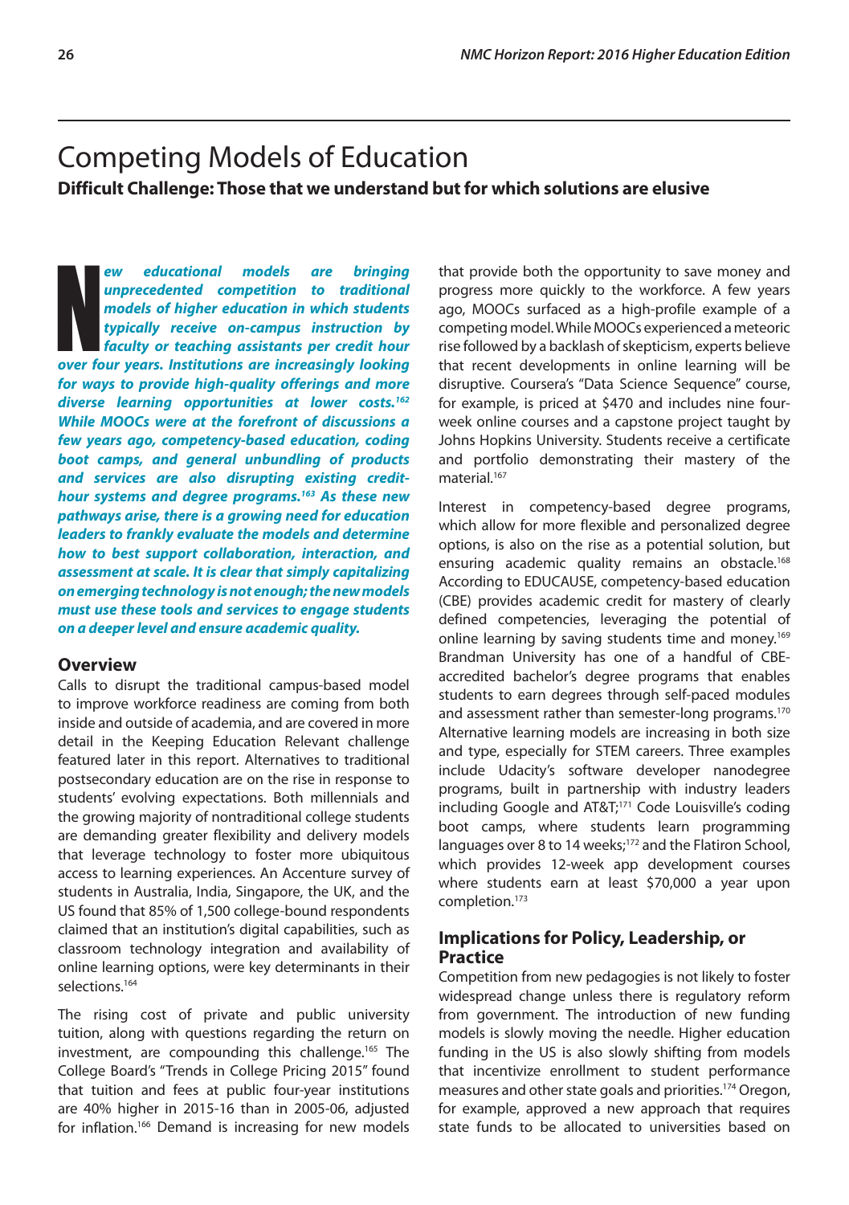# Competing Models of Education

**Difficult Challenge: Those that we understand but for which solutions are elusive**

***New educational models are bringing unprecedented competition to traditional models of higher education in which students typically receive on-campus instruction by faculty or teaching assistants per credit hour over four years. Institutions are increasingly looking for ways to provide high-quality offerings and more diverse learning opportunities at lower costs.[162] While MOOCs were at the forefront of discussions a few years ago, competency-based education, coding boot camps, and general unbundling of products and services are also disrupting existing credit-hour systems and degree programs.[163] As these new pathways arise, there is a growing need for education leaders to frankly evaluate the models and determine how to best support collaboration, interaction, and assessment at scale. It is clear that simply capitalizing on emerging technology is not enough; the new models must use these tools and services to engage students on a deeper level and ensure academic quality.***

## Overview

Calls to disrupt the traditional campus-based model to improve workforce readiness are coming from both inside and outside of academia, and are covered in more detail in the Keeping Education Relevant challenge featured later in this report. Alternatives to traditional postsecondary education are on the rise in response to students' evolving expectations. Both millennials and the growing majority of nontraditional college students are demanding greater flexibility and delivery models that leverage technology to foster more ubiquitous access to learning experiences. An Accenture survey of students in Australia, India, Singapore, the UK, and the US found that 85% of 1,500 college-bound respondents claimed that an institution's digital capabilities, such as classroom technology integration and availability of online learning options, were key determinants in their selections.[164]

The rising cost of private and public university tuition, along with questions regarding the return on investment, are compounding this challenge.[165] The College Board's "Trends in College Pricing 2015" found that tuition and fees at public four-year institutions are 40% higher in 2015-16 than in 2005-06, adjusted for inflation.[166] Demand is increasing for new models that provide both the opportunity to save money and progress more quickly to the workforce. A few years ago, MOOCs surfaced as a high-profile example of a competing model. While MOOCs experienced a meteoric rise followed by a backlash of skepticism, experts believe that recent developments in online learning will be disruptive. Coursera's "Data Science Sequence" course, for example, is priced at $470 and includes nine four-week online courses and a capstone project taught by Johns Hopkins University. Students receive a certificate and portfolio demonstrating their mastery of the material.[167]

Interest in competency-based degree programs, which allow for more flexible and personalized degree options, is also on the rise as a potential solution, but ensuring academic quality remains an obstacle.[168] According to EDUCAUSE, competency-based education (CBE) provides academic credit for mastery of clearly defined competencies, leveraging the potential of online learning by saving students time and money.[169] Brandman University has one of a handful of CBE-accredited bachelor's degree programs that enables students to earn degrees through self-paced modules and assessment rather than semester-long programs.[170] Alternative learning models are increasing in both size and type, especially for STEM careers. Three examples include Udacity's software developer nanodegree programs, built in partnership with industry leaders including Google and AT&T;[171] Code Louisville's coding boot camps, where students learn programming languages over 8 to 14 weeks;[172] and the Flatiron School, which provides 12-week app development courses where students earn at least $70,000 a year upon completion.[173]

## Implications for Policy, Leadership, or Practice

Competition from new pedagogies is not likely to foster widespread change unless there is regulatory reform from government. The introduction of new funding models is slowly moving the needle. Higher education funding in the US is also slowly shifting from models that incentivize enrollment to student performance measures and other state goals and priorities.[174] Oregon, for example, approved a new approach that requires state funds to be allocated to universities based on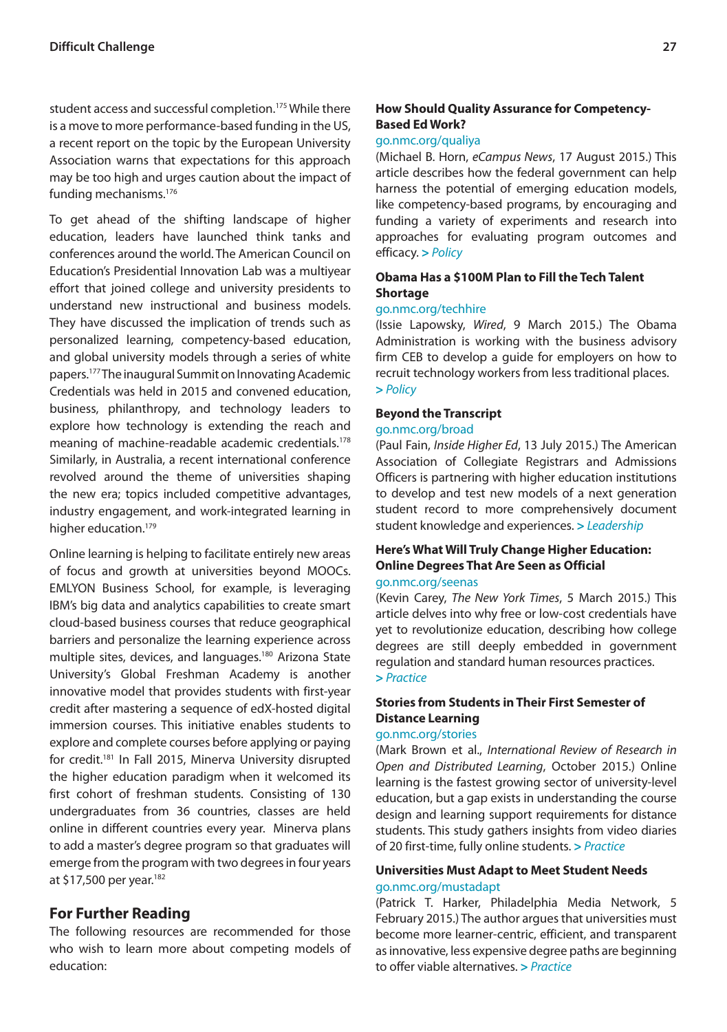student access and successful completion.[175] While there is a move to more performance-based funding in the US, a recent report on the topic by the European University Association warns that expectations for this approach may be too high and urges caution about the impact of funding mechanisms.[176]

To get ahead of the shifting landscape of higher education, leaders have launched think tanks and conferences around the world. The American Council on Education's Presidential Innovation Lab was a multiyear effort that joined college and university presidents to understand new instructional and business models. They have discussed the implication of trends such as personalized learning, competency-based education, and global university models through a series of white papers.[177] The inaugural Summit on Innovating Academic Credentials was held in 2015 and convened education, business, philanthropy, and technology leaders to explore how technology is extending the reach and meaning of machine-readable academic credentials.[178] Similarly, in Australia, a recent international conference revolved around the theme of universities shaping the new era; topics included competitive advantages, industry engagement, and work-integrated learning in higher education.[179]

Online learning is helping to facilitate entirely new areas of focus and growth at universities beyond MOOCs. EMLYON Business School, for example, is leveraging IBM's big data and analytics capabilities to create smart cloud-based business courses that reduce geographical barriers and personalize the learning experience across multiple sites, devices, and languages.[180] Arizona State University's Global Freshman Academy is another innovative model that provides students with first-year credit after mastering a sequence of edX-hosted digital immersion courses. This initiative enables students to explore and complete courses before applying or paying for credit.[181] In Fall 2015, Minerva University disrupted the higher education paradigm when it welcomed its first cohort of freshman students. Consisting of 130 undergraduates from 36 countries, classes are held online in different countries every year. Minerva plans to add a master's degree program so that graduates will emerge from the program with two degrees in four years at $17,500 per year.[182]

## For Further Reading

The following resources are recommended for those who wish to learn more about competing models of education:

**How Should Quality Assurance for Competency-Based Ed Work?**
go.nmc.org/qualiya
(Michael B. Horn, *eCampus News*, 17 August 2015.) This article describes how the federal government can help harness the potential of emerging education models, like competency-based programs, by encouraging and funding a variety of experiments and research into approaches for evaluating program outcomes and efficacy. *> Policy*

**Obama Has a $100M Plan to Fill the Tech Talent Shortage**
go.nmc.org/techhire
(Issie Lapowsky, *Wired*, 9 March 2015.) The Obama Administration is working with the business advisory firm CEB to develop a guide for employers on how to recruit technology workers from less traditional places. *> Policy*

**Beyond the Transcript**
go.nmc.org/broad
(Paul Fain, *Inside Higher Ed*, 13 July 2015.) The American Association of Collegiate Registrars and Admissions Officers is partnering with higher education institutions to develop and test new models of a next generation student record to more comprehensively document student knowledge and experiences. *> Leadership*

**Here's What Will Truly Change Higher Education: Online Degrees That Are Seen as Official**
go.nmc.org/seenas
(Kevin Carey, *The New York Times*, 5 March 2015.) This article delves into why free or low-cost credentials have yet to revolutionize education, describing how college degrees are still deeply embedded in government regulation and standard human resources practices. *> Practice*

**Stories from Students in Their First Semester of Distance Learning**
go.nmc.org/stories
(Mark Brown et al., *International Review of Research in Open and Distributed Learning*, October 2015.) Online learning is the fastest growing sector of university-level education, but a gap exists in understanding the course design and learning support requirements for distance students. This study gathers insights from video diaries of 20 first-time, fully online students. *> Practice*

**Universities Must Adapt to Meet Student Needs**
go.nmc.org/mustadapt
(Patrick T. Harker, Philadelphia Media Network, 5 February 2015.) The author argues that universities must become more learner-centric, efficient, and transparent as innovative, less expensive degree paths are beginning to offer viable alternatives. *> Practice*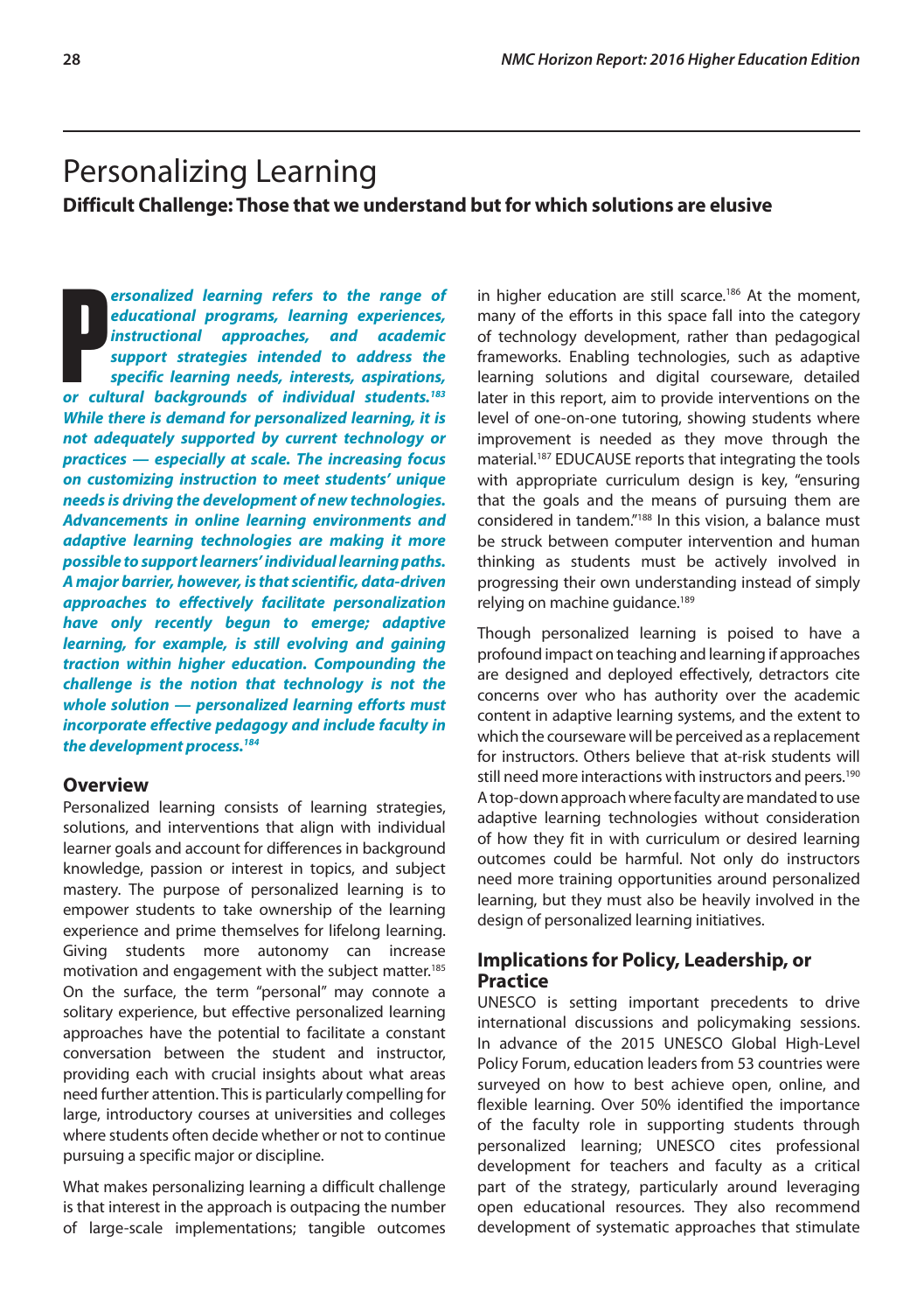# Personalizing Learning

**Difficult Challenge: Those that we understand but for which solutions are elusive**

***Personalized learning refers to the range of educational programs, learning experiences, instructional approaches, and academic support strategies intended to address the specific learning needs, interests, aspirations, or cultural backgrounds of individual students.[183] While there is demand for personalized learning, it is not adequately supported by current technology or practices — especially at scale. The increasing focus on customizing instruction to meet students' unique needs is driving the development of new technologies. Advancements in online learning environments and adaptive learning technologies are making it more possible to support learners' individual learning paths. A major barrier, however, is that scientific, data-driven approaches to effectively facilitate personalization have only recently begun to emerge; adaptive learning, for example, is still evolving and gaining traction within higher education. Compounding the challenge is the notion that technology is not the whole solution — personalized learning efforts must incorporate effective pedagogy and include faculty in the development process.[184]***

## Overview

Personalized learning consists of learning strategies, solutions, and interventions that align with individual learner goals and account for differences in background knowledge, passion or interest in topics, and subject mastery. The purpose of personalized learning is to empower students to take ownership of the learning experience and prime themselves for lifelong learning. Giving students more autonomy can increase motivation and engagement with the subject matter.[185] On the surface, the term "personal" may connote a solitary experience, but effective personalized learning approaches have the potential to facilitate a constant conversation between the student and instructor, providing each with crucial insights about what areas need further attention. This is particularly compelling for large, introductory courses at universities and colleges where students often decide whether or not to continue pursuing a specific major or discipline.

What makes personalizing learning a difficult challenge is that interest in the approach is outpacing the number of large-scale implementations; tangible outcomes in higher education are still scarce.[186] At the moment, many of the efforts in this space fall into the category of technology development, rather than pedagogical frameworks. Enabling technologies, such as adaptive learning solutions and digital courseware, detailed later in this report, aim to provide interventions on the level of one-on-one tutoring, showing students where improvement is needed as they move through the material.[187] EDUCAUSE reports that integrating the tools with appropriate curriculum design is key, "ensuring that the goals and the means of pursuing them are considered in tandem."[188] In this vision, a balance must be struck between computer intervention and human thinking as students must be actively involved in progressing their own understanding instead of simply relying on machine guidance.[189]

Though personalized learning is poised to have a profound impact on teaching and learning if approaches are designed and deployed effectively, detractors cite concerns over who has authority over the academic content in adaptive learning systems, and the extent to which the courseware will be perceived as a replacement for instructors. Others believe that at-risk students will still need more interactions with instructors and peers.[190] A top-down approach where faculty are mandated to use adaptive learning technologies without consideration of how they fit in with curriculum or desired learning outcomes could be harmful. Not only do instructors need more training opportunities around personalized learning, but they must also be heavily involved in the design of personalized learning initiatives.

## Implications for Policy, Leadership, or Practice

UNESCO is setting important precedents to drive international discussions and policymaking sessions. In advance of the 2015 UNESCO Global High-Level Policy Forum, education leaders from 53 countries were surveyed on how to best achieve open, online, and flexible learning. Over 50% identified the importance of the faculty role in supporting students through personalized learning; UNESCO cites professional development for teachers and faculty as a critical part of the strategy, particularly around leveraging open educational resources. They also recommend development of systematic approaches that stimulate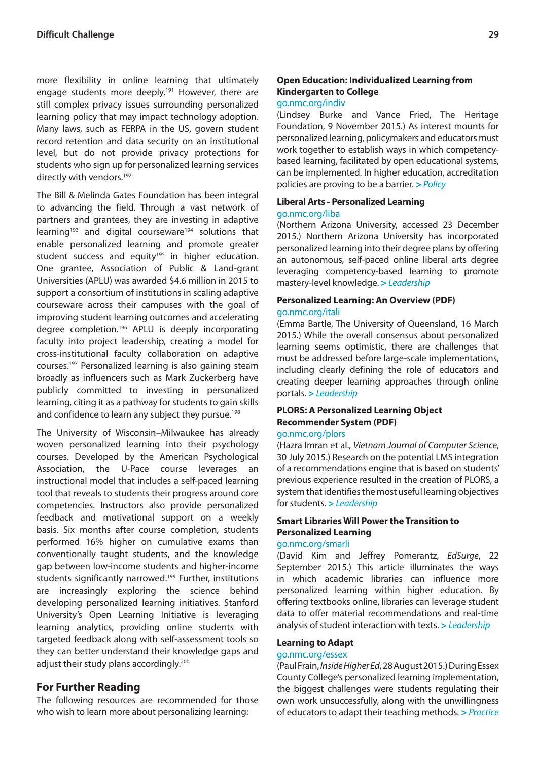more flexibility in online learning that ultimately engage students more deeply.[191] However, there are still complex privacy issues surrounding personalized learning policy that may impact technology adoption. Many laws, such as FERPA in the US, govern student record retention and data security on an institutional level, but do not provide privacy protections for students who sign up for personalized learning services directly with vendors.[192]

The Bill & Melinda Gates Foundation has been integral to advancing the field. Through a vast network of partners and grantees, they are investing in adaptive learning[193] and digital courseware[194] solutions that enable personalized learning and promote greater student success and equity[195] in higher education. One grantee, Association of Public & Land-grant Universities (APLU) was awarded $4.6 million in 2015 to support a consortium of institutions in scaling adaptive courseware across their campuses with the goal of improving student learning outcomes and accelerating degree completion.[196] APLU is deeply incorporating faculty into project leadership, creating a model for cross-institutional faculty collaboration on adaptive courses.[197] Personalized learning is also gaining steam broadly as influencers such as Mark Zuckerberg have publicly committed to investing in personalized learning, citing it as a pathway for students to gain skills and confidence to learn any subject they pursue.[198]

The University of Wisconsin–Milwaukee has already woven personalized learning into their psychology courses. Developed by the American Psychological Association, the U-Pace course leverages an instructional model that includes a self-paced learning tool that reveals to students their progress around core competencies. Instructors also provide personalized feedback and motivational support on a weekly basis. Six months after course completion, students performed 16% higher on cumulative exams than conventionally taught students, and the knowledge gap between low-income students and higher-income students significantly narrowed.[199] Further, institutions are increasingly exploring the science behind developing personalized learning initiatives. Stanford University's Open Learning Initiative is leveraging learning analytics, providing online students with targeted feedback along with self-assessment tools so they can better understand their knowledge gaps and adjust their study plans accordingly.[200]

## For Further Reading

The following resources are recommended for those who wish to learn more about personalizing learning:

**Open Education: Individualized Learning from Kindergarten to College**
go.nmc.org/indiv
(Lindsey Burke and Vance Fried, The Heritage Foundation, 9 November 2015.) As interest mounts for personalized learning, policymakers and educators must work together to establish ways in which competency-based learning, facilitated by open educational systems, can be implemented. In higher education, accreditation policies are proving to be a barrier. > *Policy*

**Liberal Arts - Personalized Learning**
go.nmc.org/liba
(Northern Arizona University, accessed 23 December 2015.) Northern Arizona University has incorporated personalized learning into their degree plans by offering an autonomous, self-paced online liberal arts degree leveraging competency-based learning to promote mastery-level knowledge. > *Leadership*

**Personalized Learning: An Overview (PDF)**
go.nmc.org/itali
(Emma Bartle, The University of Queensland, 16 March 2015.) While the overall consensus about personalized learning seems optimistic, there are challenges that must be addressed before large-scale implementations, including clearly defining the role of educators and creating deeper learning approaches through online portals. > *Leadership*

**PLORS: A Personalized Learning Object Recommender System (PDF)**
go.nmc.org/plors
(Hazra Imran et al., *Vietnam Journal of Computer Science*, 30 July 2015.) Research on the potential LMS integration of a recommendations engine that is based on students' previous experience resulted in the creation of PLORS, a system that identifies the most useful learning objectives for students. > *Leadership*

**Smart Libraries Will Power the Transition to Personalized Learning**
go.nmc.org/smarli
(David Kim and Jeffrey Pomerantz, *EdSurge*, 22 September 2015.) This article illuminates the ways in which academic libraries can influence more personalized learning within higher education. By offering textbooks online, libraries can leverage student data to offer material recommendations and real-time analysis of student interaction with texts. > *Leadership*

**Learning to Adapt**
go.nmc.org/essex
(Paul Frain, *Inside Higher Ed*, 28 August 2015.) During Essex County College's personalized learning implementation, the biggest challenges were students regulating their own work unsuccessfully, along with the unwillingness of educators to adapt their teaching methods. > *Practice*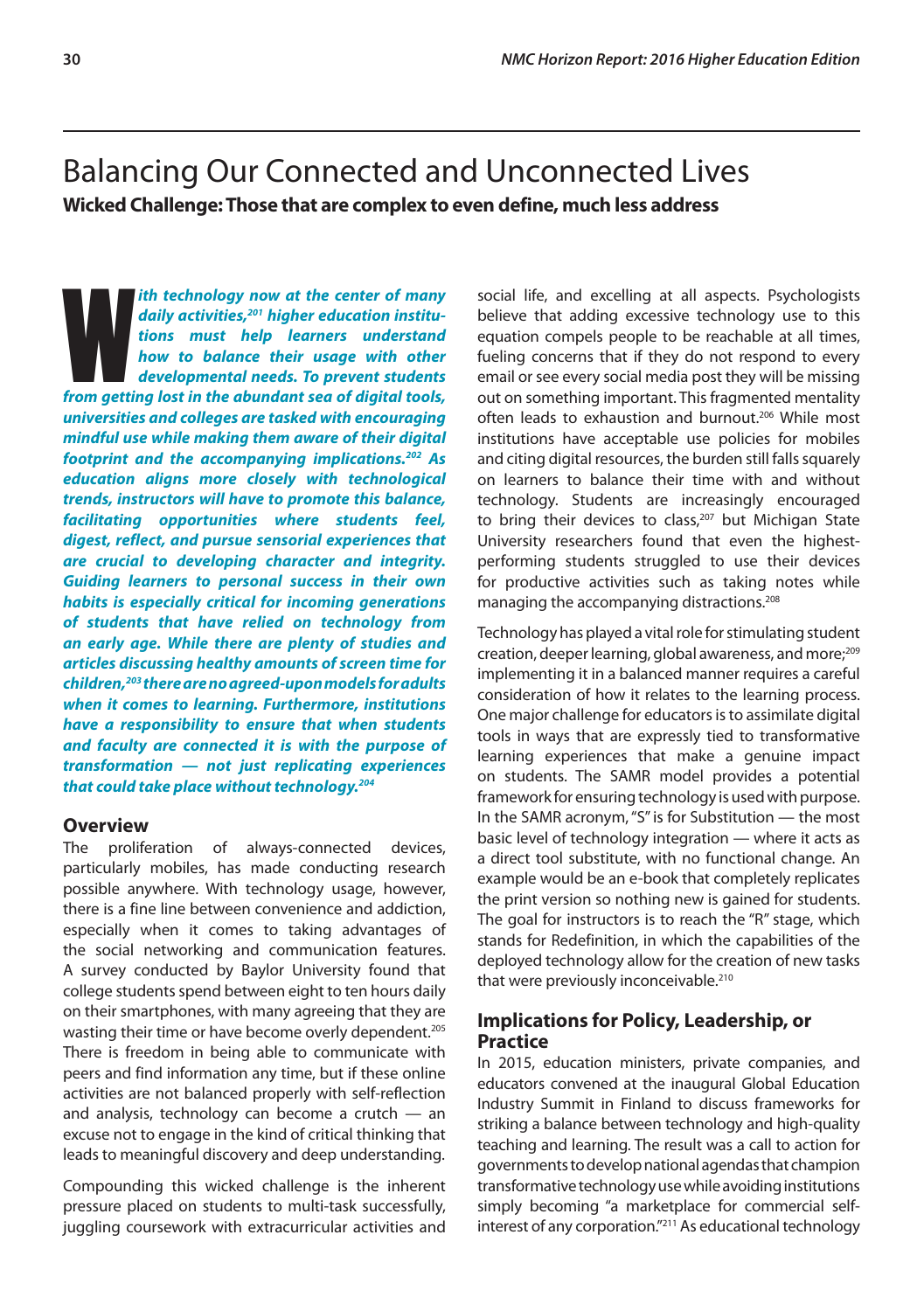# Balancing Our Connected and Unconnected Lives

**Wicked Challenge: Those that are complex to even define, much less address**

***With technology now at the center of many daily activities,[201] higher education institutions must help learners understand how to balance their usage with other developmental needs. To prevent students from getting lost in the abundant sea of digital tools, universities and colleges are tasked with encouraging mindful use while making them aware of their digital footprint and the accompanying implications.[202] As education aligns more closely with technological trends, instructors will have to promote this balance, facilitating opportunities where students feel, digest, reflect, and pursue sensorial experiences that are crucial to developing character and integrity. Guiding learners to personal success in their own habits is especially critical for incoming generations of students that have relied on technology from an early age. While there are plenty of studies and articles discussing healthy amounts of screen time for children,[203] there are no agreed-upon models for adults when it comes to learning. Furthermore, institutions have a responsibility to ensure that when students and faculty are connected it is with the purpose of transformation — not just replicating experiences that could take place without technology.[204]***

## Overview

The proliferation of always-connected devices, particularly mobiles, has made conducting research possible anywhere. With technology usage, however, there is a fine line between convenience and addiction, especially when it comes to taking advantages of the social networking and communication features. A survey conducted by Baylor University found that college students spend between eight to ten hours daily on their smartphones, with many agreeing that they are wasting their time or have become overly dependent.[205] There is freedom in being able to communicate with peers and find information any time, but if these online activities are not balanced properly with self-reflection and analysis, technology can become a crutch — an excuse not to engage in the kind of critical thinking that leads to meaningful discovery and deep understanding.

Compounding this wicked challenge is the inherent pressure placed on students to multi-task successfully, juggling coursework with extracurricular activities and social life, and excelling at all aspects. Psychologists believe that adding excessive technology use to this equation compels people to be reachable at all times, fueling concerns that if they do not respond to every email or see every social media post they will be missing out on something important. This fragmented mentality often leads to exhaustion and burnout.[206] While most institutions have acceptable use policies for mobiles and citing digital resources, the burden still falls squarely on learners to balance their time with and without technology. Students are increasingly encouraged to bring their devices to class,[207] but Michigan State University researchers found that even the highest-performing students struggled to use their devices for productive activities such as taking notes while managing the accompanying distractions.[208]

Technology has played a vital role for stimulating student creation, deeper learning, global awareness, and more;[209] implementing it in a balanced manner requires a careful consideration of how it relates to the learning process. One major challenge for educators is to assimilate digital tools in ways that are expressly tied to transformative learning experiences that make a genuine impact on students. The SAMR model provides a potential framework for ensuring technology is used with purpose. In the SAMR acronym, "S" is for Substitution — the most basic level of technology integration — where it acts as a direct tool substitute, with no functional change. An example would be an e-book that completely replicates the print version so nothing new is gained for students. The goal for instructors is to reach the "R" stage, which stands for Redefinition, in which the capabilities of the deployed technology allow for the creation of new tasks that were previously inconceivable.[210]

## Implications for Policy, Leadership, or Practice

In 2015, education ministers, private companies, and educators convened at the inaugural Global Education Industry Summit in Finland to discuss frameworks for striking a balance between technology and high-quality teaching and learning. The result was a call to action for governments to develop national agendas that champion transformative technology use while avoiding institutions simply becoming "a marketplace for commercial self-interest of any corporation."[211] As educational technology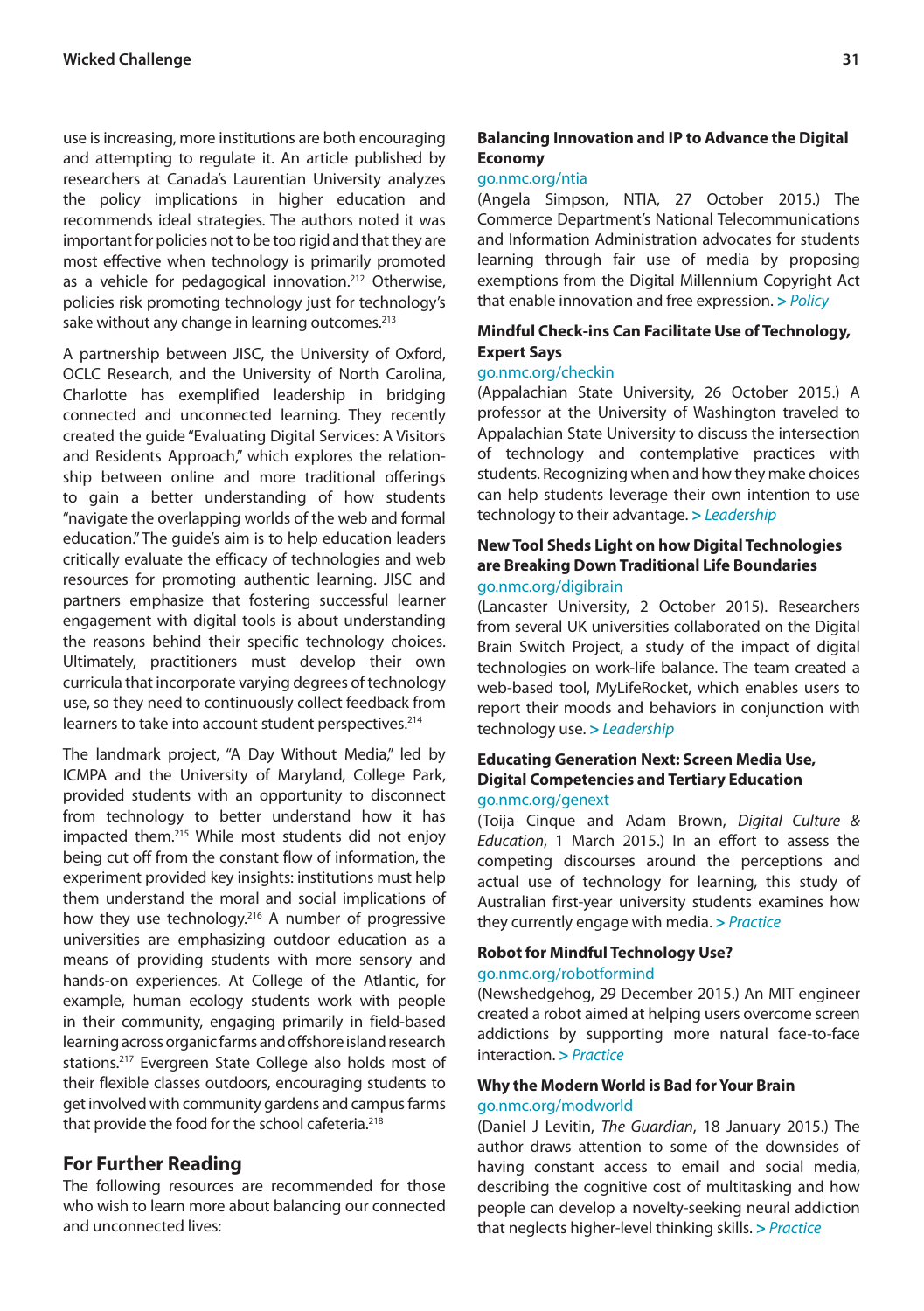use is increasing, more institutions are both encouraging and attempting to regulate it. An article published by researchers at Canada's Laurentian University analyzes the policy implications in higher education and recommends ideal strategies. The authors noted it was important for policies not to be too rigid and that they are most effective when technology is primarily promoted as a vehicle for pedagogical innovation.[212] Otherwise, policies risk promoting technology just for technology's sake without any change in learning outcomes.[213]

A partnership between JISC, the University of Oxford, OCLC Research, and the University of North Carolina, Charlotte has exemplified leadership in bridging connected and unconnected learning. They recently created the guide "Evaluating Digital Services: A Visitors and Residents Approach," which explores the relationship between online and more traditional offerings to gain a better understanding of how students "navigate the overlapping worlds of the web and formal education." The guide's aim is to help education leaders critically evaluate the efficacy of technologies and web resources for promoting authentic learning. JISC and partners emphasize that fostering successful learner engagement with digital tools is about understanding the reasons behind their specific technology choices. Ultimately, practitioners must develop their own curricula that incorporate varying degrees of technology use, so they need to continuously collect feedback from learners to take into account student perspectives.[214]

The landmark project, "A Day Without Media," led by ICMPA and the University of Maryland, College Park, provided students with an opportunity to disconnect from technology to better understand how it has impacted them.[215] While most students did not enjoy being cut off from the constant flow of information, the experiment provided key insights: institutions must help them understand the moral and social implications of how they use technology.[216] A number of progressive universities are emphasizing outdoor education as a means of providing students with more sensory and hands-on experiences. At College of the Atlantic, for example, human ecology students work with people in their community, engaging primarily in field-based learning across organic farms and offshore island research stations.[217] Evergreen State College also holds most of their flexible classes outdoors, encouraging students to get involved with community gardens and campus farms that provide the food for the school cafeteria.[218]

## For Further Reading

The following resources are recommended for those who wish to learn more about balancing our connected and unconnected lives:

**Balancing Innovation and IP to Advance the Digital Economy**
go.nmc.org/ntia
(Angela Simpson, NTIA, 27 October 2015.) The Commerce Department's National Telecommunications and Information Administration advocates for students learning through fair use of media by proposing exemptions from the Digital Millennium Copyright Act that enable innovation and free expression. > *Policy*

**Mindful Check-ins Can Facilitate Use of Technology, Expert Says**
go.nmc.org/checkin
(Appalachian State University, 26 October 2015.) A professor at the University of Washington traveled to Appalachian State University to discuss the intersection of technology and contemplative practices with students. Recognizing when and how they make choices can help students leverage their own intention to use technology to their advantage. > *Leadership*

**New Tool Sheds Light on how Digital Technologies are Breaking Down Traditional Life Boundaries**
go.nmc.org/digibrain
(Lancaster University, 2 October 2015). Researchers from several UK universities collaborated on the Digital Brain Switch Project, a study of the impact of digital technologies on work-life balance. The team created a web-based tool, MyLifeRocket, which enables users to report their moods and behaviors in conjunction with technology use. > *Leadership*

**Educating Generation Next: Screen Media Use, Digital Competencies and Tertiary Education**
go.nmc.org/genext
(Toija Cinque and Adam Brown, *Digital Culture & Education*, 1 March 2015.) In an effort to assess the competing discourses around the perceptions and actual use of technology for learning, this study of Australian first-year university students examines how they currently engage with media. > *Practice*

**Robot for Mindful Technology Use?**
go.nmc.org/robotformind
(Newshedgehog, 29 December 2015.) An MIT engineer created a robot aimed at helping users overcome screen addictions by supporting more natural face-to-face interaction. > *Practice*

**Why the Modern World is Bad for Your Brain**
go.nmc.org/modworld
(Daniel J Levitin, *The Guardian*, 18 January 2015.) The author draws attention to some of the downsides of having constant access to email and social media, describing the cognitive cost of multitasking and how people can develop a novelty-seeking neural addiction that neglects higher-level thinking skills. > *Practice*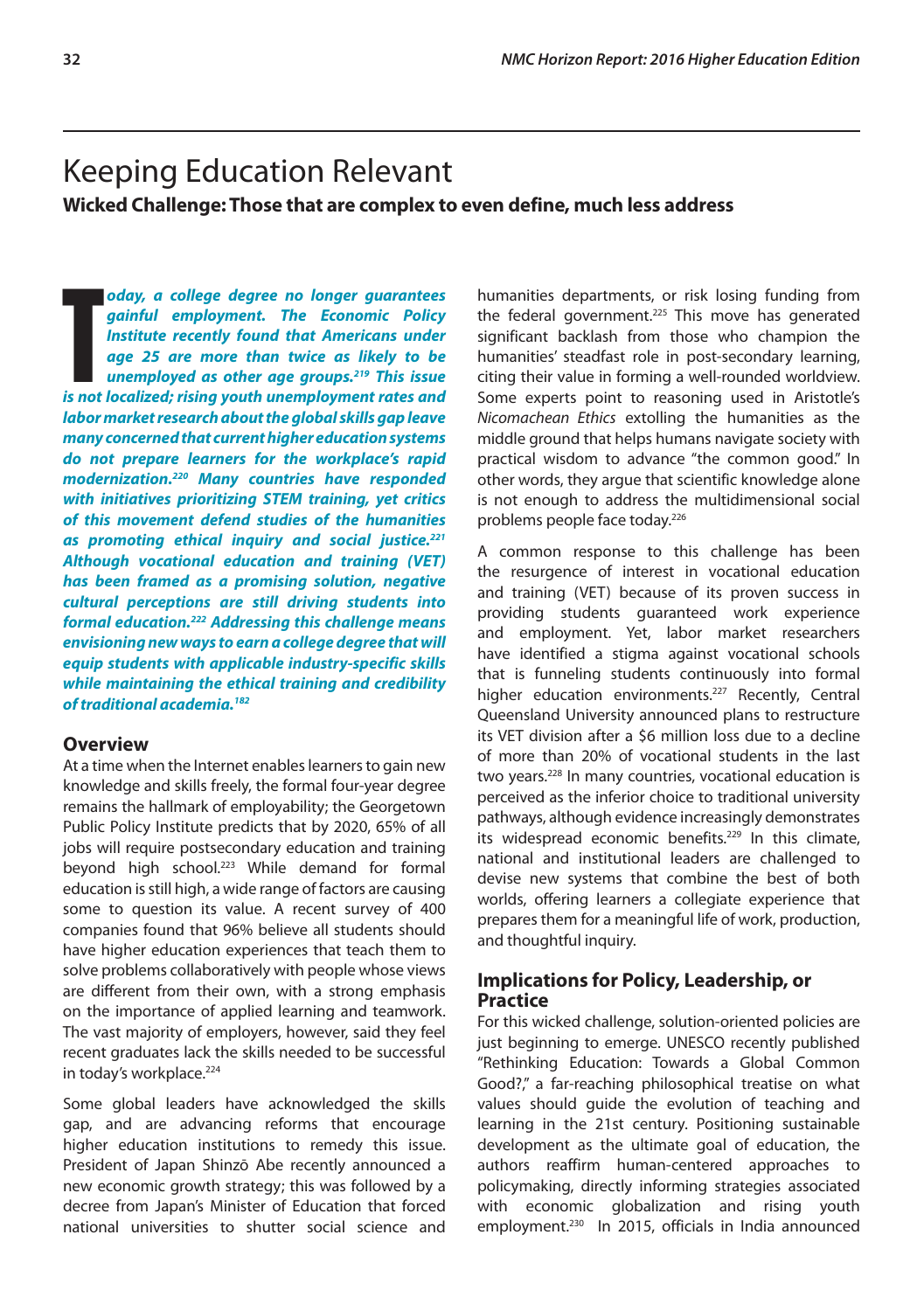# Keeping Education Relevant

**Wicked Challenge: Those that are complex to even define, much less address**

***Today, a college degree no longer guarantees gainful employment. The Economic Policy Institute recently found that Americans under age 25 are more than twice as likely to be unemployed as other age groups.[219] This issue is not localized; rising youth unemployment rates and labor market research about the global skills gap leave many concerned that current higher education systems do not prepare learners for the workplace's rapid modernization.[220] Many countries have responded with initiatives prioritizing STEM training, yet critics of this movement defend studies of the humanities as promoting ethical inquiry and social justice.[221] Although vocational education and training (VET) has been framed as a promising solution, negative cultural perceptions are still driving students into formal education.[222] Addressing this challenge means envisioning new ways to earn a college degree that will equip students with applicable industry-specific skills while maintaining the ethical training and credibility of traditional academia.[182]***

## Overview

At a time when the Internet enables learners to gain new knowledge and skills freely, the formal four-year degree remains the hallmark of employability; the Georgetown Public Policy Institute predicts that by 2020, 65% of all jobs will require postsecondary education and training beyond high school.[223] While demand for formal education is still high, a wide range of factors are causing some to question its value. A recent survey of 400 companies found that 96% believe all students should have higher education experiences that teach them to solve problems collaboratively with people whose views are different from their own, with a strong emphasis on the importance of applied learning and teamwork. The vast majority of employers, however, said they feel recent graduates lack the skills needed to be successful in today's workplace.[224]

Some global leaders have acknowledged the skills gap, and are advancing reforms that encourage higher education institutions to remedy this issue. President of Japan Shinzō Abe recently announced a new economic growth strategy; this was followed by a decree from Japan's Minister of Education that forced national universities to shutter social science and humanities departments, or risk losing funding from the federal government.[225] This move has generated significant backlash from those who champion the humanities' steadfast role in post-secondary learning, citing their value in forming a well-rounded worldview. Some experts point to reasoning used in Aristotle's *Nicomachean Ethics* extolling the humanities as the middle ground that helps humans navigate society with practical wisdom to advance "the common good." In other words, they argue that scientific knowledge alone is not enough to address the multidimensional social problems people face today.[226]

A common response to this challenge has been the resurgence of interest in vocational education and training (VET) because of its proven success in providing students guaranteed work experience and employment. Yet, labor market researchers have identified a stigma against vocational schools that is funneling students continuously into formal higher education environments.[227] Recently, Central Queensland University announced plans to restructure its VET division after a $6 million loss due to a decline of more than 20% of vocational students in the last two years.[228] In many countries, vocational education is perceived as the inferior choice to traditional university pathways, although evidence increasingly demonstrates its widespread economic benefits.[229] In this climate, national and institutional leaders are challenged to devise new systems that combine the best of both worlds, offering learners a collegiate experience that prepares them for a meaningful life of work, production, and thoughtful inquiry.

## Implications for Policy, Leadership, or Practice

For this wicked challenge, solution-oriented policies are just beginning to emerge. UNESCO recently published "Rethinking Education: Towards a Global Common Good?," a far-reaching philosophical treatise on what values should guide the evolution of teaching and learning in the 21st century. Positioning sustainable development as the ultimate goal of education, the authors reaffirm human-centered approaches to policymaking, directly informing strategies associated with economic globalization and rising youth employment.[230] In 2015, officials in India announced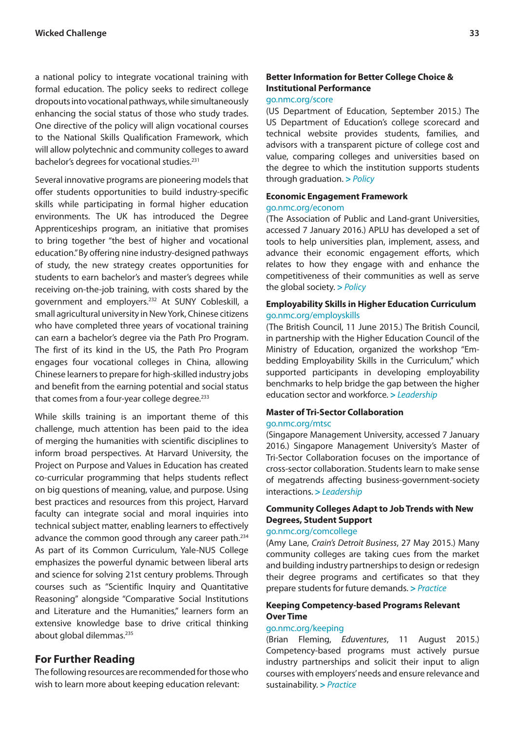a national policy to integrate vocational training with formal education. The policy seeks to redirect college dropouts into vocational pathways, while simultaneously enhancing the social status of those who study trades. One directive of the policy will align vocational courses to the National Skills Qualification Framework, which will allow polytechnic and community colleges to award bachelor's degrees for vocational studies.[231]

Several innovative programs are pioneering models that offer students opportunities to build industry-specific skills while participating in formal higher education environments. The UK has introduced the Degree Apprenticeships program, an initiative that promises to bring together "the best of higher and vocational education." By offering nine industry-designed pathways of study, the new strategy creates opportunities for students to earn bachelor's and master's degrees while receiving on-the-job training, with costs shared by the government and employers.[232] At SUNY Cobleskill, a small agricultural university in New York, Chinese citizens who have completed three years of vocational training can earn a bachelor's degree via the Path Pro Program. The first of its kind in the US, the Path Pro Program engages four vocational colleges in China, allowing Chinese learners to prepare for high-skilled industry jobs and benefit from the earning potential and social status that comes from a four-year college degree.[233]

While skills training is an important theme of this challenge, much attention has been paid to the idea of merging the humanities with scientific disciplines to inform broad perspectives. At Harvard University, the Project on Purpose and Values in Education has created co-curricular programming that helps students reflect on big questions of meaning, value, and purpose. Using best practices and resources from this project, Harvard faculty can integrate social and moral inquiries into technical subject matter, enabling learners to effectively advance the common good through any career path.[234] As part of its Common Curriculum, Yale-NUS College emphasizes the powerful dynamic between liberal arts and science for solving 21st century problems. Through courses such as "Scientific Inquiry and Quantitative Reasoning" alongside "Comparative Social Institutions and Literature and the Humanities," learners form an extensive knowledge base to drive critical thinking about global dilemmas.[235]

## For Further Reading

The following resources are recommended for those who wish to learn more about keeping education relevant:

**Better Information for Better College Choice & Institutional Performance**
go.nmc.org/score
(US Department of Education, September 2015.) The US Department of Education's college scorecard and technical website provides students, families, and advisors with a transparent picture of college cost and value, comparing colleges and universities based on the degree to which the institution supports students through graduation. > *Policy*

**Economic Engagement Framework**
go.nmc.org/econom
(The Association of Public and Land-grant Universities, accessed 7 January 2016.) APLU has developed a set of tools to help universities plan, implement, assess, and advance their economic engagement efforts, which relates to how they engage with and enhance the competitiveness of their communities as well as serve the global society. > *Policy*

**Employability Skills in Higher Education Curriculum**
go.nmc.org/employskills
(The British Council, 11 June 2015.) The British Council, in partnership with the Higher Education Council of the Ministry of Education, organized the workshop "Embedding Employability Skills in the Curriculum," which supported participants in developing employability benchmarks to help bridge the gap between the higher education sector and workforce. > *Leadership*

**Master of Tri-Sector Collaboration**
go.nmc.org/mtsc
(Singapore Management University, accessed 7 January 2016.) Singapore Management University's Master of Tri-Sector Collaboration focuses on the importance of cross-sector collaboration. Students learn to make sense of megatrends affecting business-government-society interactions. > *Leadership*

**Community Colleges Adapt to Job Trends with New Degrees, Student Support**
go.nmc.org/comcollege
(Amy Lane, *Crain's Detroit Business*, 27 May 2015.) Many community colleges are taking cues from the market and building industry partnerships to design or redesign their degree programs and certificates so that they prepare students for future demands. > *Practice*

**Keeping Competency-based Programs Relevant Over Time**
go.nmc.org/keeping
(Brian Fleming, *Eduventures*, 11 August 2015.) Competency-based programs must actively pursue industry partnerships and solicit their input to align courses with employers' needs and ensure relevance and sustainability. > *Practice*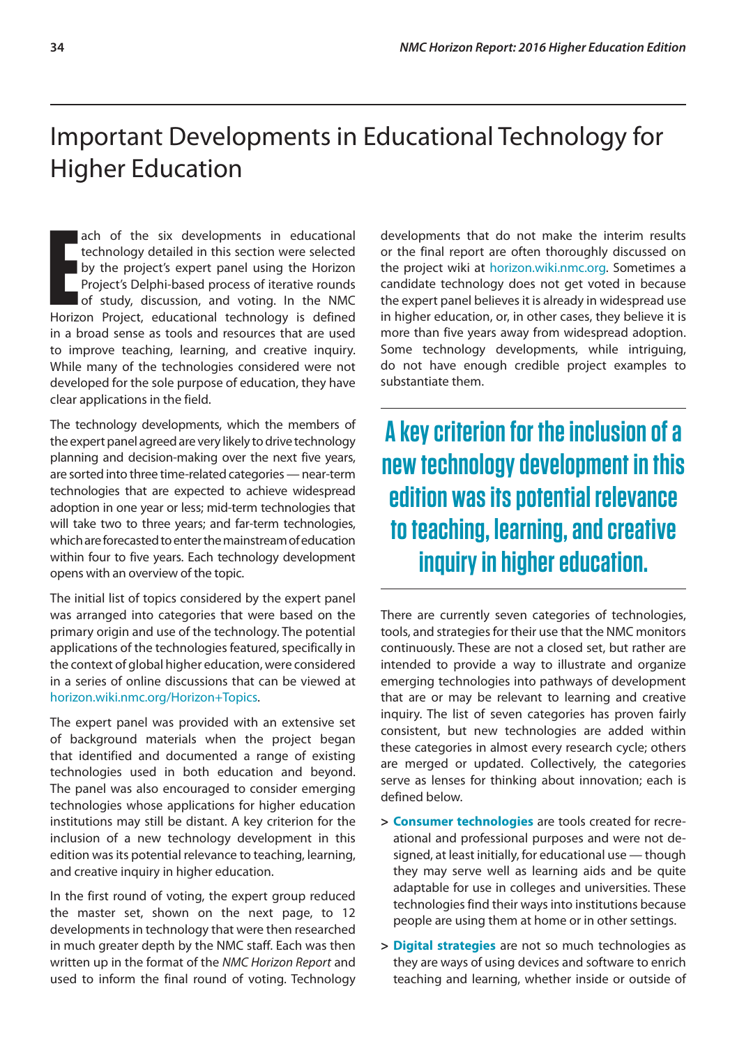# Important Developments in Educational Technology for Higher Education

Each of the six developments in educational technology detailed in this section were selected by the project's expert panel using the Horizon Project's Delphi-based process of iterative rounds of study, discussion, and voting. In the NMC Horizon Project, educational technology is defined in a broad sense as tools and resources that are used to improve teaching, learning, and creative inquiry. While many of the technologies considered were not developed for the sole purpose of education, they have clear applications in the field.

The technology developments, which the members of the expert panel agreed are very likely to drive technology planning and decision-making over the next five years, are sorted into three time-related categories — near-term technologies that are expected to achieve widespread adoption in one year or less; mid-term technologies that will take two to three years; and far-term technologies, which are forecasted to enter the mainstream of education within four to five years. Each technology development opens with an overview of the topic.

The initial list of topics considered by the expert panel was arranged into categories that were based on the primary origin and use of the technology. The potential applications of the technologies featured, specifically in the context of global higher education, were considered in a series of online discussions that can be viewed at horizon.wiki.nmc.org/Horizon+Topics.

The expert panel was provided with an extensive set of background materials when the project began that identified and documented a range of existing technologies used in both education and beyond. The panel was also encouraged to consider emerging technologies whose applications for higher education institutions may still be distant. A key criterion for the inclusion of a new technology development in this edition was its potential relevance to teaching, learning, and creative inquiry in higher education.

In the first round of voting, the expert group reduced the master set, shown on the next page, to 12 developments in technology that were then researched in much greater depth by the NMC staff. Each was then written up in the format of the *NMC Horizon Report* and used to inform the final round of voting. Technology developments that do not make the interim results or the final report are often thoroughly discussed on the project wiki at horizon.wiki.nmc.org. Sometimes a candidate technology does not get voted in because the expert panel believes it is already in widespread use in higher education, or, in other cases, they believe it is more than five years away from widespread adoption. Some technology developments, while intriguing, do not have enough credible project examples to substantiate them.

> **A key criterion for the inclusion of a new technology development in this edition was its potential relevance to teaching, learning, and creative inquiry in higher education.**

There are currently seven categories of technologies, tools, and strategies for their use that the NMC monitors continuously. These are not a closed set, but rather are intended to provide a way to illustrate and organize emerging technologies into pathways of development that are or may be relevant to learning and creative inquiry. The list of seven categories has proven fairly consistent, but new technologies are added within these categories in almost every research cycle; others are merged or updated. Collectively, the categories serve as lenses for thinking about innovation; each is defined below.

> **Consumer technologies** are tools created for recreational and professional purposes and were not designed, at least initially, for educational use — though they may serve well as learning aids and be quite adaptable for use in colleges and universities. These technologies find their ways into institutions because people are using them at home or in other settings.

> **Digital strategies** are not so much technologies as they are ways of using devices and software to enrich teaching and learning, whether inside or outside of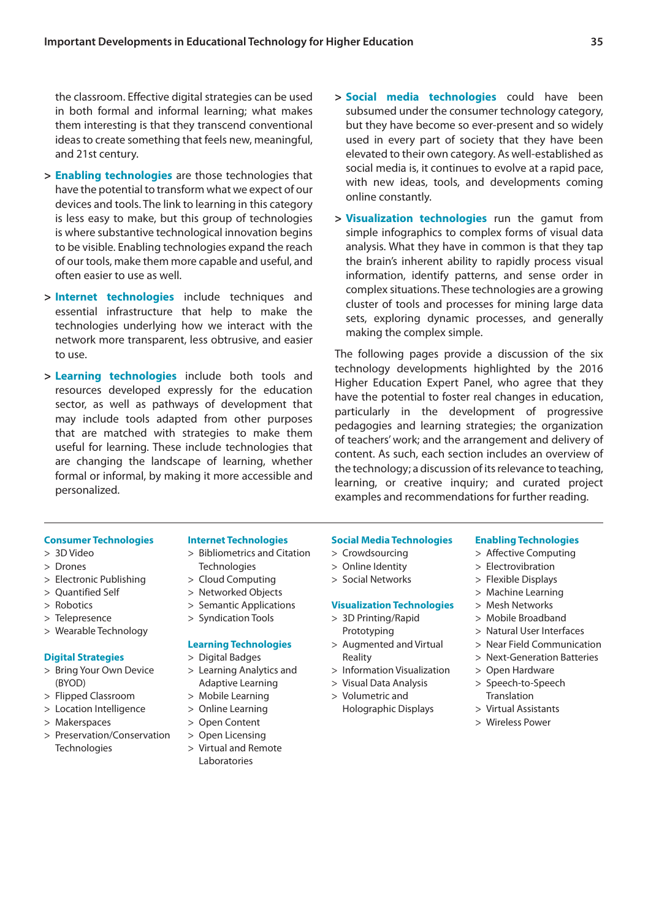the classroom. Effective digital strategies can be used in both formal and informal learning; what makes them interesting is that they transcend conventional ideas to create something that feels new, meaningful, and 21st century.

> **Enabling technologies** are those technologies that have the potential to transform what we expect of our devices and tools. The link to learning in this category is less easy to make, but this group of technologies is where substantive technological innovation begins to be visible. Enabling technologies expand the reach of our tools, make them more capable and useful, and often easier to use as well.

> **Internet technologies** include techniques and essential infrastructure that help to make the technologies underlying how we interact with the network more transparent, less obtrusive, and easier to use.

> **Learning technologies** include both tools and resources developed expressly for the education sector, as well as pathways of development that may include tools adapted from other purposes that are matched with strategies to make them useful for learning. These include technologies that are changing the landscape of learning, whether formal or informal, by making it more accessible and personalized.

> **Social media technologies** could have been subsumed under the consumer technology category, but they have become so ever-present and so widely used in every part of society that they have been elevated to their own category. As well-established as social media is, it continues to evolve at a rapid pace, with new ideas, tools, and developments coming online constantly.

> **Visualization technologies** run the gamut from simple infographics to complex forms of visual data analysis. What they have in common is that they tap the brain's inherent ability to rapidly process visual information, identify patterns, and sense order in complex situations. These technologies are a growing cluster of tools and processes for mining large data sets, exploring dynamic processes, and generally making the complex simple.

The following pages provide a discussion of the six technology developments highlighted by the 2016 Higher Education Expert Panel, who agree that they have the potential to foster real changes in education, particularly in the development of progressive pedagogies and learning strategies; the organization of teachers' work; and the arrangement and delivery of content. As such, each section includes an overview of the technology; a discussion of its relevance to teaching, learning, or creative inquiry; and curated project examples and recommendations for further reading.

---

**Consumer Technologies**
- 3D Video
- Drones
- Electronic Publishing
- Quantified Self
- Robotics
- Telepresence
- Wearable Technology

**Digital Strategies**
- Bring Your Own Device (BYOD)
- Flipped Classroom
- Location Intelligence
- Makerspaces
- Preservation/Conservation Technologies

**Internet Technologies**
- Bibliometrics and Citation Technologies
- Cloud Computing
- Networked Objects
- Semantic Applications
- Syndication Tools

**Learning Technologies**
- Digital Badges
- Learning Analytics and Adaptive Learning
- Mobile Learning
- Online Learning
- Open Content
- Open Licensing
- Virtual and Remote Laboratories

**Social Media Technologies**
- Crowdsourcing
- Online Identity
- Social Networks

**Visualization Technologies**
- 3D Printing/Rapid Prototyping
- Augmented and Virtual Reality
- Information Visualization
- Visual Data Analysis
- Volumetric and Holographic Displays

**Enabling Technologies**
- Affective Computing
- Electrovibration
- Flexible Displays
- Machine Learning
- Mesh Networks
- Mobile Broadband
- Natural User Interfaces
- Near Field Communication
- Next-Generation Batteries
- Open Hardware
- Speech-to-Speech Translation
- Virtual Assistants
- Wireless Power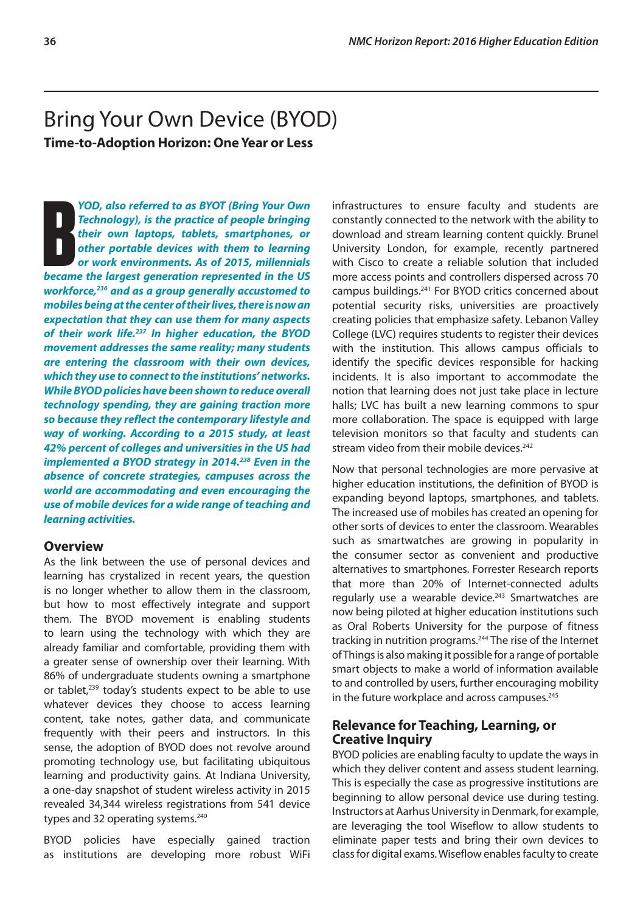# Bring Your Own Device (BYOD)

**Time-to-Adoption Horizon: One Year or Less**

***BYOD, also referred to as BYOT (Bring Your Own Technology), is the practice of people bringing their own laptops, tablets, smartphones, or other portable devices with them to learning or work environments. As of 2015, millennials became the largest generation represented in the US workforce,[236] and as a group generally accustomed to mobiles being at the center of their lives, there is now an expectation that they can use them for many aspects of their work life.[237] In higher education, the BYOD movement addresses the same reality; many students are entering the classroom with their own devices, which they use to connect to the institutions' networks. While BYOD policies have been shown to reduce overall technology spending, they are gaining traction more so because they reflect the contemporary lifestyle and way of working. According to a 2015 study, at least 42% percent of colleges and universities in the US had implemented a BYOD strategy in 2014.[238] Even in the absence of concrete strategies, campuses across the world are accommodating and even encouraging the use of mobile devices for a wide range of teaching and learning activities.***

## Overview

As the link between the use of personal devices and learning has crystalized in recent years, the question is no longer whether to allow them in the classroom, but how to most effectively integrate and support them. The BYOD movement is enabling students to learn using the technology with which they are already familiar and comfortable, providing them with a greater sense of ownership over their learning. With 86% of undergraduate students owning a smartphone or tablet,[239] today's students expect to be able to use whatever devices they choose to access learning content, take notes, gather data, and communicate frequently with their peers and instructors. In this sense, the adoption of BYOD does not revolve around promoting technology use, but facilitating ubiquitous learning and productivity gains. At Indiana University, a one-day snapshot of student wireless activity in 2015 revealed 34,344 wireless registrations from 541 device types and 32 operating systems.[240]

BYOD policies have especially gained traction as institutions are developing more robust WiFi infrastructures to ensure faculty and students are constantly connected to the network with the ability to download and stream learning content quickly. Brunel University London, for example, recently partnered with Cisco to create a reliable solution that included more access points and controllers dispersed across 70 campus buildings.[241] For BYOD critics concerned about potential security risks, universities are proactively creating policies that emphasize safety. Lebanon Valley College (LVC) requires students to register their devices with the institution. This allows campus officials to identify the specific devices responsible for hacking incidents. It is also important to accommodate the notion that learning does not just take place in lecture halls; LVC has built a new learning commons to spur more collaboration. The space is equipped with large television monitors so that faculty and students can stream video from their mobile devices.[242]

Now that personal technologies are more pervasive at higher education institutions, the definition of BYOD is expanding beyond laptops, smartphones, and tablets. The increased use of mobiles has created an opening for other sorts of devices to enter the classroom. Wearables such as smartwatches are growing in popularity in the consumer sector as convenient and productive alternatives to smartphones. Forrester Research reports that more than 20% of Internet-connected adults regularly use a wearable device.[243] Smartwatches are now being piloted at higher education institutions such as Oral Roberts University for the purpose of fitness tracking in nutrition programs.[244] The rise of the Internet of Things is also making it possible for a range of portable smart objects to make a world of information available to and controlled by users, further encouraging mobility in the future workplace and across campuses.[245]

## Relevance for Teaching, Learning, or Creative Inquiry

BYOD policies are enabling faculty to update the ways in which they deliver content and assess student learning. This is especially the case as progressive institutions are beginning to allow personal device use during testing. Instructors at Aarhus University in Denmark, for example, are leveraging the tool Wiseflow to allow students to eliminate paper tests and bring their own devices to class for digital exams. Wiseflow enables faculty to create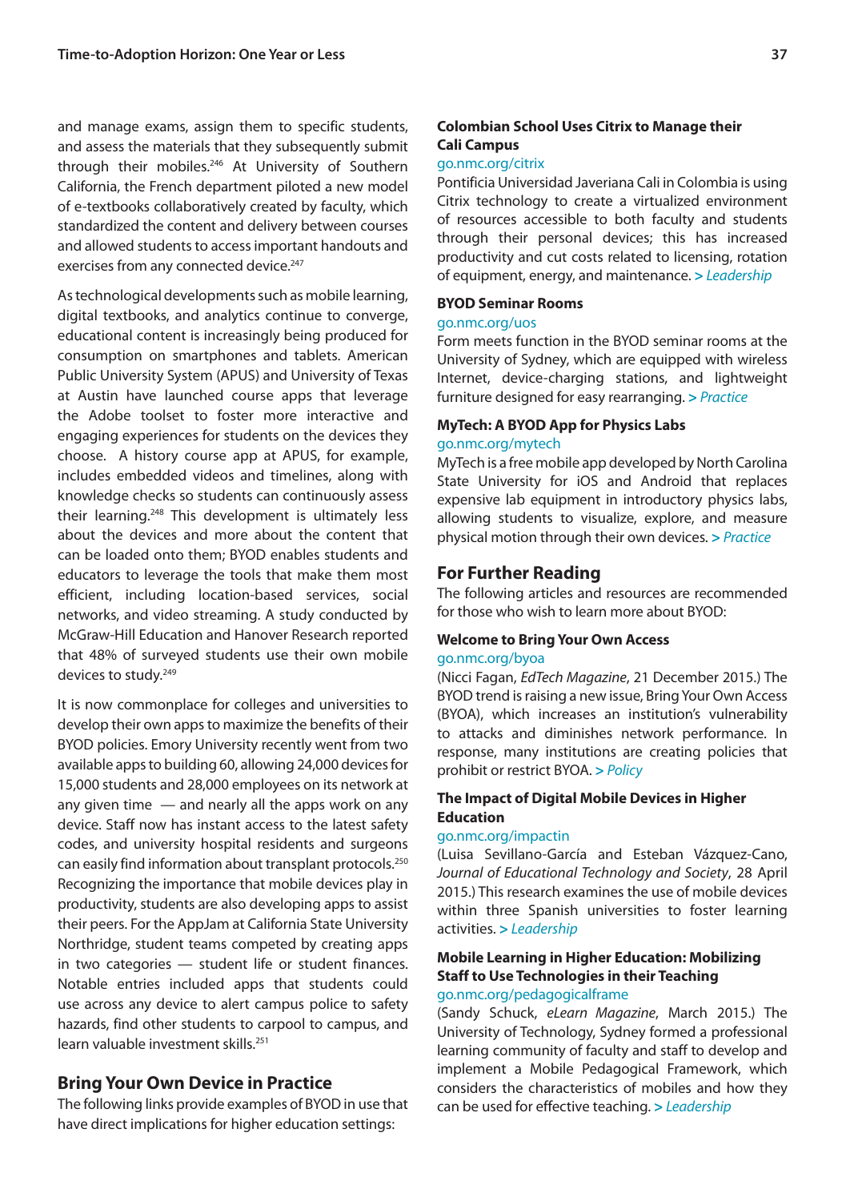and manage exams, assign them to specific students, and assess the materials that they subsequently submit through their mobiles.[246] At University of Southern California, the French department piloted a new model of e-textbooks collaboratively created by faculty, which standardized the content and delivery between courses and allowed students to access important handouts and exercises from any connected device.[247]

As technological developments such as mobile learning, digital textbooks, and analytics continue to converge, educational content is increasingly being produced for consumption on smartphones and tablets. American Public University System (APUS) and University of Texas at Austin have launched course apps that leverage the Adobe toolset to foster more interactive and engaging experiences for students on the devices they choose. A history course app at APUS, for example, includes embedded videos and timelines, along with knowledge checks so students can continuously assess their learning.[248] This development is ultimately less about the devices and more about the content that can be loaded onto them; BYOD enables students and educators to leverage the tools that make them most efficient, including location-based services, social networks, and video streaming. A study conducted by McGraw-Hill Education and Hanover Research reported that 48% of surveyed students use their own mobile devices to study.[249]

It is now commonplace for colleges and universities to develop their own apps to maximize the benefits of their BYOD policies. Emory University recently went from two available apps to building 60, allowing 24,000 devices for 15,000 students and 28,000 employees on its network at any given time — and nearly all the apps work on any device. Staff now has instant access to the latest safety codes, and university hospital residents and surgeons can easily find information about transplant protocols.[250] Recognizing the importance that mobile devices play in productivity, students are also developing apps to assist their peers. For the AppJam at California State University Northridge, student teams competed by creating apps in two categories — student life or student finances. Notable entries included apps that students could use across any device to alert campus police to safety hazards, find other students to carpool to campus, and learn valuable investment skills.[251]

## Bring Your Own Device in Practice

The following links provide examples of BYOD in use that have direct implications for higher education settings:

**Colombian School Uses Citrix to Manage their Cali Campus**
go.nmc.org/citrix
Pontificia Universidad Javeriana Cali in Colombia is using Citrix technology to create a virtualized environment of resources accessible to both faculty and students through their personal devices; this has increased productivity and cut costs related to licensing, rotation of equipment, energy, and maintenance. > *Leadership*

**BYOD Seminar Rooms**
go.nmc.org/uos
Form meets function in the BYOD seminar rooms at the University of Sydney, which are equipped with wireless Internet, device-charging stations, and lightweight furniture designed for easy rearranging. > *Practice*

**MyTech: A BYOD App for Physics Labs**
go.nmc.org/mytech
MyTech is a free mobile app developed by North Carolina State University for iOS and Android that replaces expensive lab equipment in introductory physics labs, allowing students to visualize, explore, and measure physical motion through their own devices. > *Practice*

## For Further Reading

The following articles and resources are recommended for those who wish to learn more about BYOD:

**Welcome to Bring Your Own Access**
go.nmc.org/byoa
(Nicci Fagan, *EdTech Magazine*, 21 December 2015.) The BYOD trend is raising a new issue, Bring Your Own Access (BYOA), which increases an institution's vulnerability to attacks and diminishes network performance. In response, many institutions are creating policies that prohibit or restrict BYOA. > *Policy*

**The Impact of Digital Mobile Devices in Higher Education**
go.nmc.org/impactin
(Luisa Sevillano-García and Esteban Vázquez-Cano, *Journal of Educational Technology and Society*, 28 April 2015.) This research examines the use of mobile devices within three Spanish universities to foster learning activities. > *Leadership*

**Mobile Learning in Higher Education: Mobilizing Staff to Use Technologies in their Teaching**
go.nmc.org/pedagogicalframe
(Sandy Schuck, *eLearn Magazine*, March 2015.) The University of Technology, Sydney formed a professional learning community of faculty and staff to develop and implement a Mobile Pedagogical Framework, which considers the characteristics of mobiles and how they can be used for effective teaching. > *Leadership*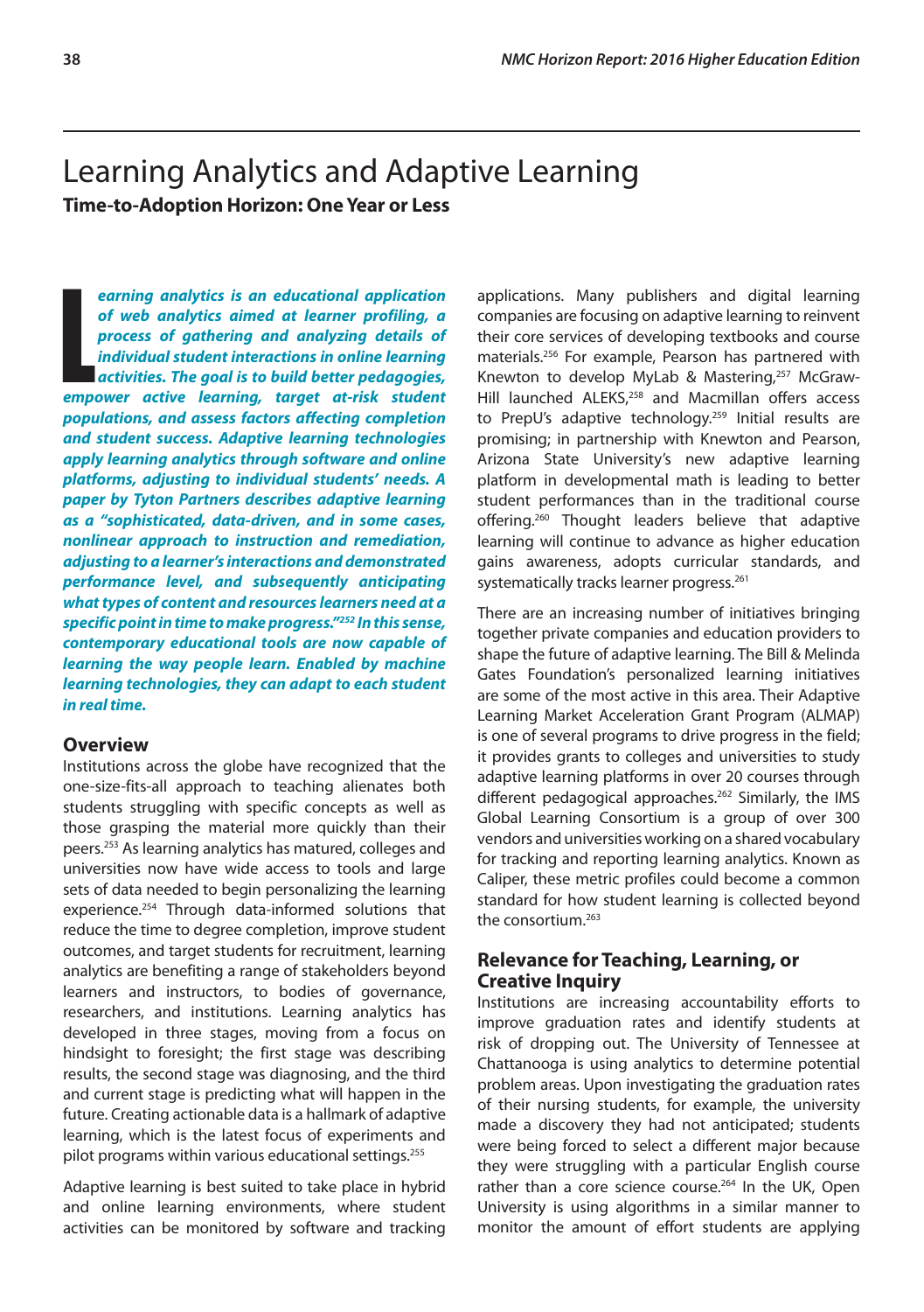# Learning Analytics and Adaptive Learning

**Time-to-Adoption Horizon: One Year or Less**

***Learning analytics is an educational application of web analytics aimed at learner profiling, a process of gathering and analyzing details of individual student interactions in online learning activities. The goal is to build better pedagogies, empower active learning, target at-risk student populations, and assess factors affecting completion and student success. Adaptive learning technologies apply learning analytics through software and online platforms, adjusting to individual students' needs. A paper by Tyton Partners describes adaptive learning as a "sophisticated, data-driven, and in some cases, nonlinear approach to instruction and remediation, adjusting to a learner's interactions and demonstrated performance level, and subsequently anticipating what types of content and resources learners need at a specific point in time to make progress."[252] In this sense, contemporary educational tools are now capable of learning the way people learn. Enabled by machine learning technologies, they can adapt to each student in real time.***

## Overview

Institutions across the globe have recognized that the one-size-fits-all approach to teaching alienates both students struggling with specific concepts as well as those grasping the material more quickly than their peers.[253] As learning analytics has matured, colleges and universities now have wide access to tools and large sets of data needed to begin personalizing the learning experience.[254] Through data-informed solutions that reduce the time to degree completion, improve student outcomes, and target students for recruitment, learning analytics are benefiting a range of stakeholders beyond learners and instructors, to bodies of governance, researchers, and institutions. Learning analytics has developed in three stages, moving from a focus on hindsight to foresight; the first stage was describing results, the second stage was diagnosing, and the third and current stage is predicting what will happen in the future. Creating actionable data is a hallmark of adaptive learning, which is the latest focus of experiments and pilot programs within various educational settings.[255]

Adaptive learning is best suited to take place in hybrid and online learning environments, where student activities can be monitored by software and tracking applications. Many publishers and digital learning companies are focusing on adaptive learning to reinvent their core services of developing textbooks and course materials.[256] For example, Pearson has partnered with Knewton to develop MyLab & Mastering,[257] McGraw-Hill launched ALEKS,[258] and Macmillan offers access to PrepU's adaptive technology.[259] Initial results are promising; in partnership with Knewton and Pearson, Arizona State University's new adaptive learning platform in developmental math is leading to better student performances than in the traditional course offering.[260] Thought leaders believe that adaptive learning will continue to advance as higher education gains awareness, adopts curricular standards, and systematically tracks learner progress.[261]

There are an increasing number of initiatives bringing together private companies and education providers to shape the future of adaptive learning. The Bill & Melinda Gates Foundation's personalized learning initiatives are some of the most active in this area. Their Adaptive Learning Market Acceleration Grant Program (ALMAP) is one of several programs to drive progress in the field; it provides grants to colleges and universities to study adaptive learning platforms in over 20 courses through different pedagogical approaches.[262] Similarly, the IMS Global Learning Consortium is a group of over 300 vendors and universities working on a shared vocabulary for tracking and reporting learning analytics. Known as Caliper, these metric profiles could become a common standard for how student learning is collected beyond the consortium.[263]

## Relevance for Teaching, Learning, or Creative Inquiry

Institutions are increasing accountability efforts to improve graduation rates and identify students at risk of dropping out. The University of Tennessee at Chattanooga is using analytics to determine potential problem areas. Upon investigating the graduation rates of their nursing students, for example, the university made a discovery they had not anticipated; students were being forced to select a different major because they were struggling with a particular English course rather than a core science course.[264] In the UK, Open University is using algorithms in a similar manner to monitor the amount of effort students are applying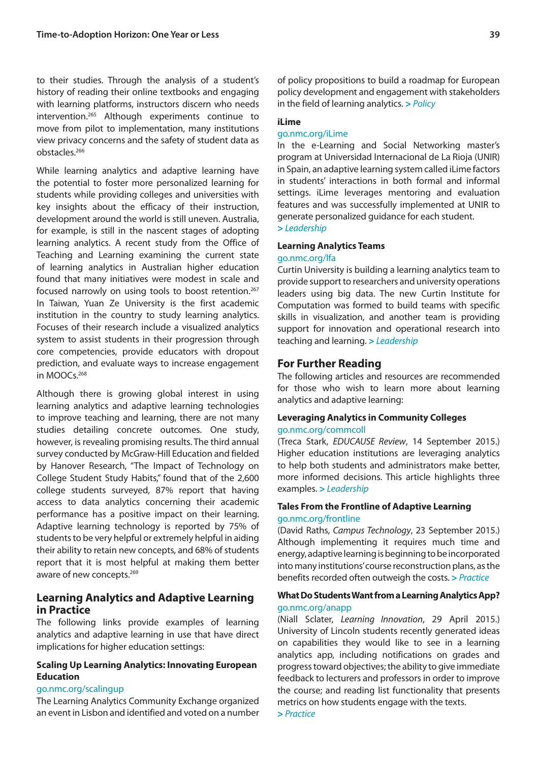to their studies. Through the analysis of a student's history of reading their online textbooks and engaging with learning platforms, instructors discern who needs intervention.[265] Although experiments continue to move from pilot to implementation, many institutions view privacy concerns and the safety of student data as obstacles.[266]

While learning analytics and adaptive learning have the potential to foster more personalized learning for students while providing colleges and universities with key insights about the efficacy of their instruction, development around the world is still uneven. Australia, for example, is still in the nascent stages of adopting learning analytics. A recent study from the Office of Teaching and Learning examining the current state of learning analytics in Australian higher education found that many initiatives were modest in scale and focused narrowly on using tools to boost retention.[267] In Taiwan, Yuan Ze University is the first academic institution in the country to study learning analytics. Focuses of their research include a visualized analytics system to assist students in their progression through core competencies, provide educators with dropout prediction, and evaluate ways to increase engagement in MOOCs.[268]

Although there is growing global interest in using learning analytics and adaptive learning technologies to improve teaching and learning, there are not many studies detailing concrete outcomes. One study, however, is revealing promising results. The third annual survey conducted by McGraw-Hill Education and fielded by Hanover Research, "The Impact of Technology on College Student Study Habits," found that of the 2,600 college students surveyed, 87% report that having access to data analytics concerning their academic performance has a positive impact on their learning. Adaptive learning technology is reported by 75% of students to be very helpful or extremely helpful in aiding their ability to retain new concepts, and 68% of students report that it is most helpful at making them better aware of new concepts.[269]

## Learning Analytics and Adaptive Learning in Practice

The following links provide examples of learning analytics and adaptive learning in use that have direct implications for higher education settings:

### Scaling Up Learning Analytics: Innovating European Education

go.nmc.org/scalingup

The Learning Analytics Community Exchange organized an event in Lisbon and identified and voted on a number of policy propositions to build a roadmap for European policy development and engagement with stakeholders in the field of learning analytics. > *Policy*

### iLime

go.nmc.org/iLime

In the e-Learning and Social Networking master's program at Universidad Internacional de La Rioja (UNIR) in Spain, an adaptive learning system called iLime factors in students' interactions in both formal and informal settings. iLime leverages mentoring and evaluation features and was successfully implemented at UNIR to generate personalized guidance for each student.
> *Leadership*

### Learning Analytics Teams

go.nmc.org/lfa

Curtin University is building a learning analytics team to provide support to researchers and university operations leaders using big data. The new Curtin Institute for Computation was formed to build teams with specific skills in visualization, and another team is providing support for innovation and operational research into teaching and learning. > *Leadership*

## For Further Reading

The following articles and resources are recommended for those who wish to learn more about learning analytics and adaptive learning:

### Leveraging Analytics in Community Colleges

go.nmc.org/commcoll

(Treca Stark, *EDUCAUSE Review*, 14 September 2015.) Higher education institutions are leveraging analytics to help both students and administrators make better, more informed decisions. This article highlights three examples. > *Leadership*

### Tales From the Frontline of Adaptive Learning

go.nmc.org/frontline

(David Raths, *Campus Technology*, 23 September 2015.) Although implementing it requires much time and energy, adaptive learning is beginning to be incorporated into many institutions' course reconstruction plans, as the benefits recorded often outweigh the costs. > *Practice*

### What Do Students Want from a Learning Analytics App?

go.nmc.org/anapp

(Niall Sclater, *Learning Innovation*, 29 April 2015.) University of Lincoln students recently generated ideas on capabilities they would like to see in a learning analytics app, including notifications on grades and progress toward objectives; the ability to give immediate feedback to lecturers and professors in order to improve the course; and reading list functionality that presents metrics on how students engage with the texts.
> *Practice*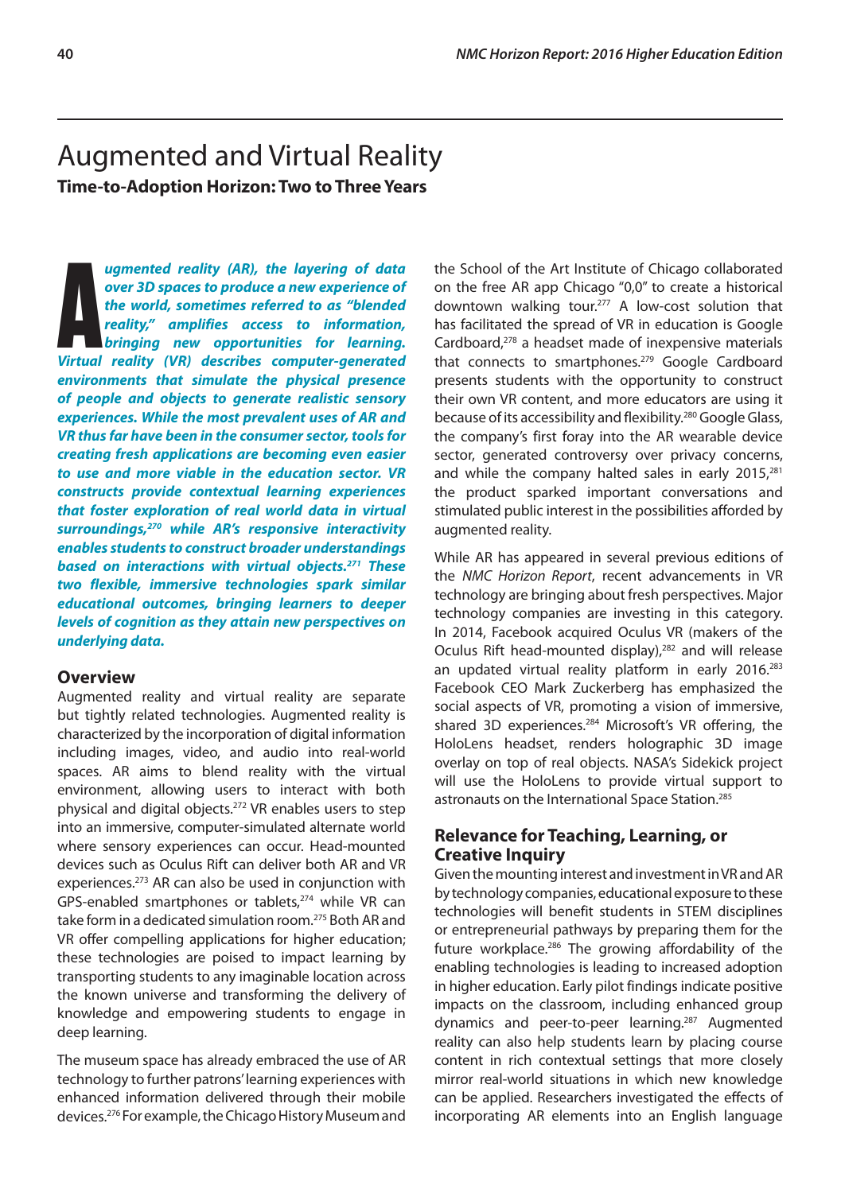# Augmented and Virtual Reality

**Time-to-Adoption Horizon: Two to Three Years**

***Augmented reality (AR), the layering of data over 3D spaces to produce a new experience of the world, sometimes referred to as "blended reality," amplifies access to information, bringing new opportunities for learning. Virtual reality (VR) describes computer-generated environments that simulate the physical presence of people and objects to generate realistic sensory experiences. While the most prevalent uses of AR and VR thus far have been in the consumer sector, tools for creating fresh applications are becoming even easier to use and more viable in the education sector. VR constructs provide contextual learning experiences that foster exploration of real world data in virtual surroundings,[270] while AR's responsive interactivity enables students to construct broader understandings based on interactions with virtual objects.[271] These two flexible, immersive technologies spark similar educational outcomes, bringing learners to deeper levels of cognition as they attain new perspectives on underlying data.***

## Overview

Augmented reality and virtual reality are separate but tightly related technologies. Augmented reality is characterized by the incorporation of digital information including images, video, and audio into real-world spaces. AR aims to blend reality with the virtual environment, allowing users to interact with both physical and digital objects.[272] VR enables users to step into an immersive, computer-simulated alternate world where sensory experiences can occur. Head-mounted devices such as Oculus Rift can deliver both AR and VR experiences.[273] AR can also be used in conjunction with GPS-enabled smartphones or tablets,[274] while VR can take form in a dedicated simulation room.[275] Both AR and VR offer compelling applications for higher education; these technologies are poised to impact learning by transporting students to any imaginable location across the known universe and transforming the delivery of knowledge and empowering students to engage in deep learning.

The museum space has already embraced the use of AR technology to further patrons' learning experiences with enhanced information delivered through their mobile devices.[276] For example, the Chicago History Museum and the School of the Art Institute of Chicago collaborated on the free AR app Chicago "0,0" to create a historical downtown walking tour.[277] A low-cost solution that has facilitated the spread of VR in education is Google Cardboard,[278] a headset made of inexpensive materials that connects to smartphones.[279] Google Cardboard presents students with the opportunity to construct their own VR content, and more educators are using it because of its accessibility and flexibility.[280] Google Glass, the company's first foray into the AR wearable device sector, generated controversy over privacy concerns, and while the company halted sales in early 2015,[281] the product sparked important conversations and stimulated public interest in the possibilities afforded by augmented reality.

While AR has appeared in several previous editions of the *NMC Horizon Report*, recent advancements in VR technology are bringing about fresh perspectives. Major technology companies are investing in this category. In 2014, Facebook acquired Oculus VR (makers of the Oculus Rift head-mounted display),[282] and will release an updated virtual reality platform in early 2016.[283] Facebook CEO Mark Zuckerberg has emphasized the social aspects of VR, promoting a vision of immersive, shared 3D experiences.[284] Microsoft's VR offering, the HoloLens headset, renders holographic 3D image overlay on top of real objects. NASA's Sidekick project will use the HoloLens to provide virtual support to astronauts on the International Space Station.[285]

## Relevance for Teaching, Learning, or Creative Inquiry

Given the mounting interest and investment in VR and AR by technology companies, educational exposure to these technologies will benefit students in STEM disciplines or entrepreneurial pathways by preparing them for the future workplace.[286] The growing affordability of the enabling technologies is leading to increased adoption in higher education. Early pilot findings indicate positive impacts on the classroom, including enhanced group dynamics and peer-to-peer learning.[287] Augmented reality can also help students learn by placing course content in rich contextual settings that more closely mirror real-world situations in which new knowledge can be applied. Researchers investigated the effects of incorporating AR elements into an English language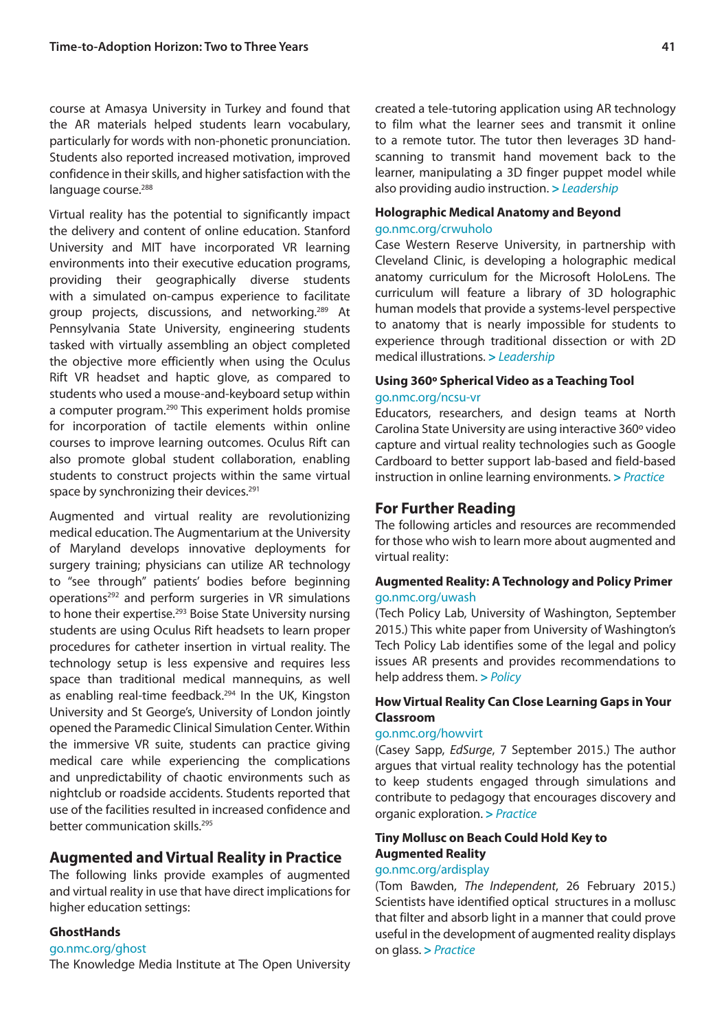course at Amasya University in Turkey and found that the AR materials helped students learn vocabulary, particularly for words with non-phonetic pronunciation. Students also reported increased motivation, improved confidence in their skills, and higher satisfaction with the language course.[288]

Virtual reality has the potential to significantly impact the delivery and content of online education. Stanford University and MIT have incorporated VR learning environments into their executive education programs, providing their geographically diverse students with a simulated on-campus experience to facilitate group projects, discussions, and networking.[289] At Pennsylvania State University, engineering students tasked with virtually assembling an object completed the objective more efficiently when using the Oculus Rift VR headset and haptic glove, as compared to students who used a mouse-and-keyboard setup within a computer program.[290] This experiment holds promise for incorporation of tactile elements within online courses to improve learning outcomes. Oculus Rift can also promote global student collaboration, enabling students to construct projects within the same virtual space by synchronizing their devices.[291]

Augmented and virtual reality are revolutionizing medical education. The Augmentarium at the University of Maryland develops innovative deployments for surgery training; physicians can utilize AR technology to "see through" patients' bodies before beginning operations[292] and perform surgeries in VR simulations to hone their expertise.[293] Boise State University nursing students are using Oculus Rift headsets to learn proper procedures for catheter insertion in virtual reality. The technology setup is less expensive and requires less space than traditional medical mannequins, as well as enabling real-time feedback.[294] In the UK, Kingston University and St George's, University of London jointly opened the Paramedic Clinical Simulation Center. Within the immersive VR suite, students can practice giving medical care while experiencing the complications and unpredictability of chaotic environments such as nightclub or roadside accidents. Students reported that use of the facilities resulted in increased confidence and better communication skills.[295]

## Augmented and Virtual Reality in Practice

The following links provide examples of augmented and virtual reality in use that have direct implications for higher education settings:

**GhostHands**
go.nmc.org/ghost
The Knowledge Media Institute at The Open University created a tele-tutoring application using AR technology to film what the learner sees and transmit it online to a remote tutor. The tutor then leverages 3D hand-scanning to transmit hand movement back to the learner, manipulating a 3D finger puppet model while also providing audio instruction. *> Leadership*

**Holographic Medical Anatomy and Beyond**
go.nmc.org/crwuholo
Case Western Reserve University, in partnership with Cleveland Clinic, is developing a holographic medical anatomy curriculum for the Microsoft HoloLens. The curriculum will feature a library of 3D holographic human models that provide a systems-level perspective to anatomy that is nearly impossible for students to experience through traditional dissection or with 2D medical illustrations. *> Leadership*

**Using 360º Spherical Video as a Teaching Tool**
go.nmc.org/ncsu-vr
Educators, researchers, and design teams at North Carolina State University are using interactive 360º video capture and virtual reality technologies such as Google Cardboard to better support lab-based and field-based instruction in online learning environments. *> Practice*

## For Further Reading

The following articles and resources are recommended for those who wish to learn more about augmented and virtual reality:

**Augmented Reality: A Technology and Policy Primer**
go.nmc.org/uwash
(Tech Policy Lab, University of Washington, September 2015.) This white paper from University of Washington's Tech Policy Lab identifies some of the legal and policy issues AR presents and provides recommendations to help address them. *> Policy*

**How Virtual Reality Can Close Learning Gaps in Your Classroom**
go.nmc.org/howvirt
(Casey Sapp, *EdSurge*, 7 September 2015.) The author argues that virtual reality technology has the potential to keep students engaged through simulations and contribute to pedagogy that encourages discovery and organic exploration. *> Practice*

**Tiny Mollusc on Beach Could Hold Key to Augmented Reality**
go.nmc.org/ardisplay
(Tom Bawden, *The Independent*, 26 February 2015.) Scientists have identified optical structures in a mollusc that filter and absorb light in a manner that could prove useful in the development of augmented reality displays on glass. *> Practice*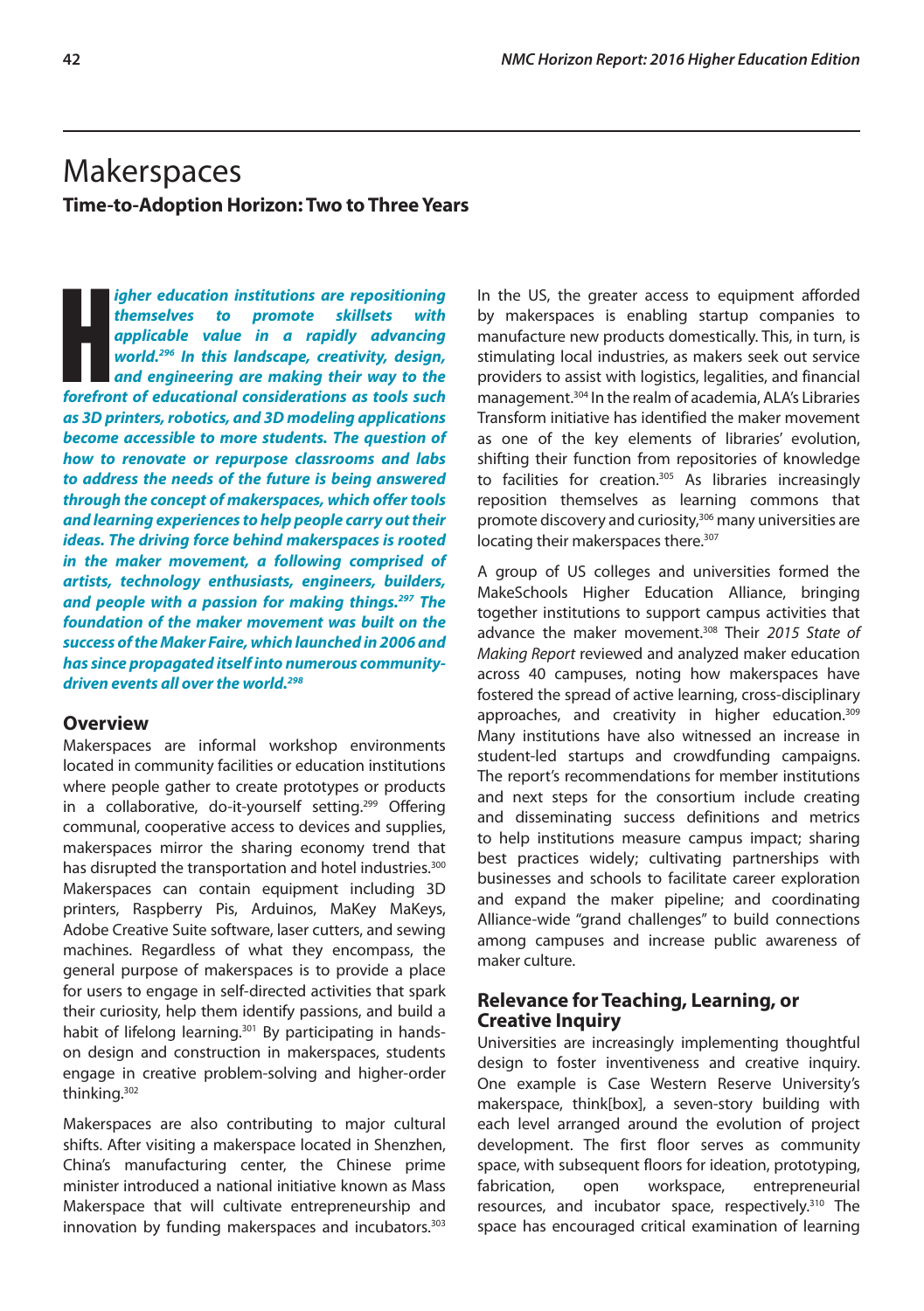# Makerspaces

**Time-to-Adoption Horizon: Two to Three Years**

***Higher education institutions are repositioning themselves to promote skillsets with applicable value in a rapidly advancing world.[296] In this landscape, creativity, design, and engineering are making their way to the forefront of educational considerations as tools such as 3D printers, robotics, and 3D modeling applications become accessible to more students. The question of how to renovate or repurpose classrooms and labs to address the needs of the future is being answered through the concept of makerspaces, which offer tools and learning experiences to help people carry out their ideas. The driving force behind makerspaces is rooted in the maker movement, a following comprised of artists, technology enthusiasts, engineers, builders, and people with a passion for making things.[297] The foundation of the maker movement was built on the success of the Maker Faire, which launched in 2006 and has since propagated itself into numerous community-driven events all over the world.[298]***

## Overview

Makerspaces are informal workshop environments located in community facilities or education institutions where people gather to create prototypes or products in a collaborative, do-it-yourself setting.[299] Offering communal, cooperative access to devices and supplies, makerspaces mirror the sharing economy trend that has disrupted the transportation and hotel industries.[300] Makerspaces can contain equipment including 3D printers, Raspberry Pis, Arduinos, MaKey MaKeys, Adobe Creative Suite software, laser cutters, and sewing machines. Regardless of what they encompass, the general purpose of makerspaces is to provide a place for users to engage in self-directed activities that spark their curiosity, help them identify passions, and build a habit of lifelong learning.[301] By participating in hands-on design and construction in makerspaces, students engage in creative problem-solving and higher-order thinking.[302]

Makerspaces are also contributing to major cultural shifts. After visiting a makerspace located in Shenzhen, China's manufacturing center, the Chinese prime minister introduced a national initiative known as Mass Makerspace that will cultivate entrepreneurship and innovation by funding makerspaces and incubators.[303] In the US, the greater access to equipment afforded by makerspaces is enabling startup companies to manufacture new products domestically. This, in turn, is stimulating local industries, as makers seek out service providers to assist with logistics, legalities, and financial management.[304] In the realm of academia, ALA's Libraries Transform initiative has identified the maker movement as one of the key elements of libraries' evolution, shifting their function from repositories of knowledge to facilities for creation.[305] As libraries increasingly reposition themselves as learning commons that promote discovery and curiosity,[306] many universities are locating their makerspaces there.[307]

A group of US colleges and universities formed the MakeSchools Higher Education Alliance, bringing together institutions to support campus activities that advance the maker movement.[308] Their *2015 State of Making Report* reviewed and analyzed maker education across 40 campuses, noting how makerspaces have fostered the spread of active learning, cross-disciplinary approaches, and creativity in higher education.[309] Many institutions have also witnessed an increase in student-led startups and crowdfunding campaigns. The report's recommendations for member institutions and next steps for the consortium include creating and disseminating success definitions and metrics to help institutions measure campus impact; sharing best practices widely; cultivating partnerships with businesses and schools to facilitate career exploration and expand the maker pipeline; and coordinating Alliance-wide "grand challenges" to build connections among campuses and increase public awareness of maker culture.

## Relevance for Teaching, Learning, or Creative Inquiry

Universities are increasingly implementing thoughtful design to foster inventiveness and creative inquiry. One example is Case Western Reserve University's makerspace, think[box], a seven-story building with each level arranged around the evolution of project development. The first floor serves as community space, with subsequent floors for ideation, prototyping, fabrication, open workspace, entrepreneurial resources, and incubator space, respectively.[310] The space has encouraged critical examination of learning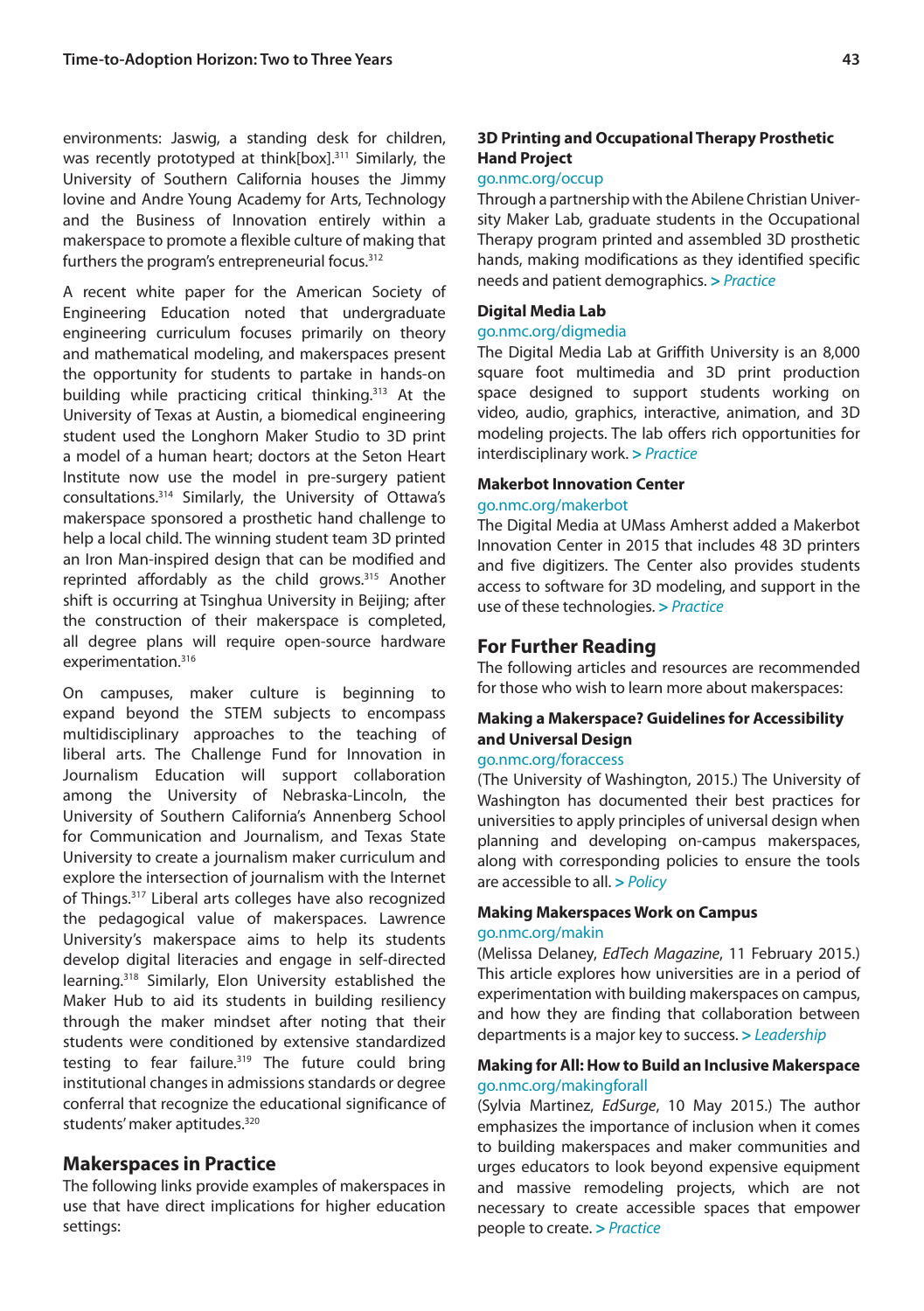environments: Jaswig, a standing desk for children, was recently prototyped at think[box].[311] Similarly, the University of Southern California houses the Jimmy Iovine and Andre Young Academy for Arts, Technology and the Business of Innovation entirely within a makerspace to promote a flexible culture of making that furthers the program's entrepreneurial focus.[312]

A recent white paper for the American Society of Engineering Education noted that undergraduate engineering curriculum focuses primarily on theory and mathematical modeling, and makerspaces present the opportunity for students to partake in hands-on building while practicing critical thinking.[313] At the University of Texas at Austin, a biomedical engineering student used the Longhorn Maker Studio to 3D print a model of a human heart; doctors at the Seton Heart Institute now use the model in pre-surgery patient consultations.[314] Similarly, the University of Ottawa's makerspace sponsored a prosthetic hand challenge to help a local child. The winning student team 3D printed an Iron Man-inspired design that can be modified and reprinted affordably as the child grows.[315] Another shift is occurring at Tsinghua University in Beijing; after the construction of their makerspace is completed, all degree plans will require open-source hardware experimentation.[316]

On campuses, maker culture is beginning to expand beyond the STEM subjects to encompass multidisciplinary approaches to the teaching of liberal arts. The Challenge Fund for Innovation in Journalism Education will support collaboration among the University of Nebraska-Lincoln, the University of Southern California's Annenberg School for Communication and Journalism, and Texas State University to create a journalism maker curriculum and explore the intersection of journalism with the Internet of Things.[317] Liberal arts colleges have also recognized the pedagogical value of makerspaces. Lawrence University's makerspace aims to help its students develop digital literacies and engage in self-directed learning.[318] Similarly, Elon University established the Maker Hub to aid its students in building resiliency through the maker mindset after noting that their students were conditioned by extensive standardized testing to fear failure.[319] The future could bring institutional changes in admissions standards or degree conferral that recognize the educational significance of students' maker aptitudes.[320]

## Makerspaces in Practice

The following links provide examples of makerspaces in use that have direct implications for higher education settings:

### 3D Printing and Occupational Therapy Prosthetic Hand Project

go.nmc.org/occup

Through a partnership with the Abilene Christian University Maker Lab, graduate students in the Occupational Therapy program printed and assembled 3D prosthetic hands, making modifications as they identified specific needs and patient demographics. > *Practice*

### Digital Media Lab

go.nmc.org/digmedia

The Digital Media Lab at Griffith University is an 8,000 square foot multimedia and 3D print production space designed to support students working on video, audio, graphics, interactive, animation, and 3D modeling projects. The lab offers rich opportunities for interdisciplinary work. > *Practice*

### Makerbot Innovation Center

go.nmc.org/makerbot

The Digital Media at UMass Amherst added a Makerbot Innovation Center in 2015 that includes 48 3D printers and five digitizers. The Center also provides students access to software for 3D modeling, and support in the use of these technologies. > *Practice*

## For Further Reading

The following articles and resources are recommended for those who wish to learn more about makerspaces:

### Making a Makerspace? Guidelines for Accessibility and Universal Design

go.nmc.org/foraccess

(The University of Washington, 2015.) The University of Washington has documented their best practices for universities to apply principles of universal design when planning and developing on-campus makerspaces, along with corresponding policies to ensure the tools are accessible to all. > *Policy*

### Making Makerspaces Work on Campus

go.nmc.org/makin

(Melissa Delaney, *EdTech Magazine*, 11 February 2015.) This article explores how universities are in a period of experimentation with building makerspaces on campus, and how they are finding that collaboration between departments is a major key to success. > *Leadership*

### Making for All: How to Build an Inclusive Makerspace

go.nmc.org/makingforall

(Sylvia Martinez, *EdSurge*, 10 May 2015.) The author emphasizes the importance of inclusion when it comes to building makerspaces and maker communities and urges educators to look beyond expensive equipment and massive remodeling projects, which are not necessary to create accessible spaces that empower people to create. > *Practice*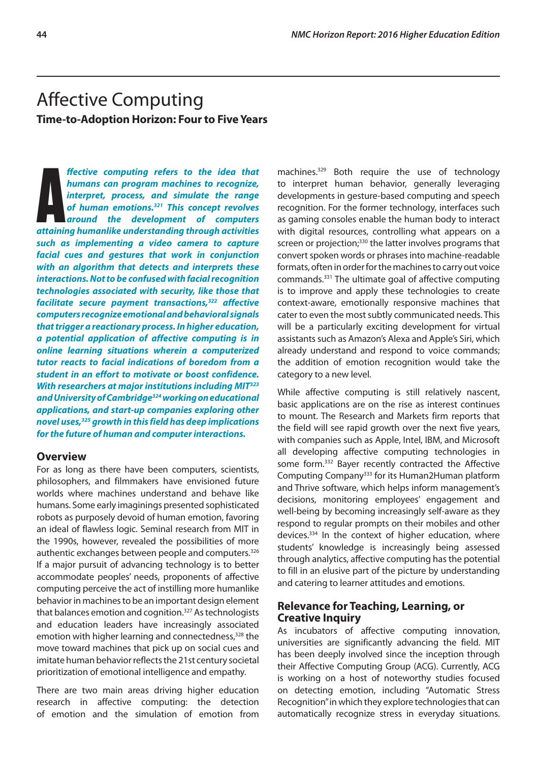# Affective Computing

**Time-to-Adoption Horizon: Four to Five Years**

***Affective computing refers to the idea that humans can program machines to recognize, interpret, process, and simulate the range of human emotions.[321] This concept revolves around the development of computers attaining humanlike understanding through activities such as implementing a video camera to capture facial cues and gestures that work in conjunction with an algorithm that detects and interprets these interactions. Not to be confused with facial recognition technologies associated with security, like those that facilitate secure payment transactions,[322] affective computers recognize emotional and behavioral signals that trigger a reactionary process. In higher education, a potential application of affective computing is in online learning situations wherein a computerized tutor reacts to facial indications of boredom from a student in an effort to motivate or boost confidence. With researchers at major institutions including MIT[323] and University of Cambridge[324] working on educational applications, and start-up companies exploring other novel uses,[325] growth in this field has deep implications for the future of human and computer interactions.***

## Overview

For as long as there have been computers, scientists, philosophers, and filmmakers have envisioned future worlds where machines understand and behave like humans. Some early imaginings presented sophisticated robots as purposely devoid of human emotion, favoring an ideal of flawless logic. Seminal research from MIT in the 1990s, however, revealed the possibilities of more authentic exchanges between people and computers.[326] If a major pursuit of advancing technology is to better accommodate peoples' needs, proponents of affective computing perceive the act of instilling more humanlike behavior in machines to be an important design element that balances emotion and cognition.[327] As technologists and education leaders have increasingly associated emotion with higher learning and connectedness,[328] the move toward machines that pick up on social cues and imitate human behavior reflects the 21st century societal prioritization of emotional intelligence and empathy.

There are two main areas driving higher education research in affective computing: the detection of emotion and the simulation of emotion from machines.[329] Both require the use of technology to interpret human behavior, generally leveraging developments in gesture-based computing and speech recognition. For the former technology, interfaces such as gaming consoles enable the human body to interact with digital resources, controlling what appears on a screen or projection;[330] the latter involves programs that convert spoken words or phrases into machine-readable formats, often in order for the machines to carry out voice commands.[331] The ultimate goal of affective computing is to improve and apply these technologies to create context-aware, emotionally responsive machines that cater to even the most subtly communicated needs. This will be a particularly exciting development for virtual assistants such as Amazon's Alexa and Apple's Siri, which already understand and respond to voice commands; the addition of emotion recognition would take the category to a new level.

While affective computing is still relatively nascent, basic applications are on the rise as interest continues to mount. The Research and Markets firm reports that the field will see rapid growth over the next five years, with companies such as Apple, Intel, IBM, and Microsoft all developing affective computing technologies in some form.[332] Bayer recently contracted the Affective Computing Company[333] for its Human2Human platform and Thrive software, which helps inform management's decisions, monitoring employees' engagement and well-being by becoming increasingly self-aware as they respond to regular prompts on their mobiles and other devices.[334] In the context of higher education, where students' knowledge is increasingly being assessed through analytics, affective computing has the potential to fill in an elusive part of the picture by understanding and catering to learner attitudes and emotions.

## Relevance for Teaching, Learning, or Creative Inquiry

As incubators of affective computing innovation, universities are significantly advancing the field. MIT has been deeply involved since the inception through their Affective Computing Group (ACG). Currently, ACG is working on a host of noteworthy studies focused on detecting emotion, including "Automatic Stress Recognition" in which they explore technologies that can automatically recognize stress in everyday situations.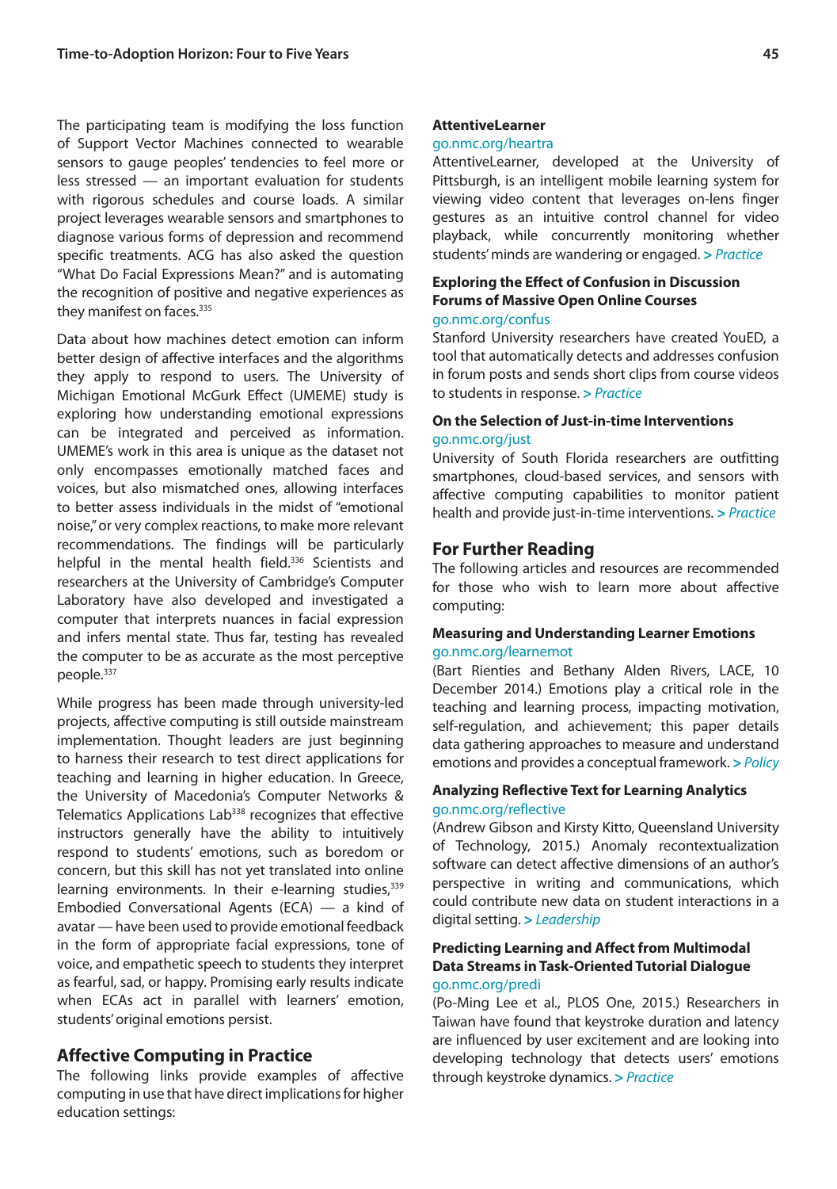The participating team is modifying the loss function of Support Vector Machines connected to wearable sensors to gauge peoples' tendencies to feel more or less stressed — an important evaluation for students with rigorous schedules and course loads. A similar project leverages wearable sensors and smartphones to diagnose various forms of depression and recommend specific treatments. ACG has also asked the question "What Do Facial Expressions Mean?" and is automating the recognition of positive and negative experiences as they manifest on faces.[335]

Data about how machines detect emotion can inform better design of affective interfaces and the algorithms they apply to respond to users. The University of Michigan Emotional McGurk Effect (UMEME) study is exploring how understanding emotional expressions can be integrated and perceived as information. UMEME's work in this area is unique as the dataset not only encompasses emotionally matched faces and voices, but also mismatched ones, allowing interfaces to better assess individuals in the midst of "emotional noise," or very complex reactions, to make more relevant recommendations. The findings will be particularly helpful in the mental health field.[336] Scientists and researchers at the University of Cambridge's Computer Laboratory have also developed and investigated a computer that interprets nuances in facial expression and infers mental state. Thus far, testing has revealed the computer to be as accurate as the most perceptive people.[337]

While progress has been made through university-led projects, affective computing is still outside mainstream implementation. Thought leaders are just beginning to harness their research to test direct applications for teaching and learning in higher education. In Greece, the University of Macedonia's Computer Networks & Telematics Applications Lab[338] recognizes that effective instructors generally have the ability to intuitively respond to students' emotions, such as boredom or concern, but this skill has not yet translated into online learning environments. In their e-learning studies,[339] Embodied Conversational Agents (ECA) — a kind of avatar — have been used to provide emotional feedback in the form of appropriate facial expressions, tone of voice, and empathetic speech to students they interpret as fearful, sad, or happy. Promising early results indicate when ECAs act in parallel with learners' emotion, students' original emotions persist.

## Affective Computing in Practice

The following links provide examples of affective computing in use that have direct implications for higher education settings:

**AttentiveLearner**
go.nmc.org/heartra
AttentiveLearner, developed at the University of Pittsburgh, is an intelligent mobile learning system for viewing video content that leverages on-lens finger gestures as an intuitive control channel for video playback, while concurrently monitoring whether students' minds are wandering or engaged. *> Practice*

**Exploring the Effect of Confusion in Discussion Forums of Massive Open Online Courses**
go.nmc.org/confus
Stanford University researchers have created YouED, a tool that automatically detects and addresses confusion in forum posts and sends short clips from course videos to students in response. *> Practice*

**On the Selection of Just-in-time Interventions**
go.nmc.org/just
University of South Florida researchers are outfitting smartphones, cloud-based services, and sensors with affective computing capabilities to monitor patient health and provide just-in-time interventions. *> Practice*

## For Further Reading

The following articles and resources are recommended for those who wish to learn more about affective computing:

**Measuring and Understanding Learner Emotions**
go.nmc.org/learnemot
(Bart Rienties and Bethany Alden Rivers, LACE, 10 December 2014.) Emotions play a critical role in the teaching and learning process, impacting motivation, self-regulation, and achievement; this paper details data gathering approaches to measure and understand emotions and provides a conceptual framework. *> Policy*

**Analyzing Reflective Text for Learning Analytics**
go.nmc.org/reflective
(Andrew Gibson and Kirsty Kitto, Queensland University of Technology, 2015.) Anomaly recontextualization software can detect affective dimensions of an author's perspective in writing and communications, which could contribute new data on student interactions in a digital setting. *> Leadership*

**Predicting Learning and Affect from Multimodal Data Streams in Task-Oriented Tutorial Dialogue**
go.nmc.org/predi
(Po-Ming Lee et al., PLOS One, 2015.) Researchers in Taiwan have found that keystroke duration and latency are influenced by user excitement and are looking into developing technology that detects users' emotions through keystroke dynamics. *> Practice*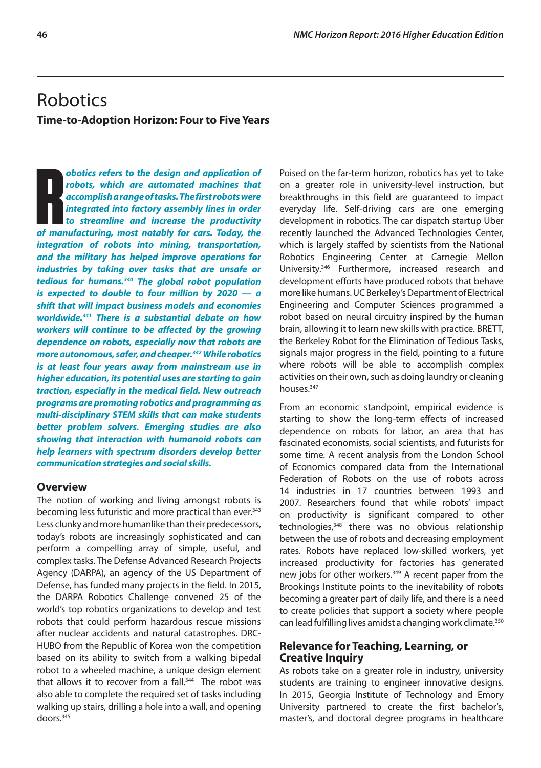# Robotics

**Time-to-Adoption Horizon: Four to Five Years**

***Robotics refers to the design and application of robots, which are automated machines that accomplish a range of tasks. The first robots were integrated into factory assembly lines in order to streamline and increase the productivity of manufacturing, most notably for cars. Today, the integration of robots into mining, transportation, and the military has helped improve operations for industries by taking over tasks that are unsafe or tedious for humans.[340] The global robot population is expected to double to four million by 2020 — a shift that will impact business models and economies worldwide.[341] There is a substantial debate on how workers will continue to be affected by the growing dependence on robots, especially now that robots are more autonomous, safer, and cheaper.[342] While robotics is at least four years away from mainstream use in higher education, its potential uses are starting to gain traction, especially in the medical field. New outreach programs are promoting robotics and programming as multi-disciplinary STEM skills that can make students better problem solvers. Emerging studies are also showing that interaction with humanoid robots can help learners with spectrum disorders develop better communication strategies and social skills.***

## Overview

The notion of working and living amongst robots is becoming less futuristic and more practical than ever.[343] Less clunky and more humanlike than their predecessors, today's robots are increasingly sophisticated and can perform a compelling array of simple, useful, and complex tasks. The Defense Advanced Research Projects Agency (DARPA), an agency of the US Department of Defense, has funded many projects in the field. In 2015, the DARPA Robotics Challenge convened 25 of the world's top robotics organizations to develop and test robots that could perform hazardous rescue missions after nuclear accidents and natural catastrophes. DRC-HUBO from the Republic of Korea won the competition based on its ability to switch from a walking bipedal robot to a wheeled machine, a unique design element that allows it to recover from a fall.[344] The robot was also able to complete the required set of tasks including walking up stairs, drilling a hole into a wall, and opening doors.[345]

Poised on the far-term horizon, robotics has yet to take on a greater role in university-level instruction, but breakthroughs in this field are guaranteed to impact everyday life. Self-driving cars are one emerging development in robotics. The car dispatch startup Uber recently launched the Advanced Technologies Center, which is largely staffed by scientists from the National Robotics Engineering Center at Carnegie Mellon University.[346] Furthermore, increased research and development efforts have produced robots that behave more like humans. UC Berkeley's Department of Electrical Engineering and Computer Sciences programmed a robot based on neural circuitry inspired by the human brain, allowing it to learn new skills with practice. BRETT, the Berkeley Robot for the Elimination of Tedious Tasks, signals major progress in the field, pointing to a future where robots will be able to accomplish complex activities on their own, such as doing laundry or cleaning houses.[347]

From an economic standpoint, empirical evidence is starting to show the long-term effects of increased dependence on robots for labor, an area that has fascinated economists, social scientists, and futurists for some time. A recent analysis from the London School of Economics compared data from the International Federation of Robots on the use of robots across 14 industries in 17 countries between 1993 and 2007. Researchers found that while robots' impact on productivity is significant compared to other technologies,[348] there was no obvious relationship between the use of robots and decreasing employment rates. Robots have replaced low-skilled workers, yet increased productivity for factories has generated new jobs for other workers.[349] A recent paper from the Brookings Institute points to the inevitability of robots becoming a greater part of daily life, and there is a need to create policies that support a society where people can lead fulfilling lives amidst a changing work climate.[350]

## Relevance for Teaching, Learning, or Creative Inquiry

As robots take on a greater role in industry, university students are training to engineer innovative designs. In 2015, Georgia Institute of Technology and Emory University partnered to create the first bachelor's, master's, and doctoral degree programs in healthcare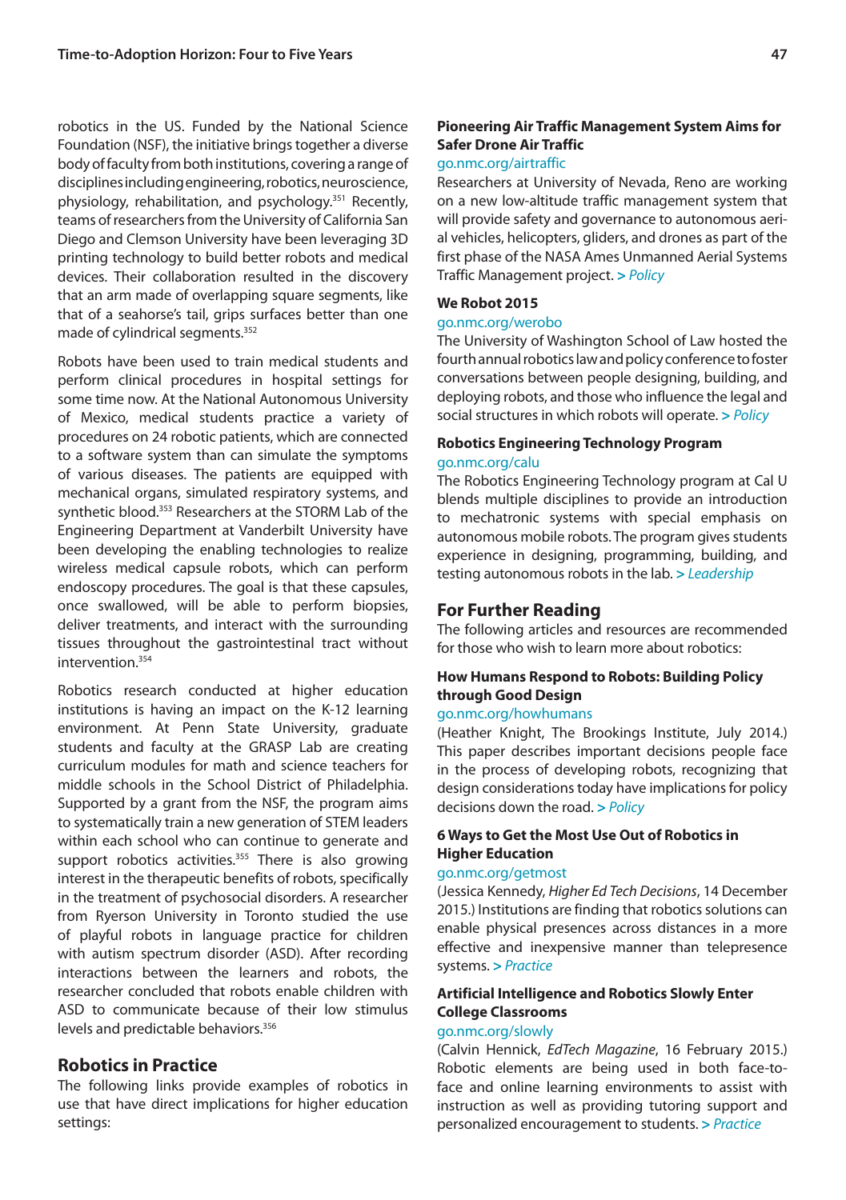robotics in the US. Funded by the National Science Foundation (NSF), the initiative brings together a diverse body of faculty from both institutions, covering a range of disciplines including engineering, robotics, neuroscience, physiology, rehabilitation, and psychology.[351] Recently, teams of researchers from the University of California San Diego and Clemson University have been leveraging 3D printing technology to build better robots and medical devices. Their collaboration resulted in the discovery that an arm made of overlapping square segments, like that of a seahorse's tail, grips surfaces better than one made of cylindrical segments.[352]

Robots have been used to train medical students and perform clinical procedures in hospital settings for some time now. At the National Autonomous University of Mexico, medical students practice a variety of procedures on 24 robotic patients, which are connected to a software system than can simulate the symptoms of various diseases. The patients are equipped with mechanical organs, simulated respiratory systems, and synthetic blood.[353] Researchers at the STORM Lab of the Engineering Department at Vanderbilt University have been developing the enabling technologies to realize wireless medical capsule robots, which can perform endoscopy procedures. The goal is that these capsules, once swallowed, will be able to perform biopsies, deliver treatments, and interact with the surrounding tissues throughout the gastrointestinal tract without intervention.[354]

Robotics research conducted at higher education institutions is having an impact on the K-12 learning environment. At Penn State University, graduate students and faculty at the GRASP Lab are creating curriculum modules for math and science teachers for middle schools in the School District of Philadelphia. Supported by a grant from the NSF, the program aims to systematically train a new generation of STEM leaders within each school who can continue to generate and support robotics activities.[355] There is also growing interest in the therapeutic benefits of robots, specifically in the treatment of psychosocial disorders. A researcher from Ryerson University in Toronto studied the use of playful robots in language practice for children with autism spectrum disorder (ASD). After recording interactions between the learners and robots, the researcher concluded that robots enable children with ASD to communicate because of their low stimulus levels and predictable behaviors.[356]

## Robotics in Practice

The following links provide examples of robotics in use that have direct implications for higher education settings:

### Pioneering Air Traffic Management System Aims for Safer Drone Air Traffic

go.nmc.org/airtraffic

Researchers at University of Nevada, Reno are working on a new low-altitude traffic management system that will provide safety and governance to autonomous aerial vehicles, helicopters, gliders, and drones as part of the first phase of the NASA Ames Unmanned Aerial Systems Traffic Management project. > *Policy*

### We Robot 2015

go.nmc.org/werobo

The University of Washington School of Law hosted the fourth annual robotics law and policy conference to foster conversations between people designing, building, and deploying robots, and those who influence the legal and social structures in which robots will operate. > *Policy*

### Robotics Engineering Technology Program

go.nmc.org/calu

The Robotics Engineering Technology program at Cal U blends multiple disciplines to provide an introduction to mechatronic systems with special emphasis on autonomous mobile robots. The program gives students experience in designing, programming, building, and testing autonomous robots in the lab. > *Leadership*

## For Further Reading

The following articles and resources are recommended for those who wish to learn more about robotics:

### How Humans Respond to Robots: Building Policy through Good Design

go.nmc.org/howhumans

(Heather Knight, The Brookings Institute, July 2014.) This paper describes important decisions people face in the process of developing robots, recognizing that design considerations today have implications for policy decisions down the road. > *Policy*

### 6 Ways to Get the Most Use Out of Robotics in Higher Education

go.nmc.org/getmost

(Jessica Kennedy, *Higher Ed Tech Decisions*, 14 December 2015.) Institutions are finding that robotics solutions can enable physical presences across distances in a more effective and inexpensive manner than telepresence systems. > *Practice*

### Artificial Intelligence and Robotics Slowly Enter College Classrooms

go.nmc.org/slowly

(Calvin Hennick, *EdTech Magazine*, 16 February 2015.) Robotic elements are being used in both face-to-face and online learning environments to assist with instruction as well as providing tutoring support and personalized encouragement to students. > *Practice*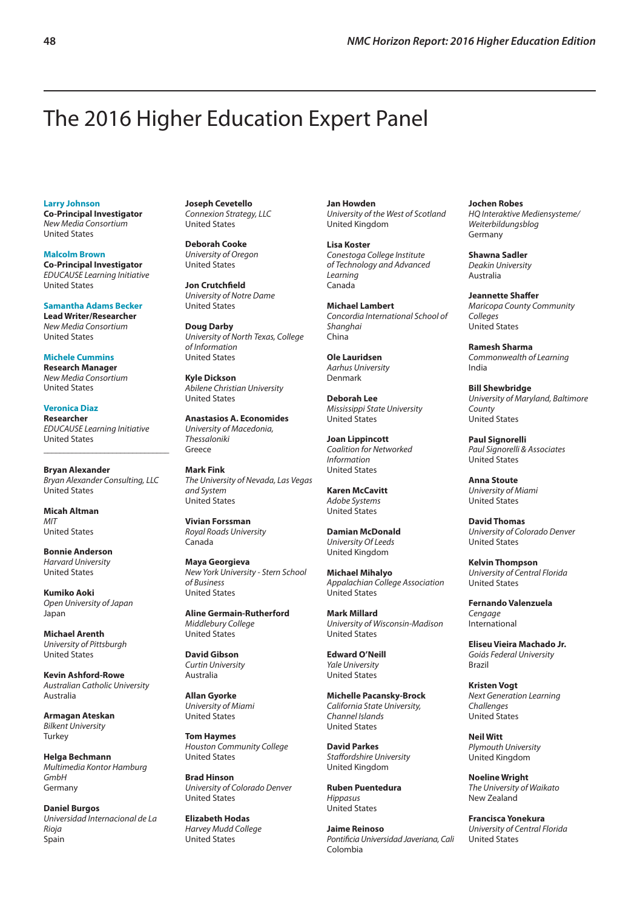# The 2016 Higher Education Expert Panel

**Larry Johnson**
**Co-Principal Investigator**
*New Media Consortium*
United States

**Malcolm Brown**
**Co-Principal Investigator**
*EDUCAUSE Learning Initiative*
United States

**Samantha Adams Becker**
**Lead Writer/Researcher**
*New Media Consortium*
United States

**Michele Cummins**
**Research Manager**
*New Media Consortium*
United States

**Veronica Diaz**
**Researcher**
*EDUCAUSE Learning Initiative*
United States

---

**Bryan Alexander**
*Bryan Alexander Consulting, LLC*
United States

**Micah Altman**
*MIT*
United States

**Bonnie Anderson**
*Harvard University*
United States

**Kumiko Aoki**
*Open University of Japan*
Japan

**Michael Arenth**
*University of Pittsburgh*
United States

**Kevin Ashford-Rowe**
*Australian Catholic University*
Australia

**Armagan Ateskan**
*Bilkent University*
Turkey

**Helga Bechmann**
*Multimedia Kontor Hamburg GmbH*
Germany

**Daniel Burgos**
*Universidad Internacional de La Rioja*
Spain

**Joseph Cevetello**
*Connexion Strategy, LLC*
United States

**Deborah Cooke**
*University of Oregon*
United States

**Jon Crutchfield**
*University of Notre Dame*
United States

**Doug Darby**
*University of North Texas, College of Information*
United States

**Kyle Dickson**
*Abilene Christian University*
United States

**Anastasios A. Economides**
*University of Macedonia, Thessaloniki*
Greece

**Mark Fink**
*The University of Nevada, Las Vegas and System*
United States

**Vivian Forssman**
*Royal Roads University*
Canada

**Maya Georgieva**
*New York University - Stern School of Business*
United States

**Aline Germain-Rutherford**
*Middlebury College*
United States

**David Gibson**
*Curtin University*
Australia

**Allan Gyorke**
*University of Miami*
United States

**Tom Haymes**
*Houston Community College*
United States

**Brad Hinson**
*University of Colorado Denver*
United States

**Elizabeth Hodas**
*Harvey Mudd College*
United States

**Jan Howden**
*University of the West of Scotland*
United Kingdom

**Lisa Koster**
*Conestoga College Institute of Technology and Advanced Learning*
Canada

**Michael Lambert**
*Concordia International School of Shanghai*
China

**Ole Lauridsen**
*Aarhus University*
Denmark

**Deborah Lee**
*Mississippi State University*
United States

**Joan Lippincott**
*Coalition for Networked Information*
United States

**Karen McCavitt**
*Adobe Systems*
United States

**Damian McDonald**
*University Of Leeds*
United Kingdom

**Michael Mihalyo**
*Appalachian College Association*
United States

**Mark Millard**
*University of Wisconsin-Madison*
United States

**Edward O'Neill**
*Yale University*
United States

**Michelle Pacansky-Brock**
*California State University, Channel Islands*
United States

**David Parkes**
*Staffordshire University*
United Kingdom

**Ruben Puentedura**
*Hippasus*
United States

**Jaime Reinoso**
*Pontificia Universidad Javeriana, Cali*
Colombia

**Jochen Robes**
*HQ Interaktive Mediensysteme/ Weiterbildungsblog*
Germany

**Shawna Sadler**
*Deakin University*
Australia

**Jeannette Shaffer**
*Maricopa County Community Colleges*
United States

**Ramesh Sharma**
*Commonwealth of Learning*
India

**Bill Shewbridge**
*University of Maryland, Baltimore County*
United States

**Paul Signorelli**
*Paul Signorelli & Associates*
United States

**Anna Stoute**
*University of Miami*
United States

**David Thomas**
*University of Colorado Denver*
United States

**Kelvin Thompson**
*University of Central Florida*
United States

**Fernando Valenzuela**
*Cengage*
International

**Eliseu Vieira Machado Jr.**
*Goiás Federal University*
Brazil

**Kristen Vogt**
*Next Generation Learning Challenges*
United States

**Neil Witt**
*Plymouth University*
United Kingdom

**Noeline Wright**
*The University of Waikato*
New Zealand

**Francisca Yonekura**
*University of Central Florida*
United States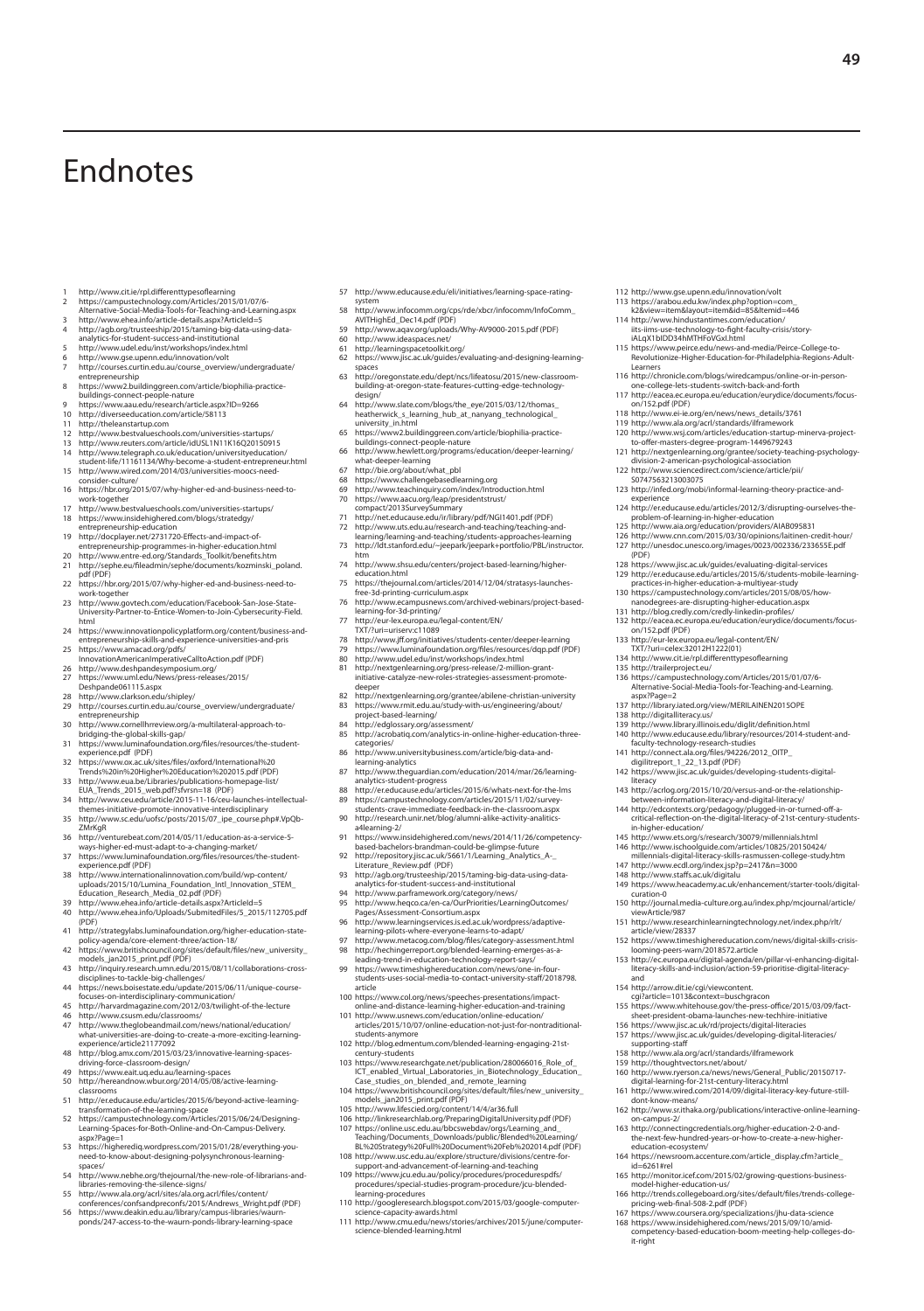# Endnotes

1 http://www.cit.ie/rpl.differenttypesoflearning
2 https://campustechnology.com/Articles/2015/01/07/6-Alternative-Social-Media-Tools-for-Teaching-and-Learning.aspx
3 http://www.ehea.info/article-details.aspx?ArticleId=5
4 http://agb.org/trusteeship/2015/taming-big-data-using-data-analytics-for-student-success-and-institutional
5 http://www.udel.edu/inst/workshops/index.html
6 http://www.gse.upenn.edu/innovation/volt
7 http://courses.curtin.edu.au/course_overview/undergraduate/entrepreneurship
8 https://www2.buildinggreen.com/article/biophilia-practice-buildings-connect-people-nature
9 https://www.aau.edu/research/article.aspx?ID=9266
10 http://diverseeducation.com/article/58113
11 http://theleanstartup.com
12 http://www.bestvalueschools.com/universities-startups/
13 http://www.reuters.com/article/idUSL1N11K16Q20150915
14 http://www.telegraph.co.uk/education/universityeducation/student-life/11161134/Why-become-a-student-entrepreneur.html
15 http://www.wired.com/2014/03/universities-moocs-need-consider-culture/
16 https://hbr.org/2015/07/why-higher-ed-and-business-need-to-work-together
17 http://www.bestvalueschools.com/universities-startups/
18 https://www.insidehighered.com/blogs/stratedgy/entrepreneurship-education
19 http://docplayer.net/2731720-Effects-and-impact-of-entrepreneurship-programmes-in-higher-education.html
20 http://www.entre-ed.org/Standards_Toolkit/benefits.htm
21 http://sephe.eu/fileadmin/sephe/documents/kozminski_poland.pdf (PDF)
22 https://hbr.org/2015/07/why-higher-ed-and-business-need-to-work-together
23 http://www.govtech.com/education/Facebook-San-Jose-State-University-Partner-to-Entice-Women-to-Join-Cybersecurity-Field.html
24 https://www.innovationpolicyplatform.org/content/business-and-entrepreneurship-skills-and-experience-universities-and-pris
25 https://www.amacad.org/pdfs/InnovationAmericanImperativeCalltoAction.pdf (PDF)
26 http://www.deshpandesymposium.org/
27 https://www.uml.edu/News/press-releases/2015/Deshpande061115.aspx
28 http://www.clarkson.edu/shipley/
29 http://courses.curtin.edu.au/course_overview/undergraduate/entrepreneurship
30 http://www.cornellhrreview.org/a-multilateral-approach-to-bridging-the-global-skills-gap/
31 https://www.luminafoundation.org/files/resources/the-student-experience.pdf (PDF)
32 https://www.ox.ac.uk/sites/files/oxford/International%20Trends%20in%20Higher%20Education%202015.pdf (PDF)
33 http://www.eua.be/Libraries/publications-homepage-list/EUA_Trends_2015_web.pdf?sfvrsn=18 (PDF)
34 http://www.ceu.edu/article/2015-11-16/ceu-launches-intellectual-themes-initiative-promote-innovative-interdisciplinary
35 http://www.sc.edu/uofsc/posts/2015/07_ipe_course.php#.VpQb-ZMrKgR
36 http://venturebeat.com/2014/05/11/education-as-a-service-5-ways-higher-ed-must-adapt-to-a-changing-market/
37 https://www.luminafoundation.org/files/resources/the-student-experience.pdf (PDF)
38 http://www.internationalinnovation.com/build/wp-content/uploads/2015/10/Lumina_Foundation_Intl_Innovation_STEM_Education_Research_Media_02.pdf (PDF)
39 http://www.ehea.info/article-details.aspx?ArticleId=5
40 http://www.ehea.info/Uploads/SubmitedFiles/5_2015/112705.pdf (PDF)
41 http://strategylabs.luminafoundation.org/higher-education-state-policy-agenda/core-element-three/action-18/
42 https://www.britishcouncil.org/sites/default/files/new_university_models_jan2015_print.pdf (PDF)
43 http://inquiry.research.umn.edu/2015/08/11/collaborations-cross-disciplines-to-tackle-big-challenges/
44 https://news.boisestate.edu/update/2015/06/11/unique-course-focuses-on-interdisciplinary-communication/
45 http://harvardmagazine.com/2012/03/twilight-of-the-lecture
46 http://www.csusm.edu/classrooms/
47 http://www.theglobeandmail.com/news/national/education/what-universities-are-doing-to-create-a-more-exciting-learning-experience/article21177092
48 http://blog.amx.com/2015/03/23/innovative-learning-spaces-driving-force-classroom-design/
49 https://www.eait.uq.edu.au/learning-spaces
50 http://hereandnow.wbur.org/2014/05/08/active-learning-classrooms
51 http://er.educause.edu/articles/2015/6/beyond-active-learning-transformation-of-the-learning-space
52 https://campustechnology.com/Articles/2015/06/24/Designing-Learning-Spaces-for-Both-Online-and-On-Campus-Delivery.aspx?Page=1
53 https://higherediq.wordpress.com/2015/01/28/everything-you-need-to-know-about-designing-polysynchronous-learning-spaces/
54 http://www.nebhe.org/thejournal/the-new-role-of-librarians-and-libraries-removing-the-silence-signs/
55 http://www.ala.org/acrl/sites/ala.org.acrl/files/content/conferences/confsandpreconfs/2015/Andrews_Wright.pdf (PDF)
56 https://www.deakin.edu.au/library/campus-libraries/waurn-ponds/247-access-to-the-waurn-ponds-library-learning-space
57 http://www.educause.edu/eli/initiatives/learning-space-rating-system
58 http://www.infocomm.org/cps/rde/xbcr/infocomm/InfoComm_AVITHighEd_Dec14.pdf (PDF)
59 http://www.aqav.org/uploads/Why-AV9000-2015.pdf (PDF)
60 http://www.ideaspaces.net/
61 http://learningspacetoolkit.org/
62 https://www.jisc.ac.uk/guides/evaluating-and-designing-learning-spaces
63 http://oregonstate.edu/dept/ncs/lifeatosu/2015/new-classroom-building-at-oregon-state-features-cutting-edge-technology-design/
64 http://www.slate.com/blogs/the_eye/2015/03/12/thomas_heatherwick_s_learning_hub_at_nanyang_technological_university_in.html
65 https://www2.buildinggreen.com/article/biophilia-practice-buildings-connect-people-nature
66 http://www.hewlett.org/programs/education/deeper-learning/what-deeper-learning
67 http://bie.org/about/what_pbl
68 https://www.challengebasedlearning.org
69 http://www.teachinquiry.com/index/Introduction.html
70 https://www.aacu.org/leap/presidentstrust/compact/2013SurveySummary
71 http://net.educause.edu/ir/library/pdf/NGI1401.pdf (PDF)
72 http://www.uts.edu.au/research-and-teaching/teaching-and-learning/learning-and-teaching/students-approaches-learning
73 http://ldt.stanford.edu/~jeepark/jeepark+portfolio/PBL/instructor.htm
74 http://www.shsu.edu/centers/project-based-learning/higher-education.html
75 https://thejournal.com/articles/2014/12/04/stratasys-launches-free-3d-printing-curriculum.aspx
76 http://www.ecampusnews.com/archived-webinars/project-based-learning-for-3d-printing/
77 http://eur-lex.europa.eu/legal-content/EN/TXT/?uri=uriserv:c11089
78 http://www.jff.org/initiatives/students-center/deeper-learning
79 https://www.luminafoundation.org/files/resources/dqp.pdf (PDF)
80 http://www.udel.edu/inst/workshops/index.html
81 http://nextgenlearning.org/press-release/2-million-grant-initiative-catalyze-new-roles-strategies-assessment-promote-deeper
82 http://nextgenlearning.org/grantee/abilene-christian-university
83 https://www.rmit.edu.au/study-with-us/engineering/about/project-based-learning/
84 http://edglossary.org/assessment/
85 http://acrobatiq.com/analytics-in-online-higher-education-three-categories/
86 http://www.universitybusiness.com/article/big-data-and-learning-analytics
87 http://www.theguardian.com/education/2014/mar/26/learning-analytics-student-progress
88 http://er.educause.edu/articles/2015/6/whats-next-for-the-lms
89 https://campustechnology.com/articles/2015/11/02/survey-students-crave-immediate-feedback-in-the-classroom.aspx
90 http://research.unir.net/blog/alumni-alike-activity-analitics-a4learning-2/
91 https://www.insidehighered.com/news/2014/11/26/competency-based-bachelors-brandman-could-be-glimpse-future
92 http://repository.jisc.ac.uk/5661/1/Learning_Analytics_A-_Literature_Review.pdf (PDF)
93 http://agb.org/trusteeship/2015/taming-big-data-using-data-analytics-for-student-success-and-institutional
94 http://www.parframework.org/category/news/
95 http://www.heqco.ca/en-ca/OurPriorities/LearningOutcomes/Pages/Assessment-Consortium.aspx
96 http://www.learningservices.is.ed.ac.uk/wordpress/adaptive-learning-pilots-where-everyone-learns-to-adapt/
97 http://www.metacog.com/blog/files/category-assessment.html
98 http://hechingerreport.org/blended-learning-emerges-as-a-leading-trend-in-education-technology-report-says/
99 https://www.timeshighereducation.com/news/one-in-four-students-uses-social-media-to-contact-university-staff/2018798.article
100 https://www.col.org/news/speeches-presentations/impact-online-and-distance-learning-higher-education-and-training
101 http://www.usnews.com/education/online-education/articles/2015/10/07/online-education-not-just-for-nontraditional-students-anymore
102 http://blog.edmentum.com/blended-learning-engaging-21st-century-students
103 https://www.researchgate.net/publication/280066016_Role_of_ICT_enabled_Virtual_Laboratories_in_Biotechnology_Education_Case_studies_on_blended_and_remote_learning
104 https://www.britishcouncil.org/sites/default/files/new_university_models_jan2015_print.pdf (PDF)
105 http://www.lifescied.org/content/14/4/ar36.full
106 http://linkresearchlab.org/PreparingDigitalUniversity.pdf (PDF)
107 https://online.usc.edu.au/bbcswebdav/orgs/Learning_and_Teaching/Documents_Downloads/public/Blended%20Learning/BL%20Strategy%20Full%20Document%20Feb%202014.pdf (PDF)
108 http://www.usc.edu.au/explore/structure/divisions/centre-for-support-and-advancement-of-learning-and-teaching
109 https://www.jcu.edu.au/policy/procedures/procedurespdfs/procedures/special-studies-program-procedure/jcu-blended-learning-procedures
110 http://googleresearch.blogspot.com/2015/03/google-computer-science-capacity-awards.html
111 http://www.cmu.edu/news/stories/archives/2015/june/computer-science-blended-learning.html
112 http://www.gse.upenn.edu/innovation/volt
113 https://arabou.edu.kw/index.php?option=com_k2&view=item&layout=item&id=85&Itemid=446
114 http://www.hindustantimes.com/education/iits-iims-use-technology-to-fight-faculty-crisis/story-iALqX1bIDD34hMTHFoVGxI.html
115 https://www.peirce.edu/news-and-media/Peirce-College-to-Revolutionize-Higher-Education-for-Philadelphia-Regions-Adult-Learners
116 http://chronicle.com/blogs/wiredcampus/online-or-in-person-one-college-lets-students-switch-back-and-forth
117 http://eacea.ec.europa.eu/education/eurydice/documents/focus-on/152.pdf (PDF)
118 http://www.ei-ie.org/en/news/news_details/3761
119 http://www.ala.org/acrl/standards/ilframework
120 http://www.wsj.com/articles/education-startup-minerva-project-to-offer-masters-degree-program-1449679243
121 http://nextgenlearning.org/grantee/society-teaching-psychology-division-2-american-psychological-association
122 http://www.sciencedirect.com/science/article/pii/S0747563213003075
123 http://infed.org/mobi/informal-learning-theory-practice-and-experience
124 http://er.educause.edu/articles/2012/3/disrupting-ourselves-the-problem-of-learning-in-higher-education
125 http://www.aia.org/education/providers/AIAB095831
126 http://www.cnn.com/2015/03/30/opinions/laitinen-credit-hour/
127 http://unesdoc.unesco.org/images/0023/002336/233655E.pdf (PDF)
128 https://www.jisc.ac.uk/guides/evaluating-digital-services
129 http://er.educause.edu/articles/2015/6/students-mobile-learning-practices-in-higher-education-a-multiyear-study
130 https://campustechnology.com/articles/2015/08/05/how-nanodegrees-are-disrupting-higher-education.aspx
131 http://blog.credly.com/credly-linkedin-profiles/
132 http://eacea.ec.europa.eu/education/eurydice/documents/focus-on/152.pdf (PDF)
133 http://eur-lex.europa.eu/legal-content/EN/TXT/?uri=celex:32012H1222(01)
134 http://www.cit.ie/rpl.differenttypesoflearning
135 http://trailerproject.eu/
136 https://campustechnology.com/Articles/2015/01/07/6-Alternative-Social-Media-Tools-for-Teaching-and-Learning.aspx?Page=2
137 http://library.iated.org/view/MERILAINEN2015OPE
138 http://digitalliteracy.us/
139 http://www.library.illinois.edu/diglit/definition.html
140 http://www.educause.edu/library/resources/2014-student-and-faculty-technology-research-studies
141 http://connect.ala.org/files/94226/2012_OITP_digilitreport_1_22_13.pdf (PDF)
142 https://www.jisc.ac.uk/guides/developing-students-digital-literacy
143 http://acrlog.org/2015/10/20/versus-and-or-the-relationship-between-information-literacy-and-digital-literacy/
144 http://edcontexts.org/pedagogy/plugged-in-or-turned-off-a-critical-reflection-on-the-digital-literacy-of-21st-century-students-in-higher-education/
145 http://www.ets.org/s/research/30079/millennials.html
146 http://www.ischoolguide.com/articles/10825/20150424/millennials-digital-literacy-skills-rasmussen-college-study.htm
147 http://www.ecdl.org/index.jsp?p=2417&n=3000
148 http://www.staffs.ac.uk/digitalu
149 https://www.heacademy.ac.uk/enhancement/starter-tools/digital-curation-0
150 http://journal.media-culture.org.au/index.php/mcjournal/article/viewArticle/987
151 http://www.researchinlearningtechnology.net/index.php/rlt/article/view/28337
152 https://www.timeshighereducation.com/news/digital-skills-crisis-looming-peers-warn/2018572.article
153 http://ec.europa.eu/digital-agenda/en/pillar-vi-enhancing-digital-literacy-skills-and-inclusion/action-59-prioritise-digital-literacy-and
154 http://arrow.dit.ie/cgi/viewcontent.cgi?article=1013&context=buschgracon
155 https://www.whitehouse.gov/the-press-office/2015/03/09/fact-sheet-president-obama-launches-new-techhire-initiative
156 https://www.jisc.ac.uk/rd/projects/digital-literacies
157 https://www.jisc.ac.uk/guides/developing-digital-literacies/supporting-staff
158 http://www.ala.org/acrl/standards/ilframework
159 http://thoughtvectors.net/about/
160 http://www.ryerson.ca/news/news/General_Public/20150717-digital-learning-for-21st-century-literacy.html
161 http://www.wired.com/2014/09/digital-literacy-key-future-still-dont-know-means/
162 http://www.sr.ithaka.org/publications/interactive-online-learning-on-campus-2/
163 http://connectingcredentials.org/higher-education-2-0-and-the-next-few-hundred-years-or-how-to-create-a-new-higher-education-ecosystem/
164 https://newsroom.accenture.com/article_display.cfm?article_id=6261#rel
165 http://monitor.icef.com/2015/02/growing-questions-business-model-higher-education-us/
166 http://trends.collegeboard.org/sites/default/files/trends-college-pricing-web-final-508-2.pdf (PDF)
167 https://www.coursera.org/specializations/jhu-data-science
168 https://www.insidehighered.com/news/2015/09/10/amid-competency-based-education-boom-meeting-help-colleges-do-it-right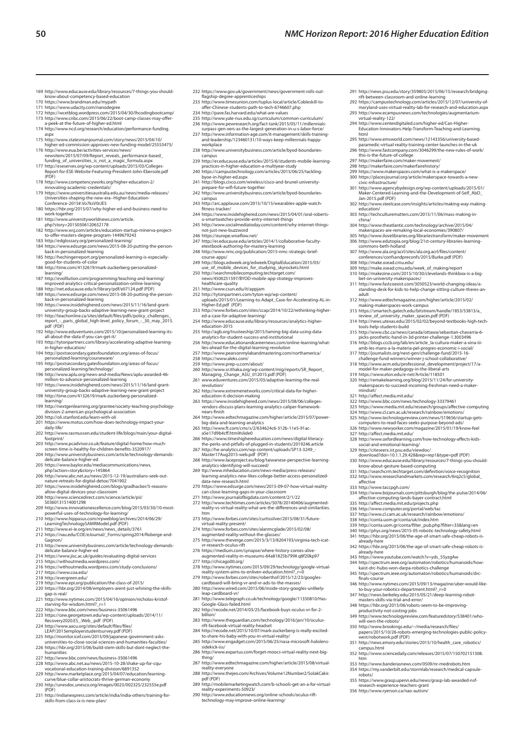169 http://www.educause.edu/library/resources/7-things-you-should-know-about-competency-based-education
170 https://www.brandman.edu/mypath
171 https://www.udacity.com/nanodegree
172 https://wcetblog.wordpress.com/2015/04/30/lhcodingbootcamp/
173 http://www.cnbc.com/2015/06/22/boot-camp-classes-may-offer-a-peek-at-the-future-of-higher-ed.html
174 http://www.ncsl.org/research/education/performance-funding.aspx
175 http://www.statesmanjournal.com/story/news/2015/04/10/higher-ed-commission-approves-new-funding-model/25553475/
176 http://www.eua.be/activities-services/news/newsitem/2015/07/09/Report_reveals_performance-based_funding_of_universities_is_not_a_magic_formula.aspx
177 http://eseserves.org/wp-content/uploads/2015/03/Colleges-Report-for-ESE-Website-Featuring-President-John-Ebersole.pdf (PDF)
178 http://www.competencyworks.org/higher-education-2/innovating-academic-credentials/
179 https://www.universitiesaustralia.edu.au/news/media-releases/Universities-shaping-the-new-era--Higher-Education-Conference-2015#.Vo7ksV0rJE5
180 https://hbr.org/2015/07/why-higher-ed-and-business-need-to-work-together
181 http://www.universityworldnews.com/article.php?story=20150506120632178
182 http://www.wsj.com/articles/education-startup-minerva-project-to-offer-masters-degree-program-1449679243
183 http://edglossary.org/personalized-learning/
184 https://www.edsurge.com/news/2015-08-20-putting-the-person-back-in-personalized-learning
185 http://hechingerreport.org/personalized-learning-is-especially-good-for-students-of-color
186 http://time.com/4132619/mark-zuckerberg-personalized-learning/
187 http://evolllution.com/programming/teaching-and-learning/improved-analytics-critical-personalization-online-learning
188 http://net.educause.edu/ir/library/pdf/eli7124.pdf (PDF)
189 https://www.edsurge.com/news/2015-08-20-putting-the-person-back-in-personalized-learning
190 https://www.insidehighered.com/news/2015/11/16/land-grant-university-group-backs-adaptive-learning-new-grant-project
191 http://teachonline.ca/sites/default/files/pdfs/policy_challenges_report_-_paris_global_high-level_policy_forum_-_30_may_2015.pdf (PDF)
192 http://www.eduventures.com/2015/10/personalized-learning-its-all-about-the-data-if-you-can-get-it/
193 http://tytonpartners.com/library/accelerating-adaptive-learning-in-higher-education/
194 http://postsecondary.gatesfoundation.org/areas-of-focus/personalized-learning/courseware/
195 http://postsecondary.gatesfoundation.org/areas-of-focus/personalized-learning/technology/
196 http://www.aplu.org/news-and-media/News/aplu-awarded-46-million-to-advance-personalized-learning
197 https://www.insidehighered.com/news/2015/11/16/land-grant-university-group-backs-adaptive-learning-new-grant-project
198 http://time.com/4132619/mark-zuckerberg-personalized-learning/
199 http://nextgenlearning.org/grantee/society-teaching-psychology-division-2-american-psychological-association
200 http://oli.stanford.edu/learn-with-oli
201 https://www.motus.com/how-does-technology-impact-your-daily-life/
202 http://www.rasmussen.edu/student-life/blogs/main/your-digital-footprint/
203 http://www.pcadvisor.co.uk/feature/digital-home/how-much-screen-time-is-healthy-for-children-benefits-3520917/
204 http://www.universitybusiness.com/article/technology-demands-delicate-balance-higher-ed
205 http://www.baylor.edu/mediacommunications/news.php?action=story&story=145864
206 http://www.abc.net.au/news/2015-12-19/australians-seek-out-nature-retreats-for-digital-detox/7041902
207 https://www.insidehighered.com/blogs/gradhacker/5-reasons-allow-digital-devices-your-classroom
208 http://www.sciencedirect.com/science/article/pii/S0360131514001298
209 http://www.innovationexcellence.com/blog/2015/03/30/10-most-powerful-uses-of-technology-for-learning/
210 http://www.hippasus.com/rrpweblog/archives/2014/06/29/LearningTechnologySAMRModel.pdf (PDF)
211 http://www.ei-ie.org/en/news/news_details/3761
212 https://nau.edu/COE/eJournal/_Forms/spring2014/Roberge-and-Gagnon/
213 http://www.universitybusiness.com/article/technology-demands-delicate-balance-higher-ed
214 https://www.jisc.ac.uk/guides/evaluating-digital-services
215 https://withoutmedia.wordpress.com/
216 https://withoutmedia.wordpress.com/study-conclusions/
217 https://www.coa.edu/
218 http://evergreen.edu/
219 http://www.epi.org/publication/the-class-of-2015/
220 https://hbr.org/2014/08/employers-arent-just-whining-the-skills-gap-is-real/
221 http://www.nytimes.com/2015/04/16/opinion/nicholas-kristof-starving-for-wisdom.html?_r=1
222 http://www.bbc.com/news/business-35061496
223 https://cew.georgetown.edu/wp-content/uploads/2014/11/Recovery2020.ES_.Web_.pdf (PDF)
224 http://www.aacu.org/sites/default/files/files/LEAP/2015employerstudentsurvey.pdf (PDF)
225 http://monitor.icef.com/2015/09/japanese-government-asks-universities-to-close-social-sciences-and-humanities-faculties/
226 https://hbr.org/2015/06/build-stem-skills-but-dont-neglect-the-humanities
227 http://www.bbc.com/news/business-35061496
228 http://www.abc.net.au/news/2015-10-28/shake-up-for-cqu-vocational-education-training-division/6891352
229 http://www.marketplace.org/2015/04/07/education/learning-curve/blue-collar-aristocrats-thrive-german-economy
230 http://unesdoc.unesco.org/images/0023/002325/232555e.pdf (PDF)
231 http://indianexpress.com/article/india/india-others/training-for-skills-from-class-ix-is-new-plan/
232 https://www.gov.uk/government/news/government-rolls-out-flagship-degree-apprenticeships
233 http://www.timesunion.com/tuplus-local/article/Cobleskill-to-offer-Chinese-students-path-to-tech-6746607.php
234 http://pave.fas.harvard.edu/what-are-values
235 http://www.yale-nus.edu.sg/curriculum/common-curriculum/
236 http://www.pewresearch.org/fact-tank/2015/05/11/millennials-surpass-gen-xers-as-the-largest-generation-in-u-s-labor-force/
237 http://www.information-age.com/it-management/skills-training-and-leadership/123460131/10-ways-keep-millennials-happy-workplace
238 http://www.universitybusiness.com/article/byod-boundaries-campus
239 http://er.educause.edu/articles/2015/6/students-mobile-learning-practices-in-higher-education-a-multiyear-study
240 https://campustechnology.com/articles/2015/06/25/tackling-byoe-in-higher-ed.aspx
241 http://blogs.cisco.com/wireless/cisco-and-brunel-university-prepare-for-wifi-future-together
242 http://www.universitybusiness.com/article/byod-boundaries-campus
243 http://arc.applause.com/2015/10/15/wearables-apple-watch-fitness-tracker/
244 https://www.insidehighered.com/news/2015/04/01/oral-roberts-u-smartwatches-provide-entry-internet-things
245 http://www.socialmediatoday.com/content/why-internet-things-not-just-new-buzzword
246 https://europe.wiseflow.net/
247 http://er.educause.edu/articles/2014/1/collaborative-faculty-etextbook-authoring-for-mastery-learning
248 http://www.nmc.org/publication/2015-nmc-strategic-brief-course-apps/
249 http://blogs.edweek.org/edweek/DigitalEducation/2015/03/use_of_mobile_devices_for_studying_skyrockets.html
250 http://searchmobilecomputing.techtarget.com/news/4500251597/BYOD-mobile-app-strategy-improves-healthcare-quality
251 http://www.csun.edu/it/appjam
252 http://tytonpartners.com/tyton-wp/wp-content/uploads/2015/01/Learning-to-Adapt_Case-for-Accelerating-AL-in-Higher-Ed.pdf (PDF)
253 http://www.forbes.com/sites/ccap/2014/10/22/rethinking-higher-ed-a-case-for-adaptive-learning/
254 http://www.educause.edu/library/resources/analytics-higher-education-2015
255 http://agb.org/trusteeship/2015/taming-big-data-using-data-analytics-for-student-success-and-institutional
256 http://www.educationandcareernews.com/online-learning/what-lies-ahead-for-the-digital-learning-revolution
257 http://www.pearsonmylabandmastering.com/northamerica/
258 https://www.aleks.com/
259 http://www.prep-u.com/about/
260 http://www.sr.ithaka.org/wp-content/mig/reports/SR_Report_Managing_Change_ASU_012015.pdf (PDF)
261 www.eduventures.com/2015/03/adaptive-learning-the-real-revolution/
262 http://www.extremenetworks.com/critical-data-for-higher-education-it-decision-making
263 https://www.insidehighered.com/news/2015/08/06/colleges-vendors-discuss-plans-learning-analytics-caliper-framework-nears-finish
264 http://www.edtechmagazine.com/higher/article/2015/07/power-big-data-and-learning-analytics
265 http://www.ft.com/cms/s/2/634624c6-312b-11e5-91ac-a5e17d9b4cff.html#slide0
266 https://www.timeshighereducation.com/news/digital-literacy-the-perks-and-pitfalls-of-plugged-in-students/2019246.article
267 http://he-analytics.com/wp-content/uploads/SP13-3249_-Master17Aug2015-web.pdf (PDF)
268 http://www.laceproject.eu/blog/taiwanese-perspective-learning-analytics-identifying-will-succeed/
269 ttp://www.mheducation.com/news-media/press-releases/learning-analytics-new-likes-college-better-access-personalized-data-new-research.html
270 https://www.edsurge.com/news/2015-09-07-how-virtual-reality-can-close-learning-gaps-in-your-classroom
271 http://www.journalofbigdata.com/content/2/1/22
272 http://www.techtimes.com/articles/5078/20140406/augmented-reality-vs-virtual-reality-what-are-the-differences-and-similarities.htm
273 http://www.forbes.com/sites/curtissilver/2015/08/31/future-virtual-reality-present/
274 http://www.forbes.com/sites/alanmcglade/2015/02/08/augmented-reality-without-the-glasses/
275 http://www.theverge.com/2015/3/13/8204193/virginia-tech-icat-vr-research-oculus-rift
276 https://medium.com/synapse/where-history-comes-alive-augmented-reality-in-museums-64a81825b799#.q8f20kp97
277 http://chicago00.org/
278 http://www.nytimes.com/2015/09/29/technology/google-virtual-reality-system-aims-to-enliven-education.html?_r=0
279 http://www.forbes.com/sites/roberthof/2015/12/23/googles-cardboard-will-bring-vr-and-vr-ads-to-the-masses/
280 http://www.wired.com/2015/06/inside-story-googles-unlikely-leap-cardboard-vr/
281 http://www.telegraph.co.uk/technology/google/11350810/Has-Google-Glass-failed.html
282 http://recode.net/2014/03/25/facebook-buys-oculus-vr-for-2-billion/
283 http://www.theguardian.com/technology/2016/jan/10/oculus-rift-facebook-virtual-reality-headset
284 http://recode.net/2015/10/07/mark-zuckerberg-is-really-excited-to-share-his-baby-with-you-in-virtual-reality/
285 http://www.engadget.com/2015/06/25/nasa-microsoft-hololens-sidekick-iss/
286 http://www.expartus.com/forget-moocs-virtual-reality-next-big-thing/
287 http://www.edtechmagazine.com/higher/article/2015/08/virtual-reality-everyone
288 http://www.thejeo.com/Archives/Volume12Number2/SolakCakir.pdf (PDF)
289 http://mobilemarketingwatch.com/b-schools-get-an-a-for-virtual-reality-experiments-50923/
290 http://www.educationnews.org/online-schools/oculus-rift-technology-may-improve-online-learning/
291 http://news.psu.edu/story/359805/2015/06/15/research/bridging-rift-between-classroom-and-online-learning
292 https://campustechnology.com/articles/2015/12/07/university-of-maryland-uses-virtual-reality-lab-for-research-and-education.aspx
293 http://www.ecampusnews.com/technologies/augmentarium-virtual-reality-122/
294 http://www.centerdigitaled.com/higher-ed/Can-Higher-Education-Innovators-Help-Transform-Teaching-and-Learning.html
295 http://www.emsworld.com/news/12143356/university-based-paramedic-virtual-reality-training-center-launches-in-the-uk
296 http://www.fastcompany.com/3046299/the-new-rules-of-work/this-is-the-future-of-college
297 http://makerfaire.com/maker-movement/
298 http://makerfaire.com/makerfairehistory/
299 https://www.makerspaces.com/what-is-a-makerspace/
300 https://placesjournal.org/article/makerspace-towards-a-new-civic-infrastructure/
301 http://www.agencybydesign.org/wp-content/uploads/2015/01/Maker-Centered-Learning-and-the-Development-of-Self_AbD_Jan-2015.pdf (PDF)
302 http://www.steelcase.com/insights/articles/making-way-making-education/
303 http://techculturematters.com/2015/11/06/mass-making-in-china/
304 http://www.theatlantic.com/technology/archive/2015/04/makerspaces-are-remaking-local-economies/390807/
305 http://www.ilovelibraries.org/librariestransform/maker-movement
306 http://www.edutopia.org/blog/21st-century-libraries-learning-commons-beth-holland
307 http://www.ala.org/acrl/sites/ala.org.acrl/files/content/conferences/confsandpreconfs/2015/Burke.pdf (PDF)
308 http://make.xsead.cmu.edu/
309 http://make.xsead.cmu.edu/week_of_making/report
310 http://makezine.com/2015/10/30/clevelands-thinkbox-is-a-big-bet-on-university-makerspaces/
311 http://www.fastcoexist.com/3050523/world-changing-ideas/a-standing-desk-for-kids-to-help-change-sitting-culture-theres-an-adult
312 http://www.edtechmagazine.com/higher/article/2015/02/making-makerspaces-work-campus
313 https://smartech.gatech.edu/bitstream/handle/1853/53813/a_review_of_university_maker_spaces.pdf (PDF)
314 http://news.utexas.edu/2015/02/02/beyond-textbooks-high-tech-tools-help-students-build
315 http://www.cbc.ca/news/canada/ottawa/sebastian-chavarria-6-picks-prosthetic-hand-in-3d-printer-challenge-1.3003496
316 http://blogs.cccb.org/lab/en/article_la-cultura-maker-a-xina-iii-amb-les-mans-a-la-materia-pel-progres-economic-i-social/
317 http://journalists.org/next-gen/challenge-fund/2015-16-challenge-fund-winners/winner-j-school-collaborative/
318 http://www.acm.edu/professional_development/project/17/a-model-for-maker-pedagogy-in-the-liberal-arts
319 https://www.elon.edu/e-net/Article/118501
320 http://remakelearning.org/blog/2015/11/24/for-university-makerspaces-to-succeed-incoming-freshman-need-a-maker-mindset/
321 http://affect.media.mit.edu/
322 http://www.bbc.com/news/technology-33379461
323 https://www.media.mit.edu/research/groups/affective-computing
324 http://www.cl.cam.ac.uk/research/rainbow/emotions/
325 http://www.technologyreview.com/news/519656/startup-gets-computers-to-read-faces-seeks-purpose-beyond-ads/
326 http://www.newyorker.com/magazine/2015/01/19/know-feel
327 http://affect.media.mit.edu/
328 http://www.oxfordlearning.com/how-technology-affects-kids-social-and-emotional-learning/
329 http://citeseerx.ist.psu.edu/viewdoc/download?doi=10.1.1.29.428&rep=rep1&type=pdf (PDF)
330 http://www.educause.edu/library/resources/7-things-you-should-know-about-gesture-based-computing
331 http://searchcrm.techtarget.com/definition/voice-recognition
332 http://www.researchandmarkets.com/research/6rq2c5/global_affective
333 http://www.taccpgh.com/
334 http://www.bizjournals.com/pittsburgh/blog/the-pulse/2014/06/affective-computing-lands-bayer-contract.html
335 http://affect.media.mit.edu/projects.php
336 http://www.computer.org/portal/web/tac
337 http://www.cl.cam.ac.uk/research/rainbow/emotions/
338 http://conta.uom.gr/conta/uk/index.htm
339 http://conta.uom.gr/conta/filter_pub.php?filter=33&lang=en
340 http://phys.org/news/2015-05-robotic-technology-safety.html
341 https://hbr.org/2015/06/the-age-of-smart-safe-cheap-robots-is-already-here
342 https://hbr.org/2015/06/the-age-of-smart-safe-cheap-robots-is-already-here
343 https://www.youtube.com/watch?v=yds_55yzgAw
344 http://spectrum.ieee.org/automaton/robotics/humanoids/how-kaist-drc-hubo-won-darpa-robotics-challenge
345 http://spectrum.ieee.org/automaton/robotics/humanoids/drc-finals-course
346 http://www.nytimes.com/2015/09/13/magazine/uber-would-like-to-buy-your-robotics-department.html?_r=0
347 http://news.berkeley.edu/2015/05/21/deep-learning-robot-masters-skills-via-trial-and-error/
348 https://hbr.org/2015/06/robots-seem-to-be-improving-productivity-not-costing-jobs
349 http://www.technologyreview.com/featuredstory/538401/who-will-own-the-robots/
350 http://www.brookings.edu/~/media/research/files/papers/2015/10/26-robots-emerging-technologies-public-policy-west/robotwork.pdf (PDF)
351 http://news.emory.edu/stories/2015/10/health_care_robotics/campus.html
352 http://www.sciencedaily.com/releases/2015/07/150702151308.htm
353 http://www.banderasnews.com/0509/nr-medrobots.htm
354 https://my.vanderbilt.edu/stormlab/research/medical-capsule-robots/
355 https://www.grasp.upenn.edu/news/grasp-lab-awarded-nsf-research-experience-teachers-grant
356 http://www.ryerson.ca/nao-autism/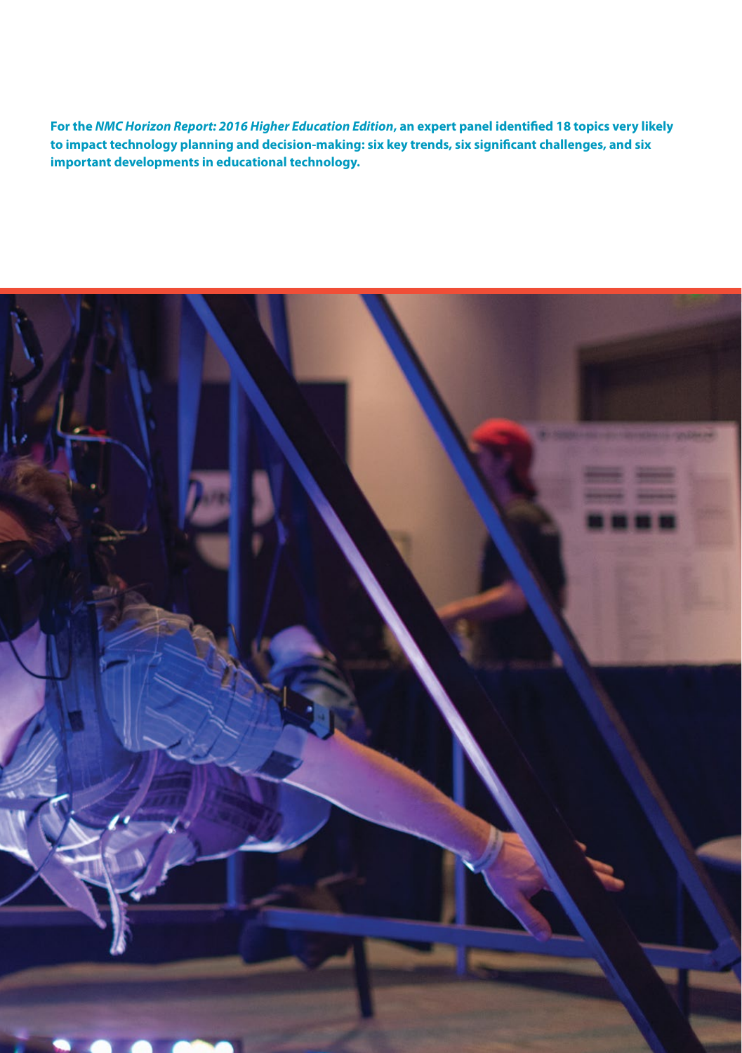**For the *NMC Horizon Report: 2016 Higher Education Edition*, an expert panel identified 18 topics very likely to impact technology planning and decision-making: six key trends, six significant challenges, and six important developments in educational technology.**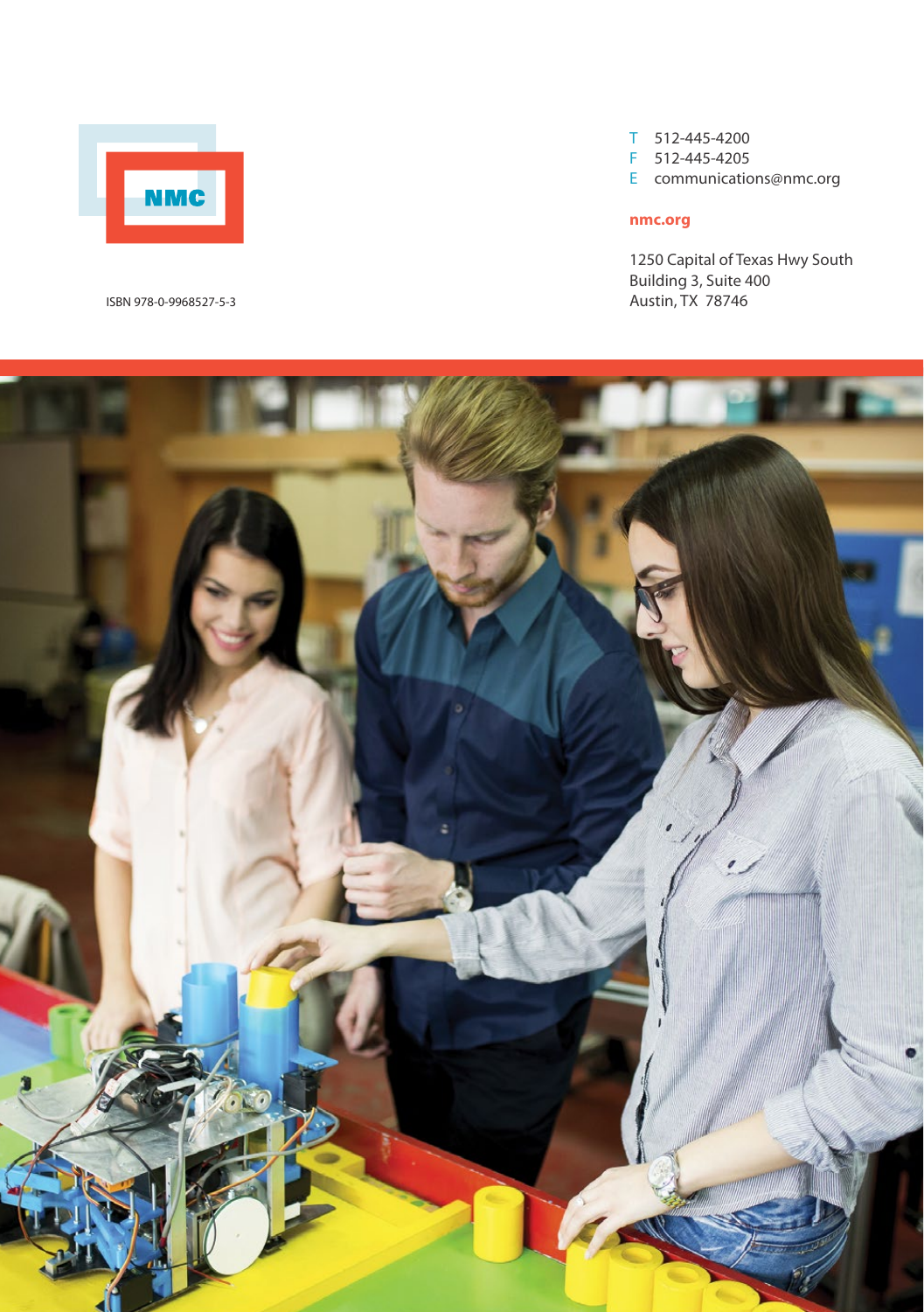NMC

ISBN 978-0-9968527-5-3

T 512-445-4200
F 512-445-4205
E communications@nmc.org

**nmc.org**

1250 Capital of Texas Hwy South
Building 3, Suite 400
Austin, TX 78746